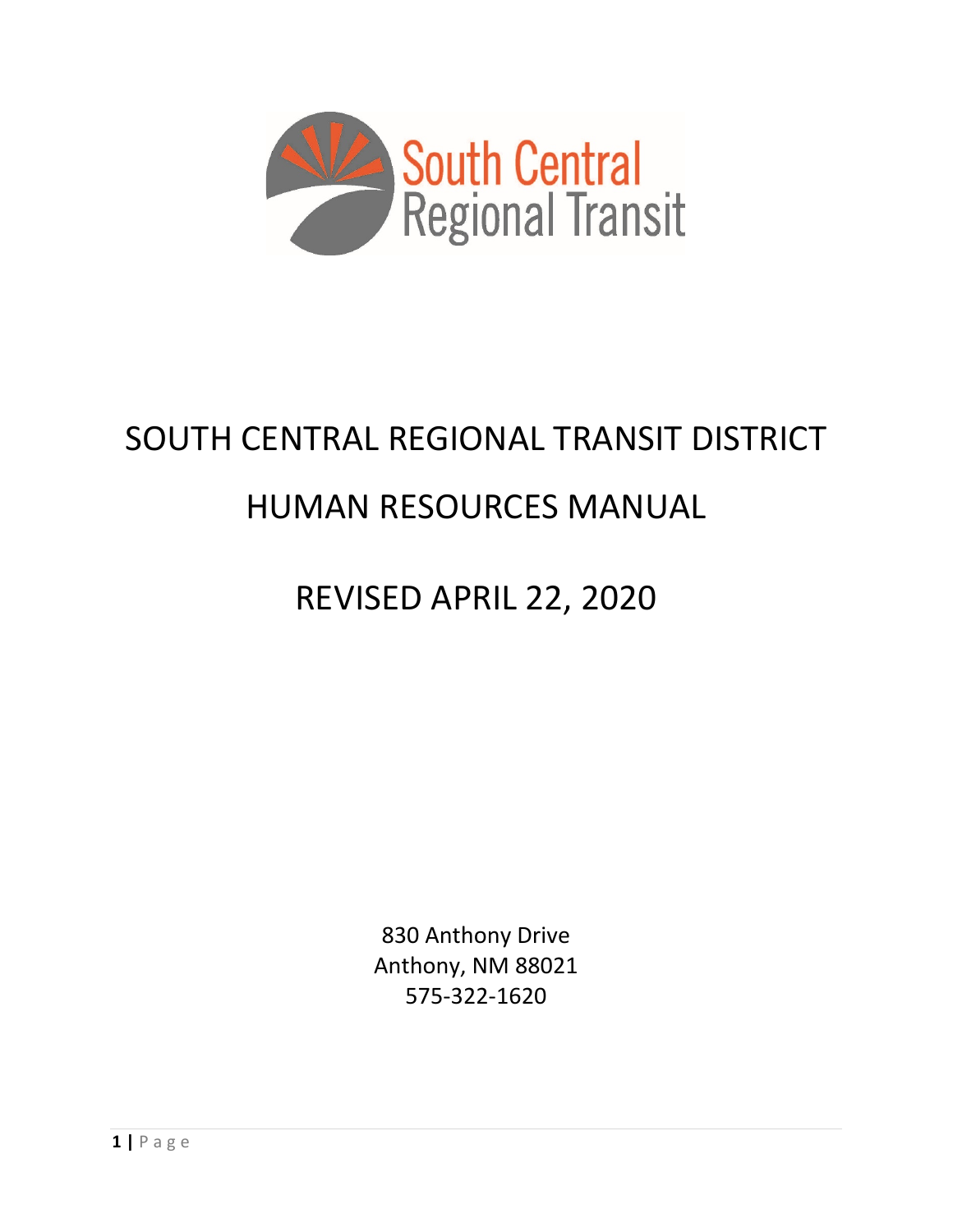South Central Regional Transit

# SOUTH CENTRAL REGIONAL TRANSIT DISTRICT

# HUMAN RESOURCES MANUAL

## REVISED APRIL 22, 2020

830 Anthony Drive
Anthony, NM 88021
575-322-1620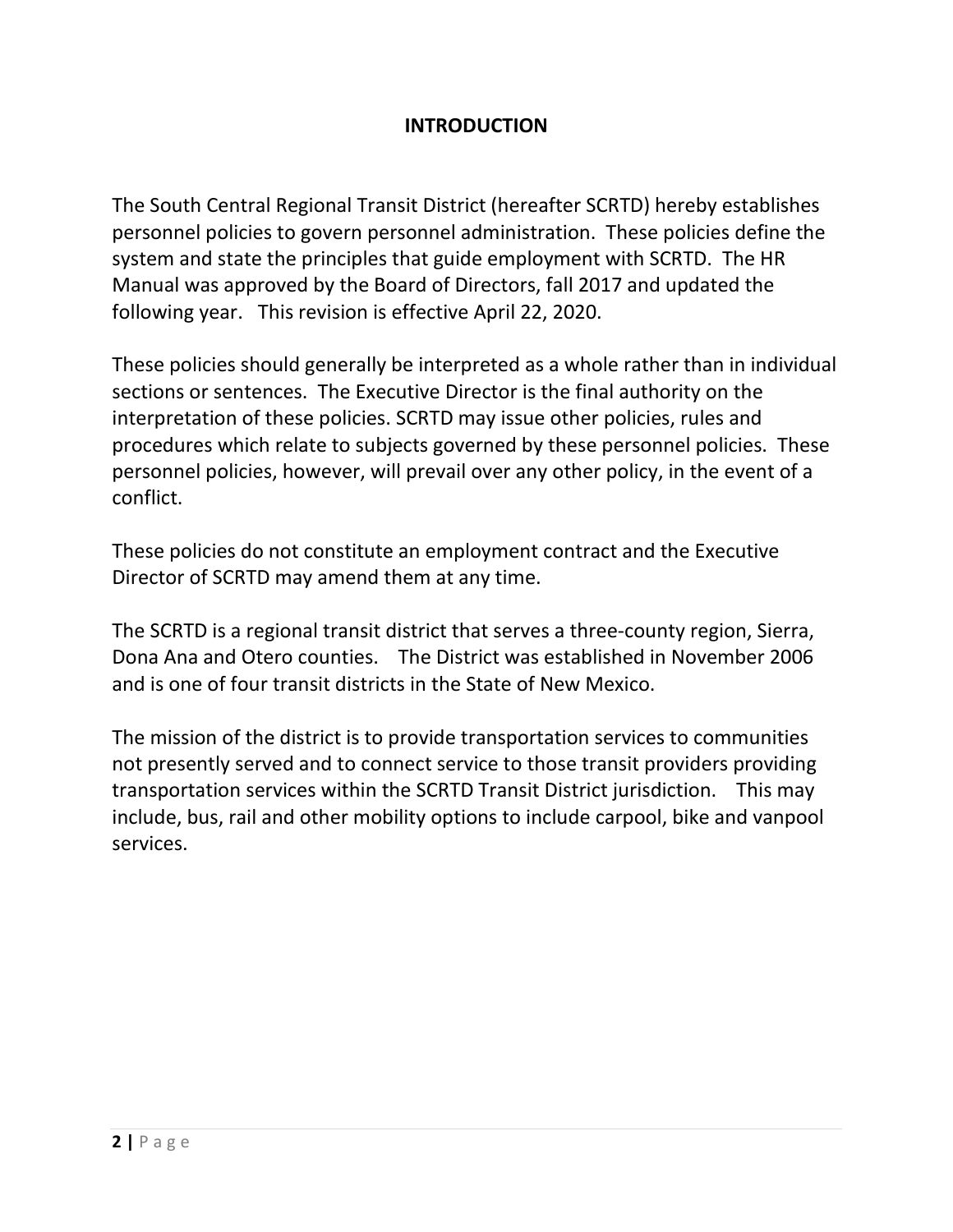# INTRODUCTION

The South Central Regional Transit District (hereafter SCRTD) hereby establishes personnel policies to govern personnel administration. These policies define the system and state the principles that guide employment with SCRTD. The HR Manual was approved by the Board of Directors, fall 2017 and updated the following year. This revision is effective April 22, 2020.

These policies should generally be interpreted as a whole rather than in individual sections or sentences. The Executive Director is the final authority on the interpretation of these policies. SCRTD may issue other policies, rules and procedures which relate to subjects governed by these personnel policies. These personnel policies, however, will prevail over any other policy, in the event of a conflict.

These policies do not constitute an employment contract and the Executive Director of SCRTD may amend them at any time.

The SCRTD is a regional transit district that serves a three-county region, Sierra, Dona Ana and Otero counties. The District was established in November 2006 and is one of four transit districts in the State of New Mexico.

The mission of the district is to provide transportation services to communities not presently served and to connect service to those transit providers providing transportation services within the SCRTD Transit District jurisdiction. This may include, bus, rail and other mobility options to include carpool, bike and vanpool services.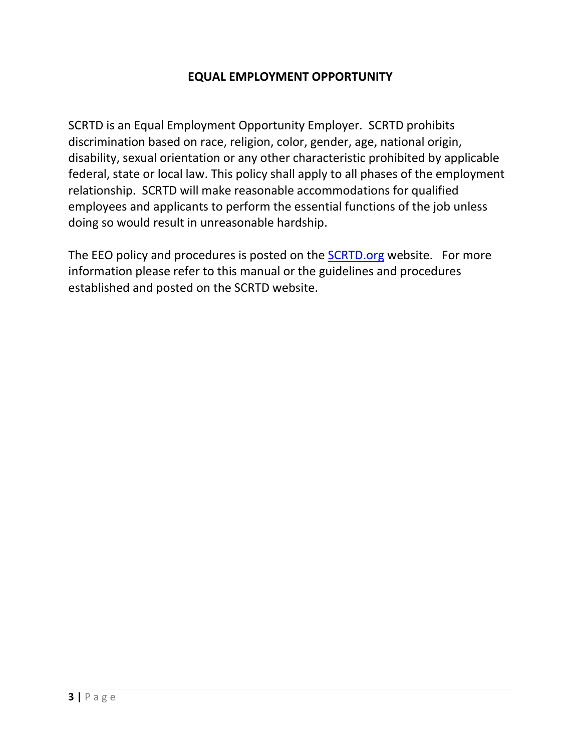# EQUAL EMPLOYMENT OPPORTUNITY

SCRTD is an Equal Employment Opportunity Employer. SCRTD prohibits discrimination based on race, religion, color, gender, age, national origin, disability, sexual orientation or any other characteristic prohibited by applicable federal, state or local law. This policy shall apply to all phases of the employment relationship. SCRTD will make reasonable accommodations for qualified employees and applicants to perform the essential functions of the job unless doing so would result in unreasonable hardship.

The EEO policy and procedures is posted on the [SCRTD.org](SCRTD.org) website. For more information please refer to this manual or the guidelines and procedures established and posted on the SCRTD website.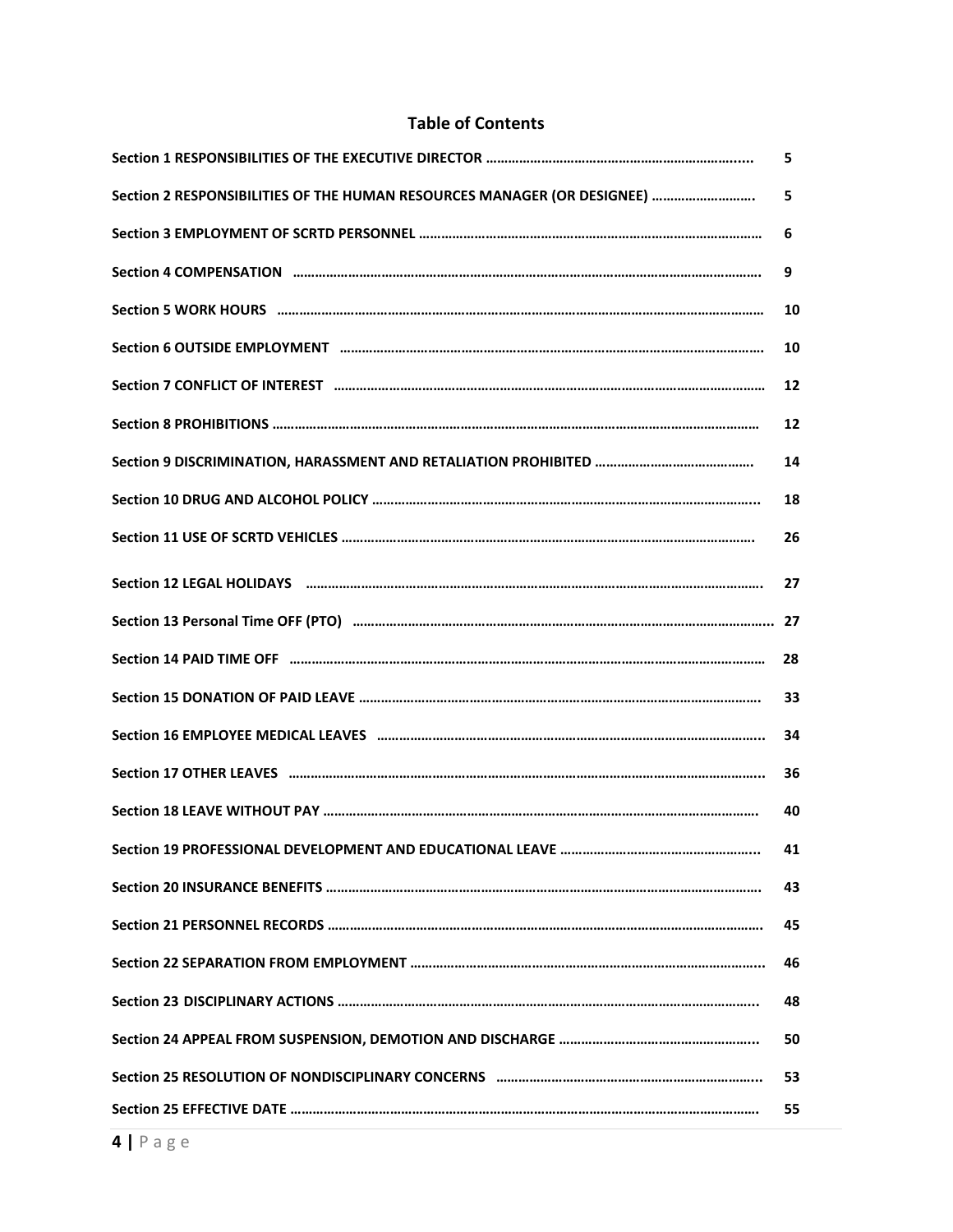## Table of Contents

| Section | Page |
|---|---|
| Section 1 RESPONSIBILITIES OF THE EXECUTIVE DIRECTOR | 5 |
| Section 2 RESPONSIBILITIES OF THE HUMAN RESOURCES MANAGER (OR DESIGNEE) | 5 |
| Section 3 EMPLOYMENT OF SCRTD PERSONNEL | 6 |
| Section 4 COMPENSATION | 9 |
| Section 5 WORK HOURS | 10 |
| Section 6 OUTSIDE EMPLOYMENT | 10 |
| Section 7 CONFLICT OF INTEREST | 12 |
| Section 8 PROHIBITIONS | 12 |
| Section 9 DISCRIMINATION, HARASSMENT AND RETALIATION PROHIBITED | 14 |
| Section 10 DRUG AND ALCOHOL POLICY | 18 |
| Section 11 USE OF SCRTD VEHICLES | 26 |
| Section 12 LEGAL HOLIDAYS | 27 |
| Section 13 Personal Time OFF (PTO) | 27 |
| Section 14 PAID TIME OFF | 28 |
| Section 15 DONATION OF PAID LEAVE | 33 |
| Section 16 EMPLOYEE MEDICAL LEAVES | 34 |
| Section 17 OTHER LEAVES | 36 |
| Section 18 LEAVE WITHOUT PAY | 40 |
| Section 19 PROFESSIONAL DEVELOPMENT AND EDUCATIONAL LEAVE | 41 |
| Section 20 INSURANCE BENEFITS | 43 |
| Section 21 PERSONNEL RECORDS | 45 |
| Section 22 SEPARATION FROM EMPLOYMENT | 46 |
| Section 23 DISCIPLINARY ACTIONS | 48 |
| Section 24 APPEAL FROM SUSPENSION, DEMOTION AND DISCHARGE | 50 |
| Section 25 RESOLUTION OF NONDISCIPLINARY CONCERNS | 53 |
| Section 25 EFFECTIVE DATE | 55 |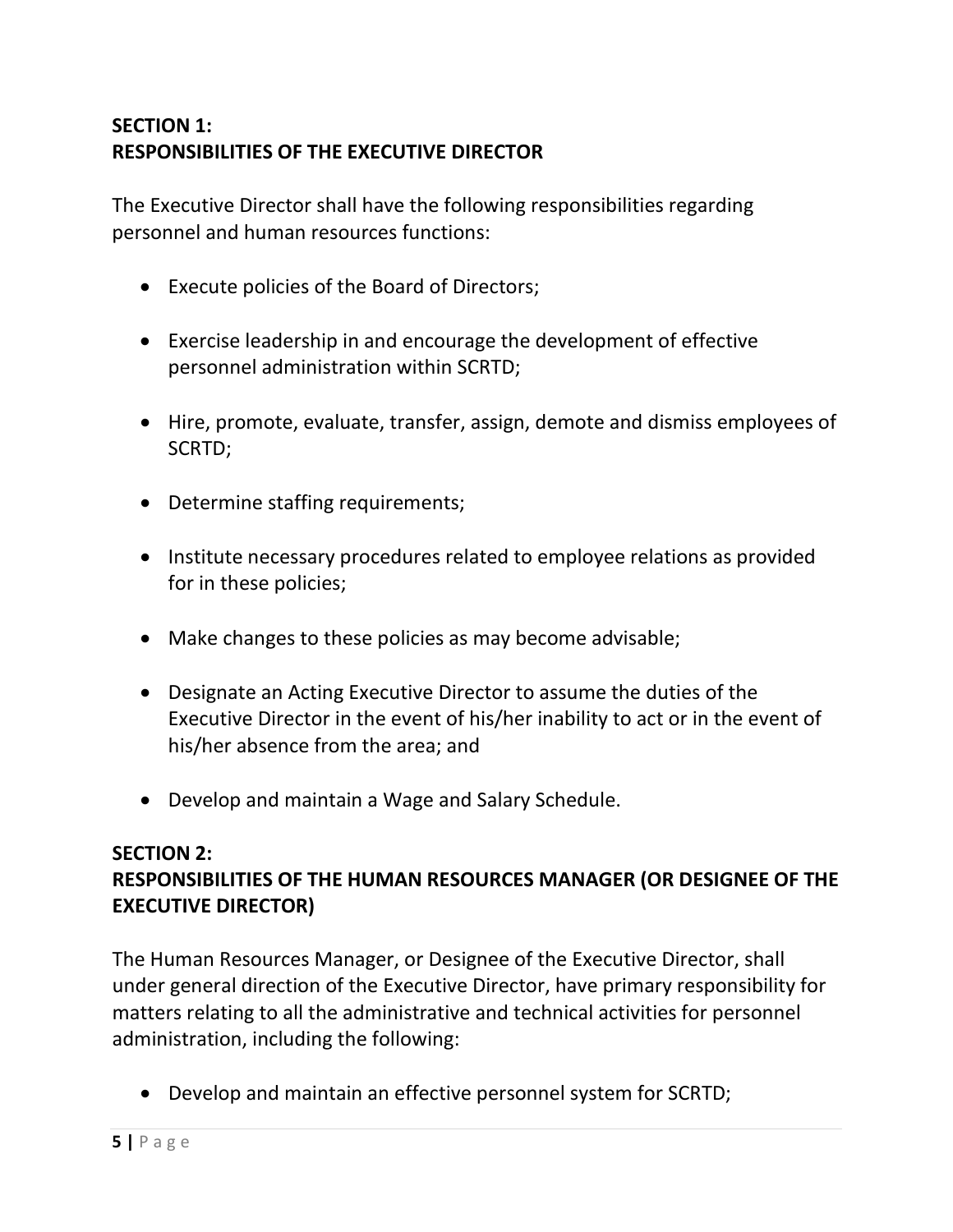## SECTION 1:
## RESPONSIBILITIES OF THE EXECUTIVE DIRECTOR

The Executive Director shall have the following responsibilities regarding personnel and human resources functions:

- Execute policies of the Board of Directors;
- Exercise leadership in and encourage the development of effective personnel administration within SCRTD;
- Hire, promote, evaluate, transfer, assign, demote and dismiss employees of SCRTD;
- Determine staffing requirements;
- Institute necessary procedures related to employee relations as provided for in these policies;
- Make changes to these policies as may become advisable;
- Designate an Acting Executive Director to assume the duties of the Executive Director in the event of his/her inability to act or in the event of his/her absence from the area; and
- Develop and maintain a Wage and Salary Schedule.

## SECTION 2:
## RESPONSIBILITIES OF THE HUMAN RESOURCES MANAGER (OR DESIGNEE OF THE EXECUTIVE DIRECTOR)

The Human Resources Manager, or Designee of the Executive Director, shall under general direction of the Executive Director, have primary responsibility for matters relating to all the administrative and technical activities for personnel administration, including the following:

- Develop and maintain an effective personnel system for SCRTD;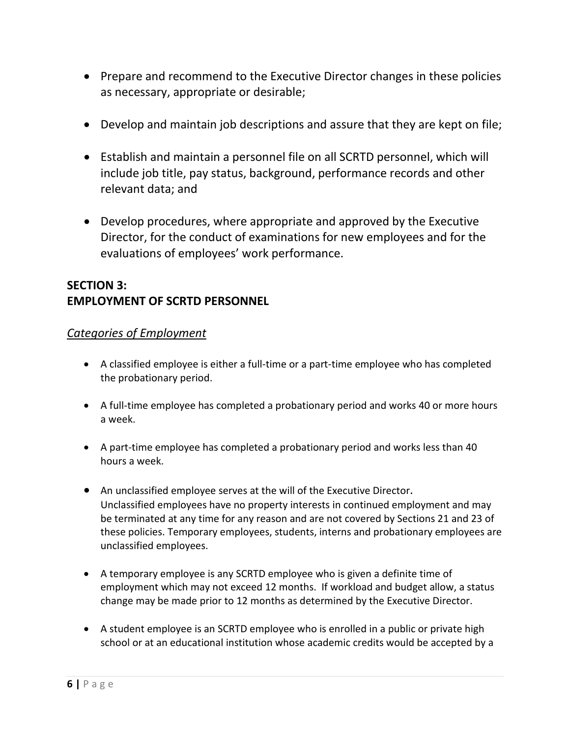- Prepare and recommend to the Executive Director changes in these policies as necessary, appropriate or desirable;
- Develop and maintain job descriptions and assure that they are kept on file;
- Establish and maintain a personnel file on all SCRTD personnel, which will include job title, pay status, background, performance records and other relevant data; and
- Develop procedures, where appropriate and approved by the Executive Director, for the conduct of examinations for new employees and for the evaluations of employees' work performance.

## SECTION 3: EMPLOYMENT OF SCRTD PERSONNEL

### *Categories of Employment*

- A classified employee is either a full-time or a part-time employee who has completed the probationary period.
- A full-time employee has completed a probationary period and works 40 or more hours a week.
- A part-time employee has completed a probationary period and works less than 40 hours a week.
- An unclassified employee serves at the will of the Executive Director. Unclassified employees have no property interests in continued employment and may be terminated at any time for any reason and are not covered by Sections 21 and 23 of these policies. Temporary employees, students, interns and probationary employees are unclassified employees.
- A temporary employee is any SCRTD employee who is given a definite time of employment which may not exceed 12 months. If workload and budget allow, a status change may be made prior to 12 months as determined by the Executive Director.
- A student employee is an SCRTD employee who is enrolled in a public or private high school or at an educational institution whose academic credits would be accepted by a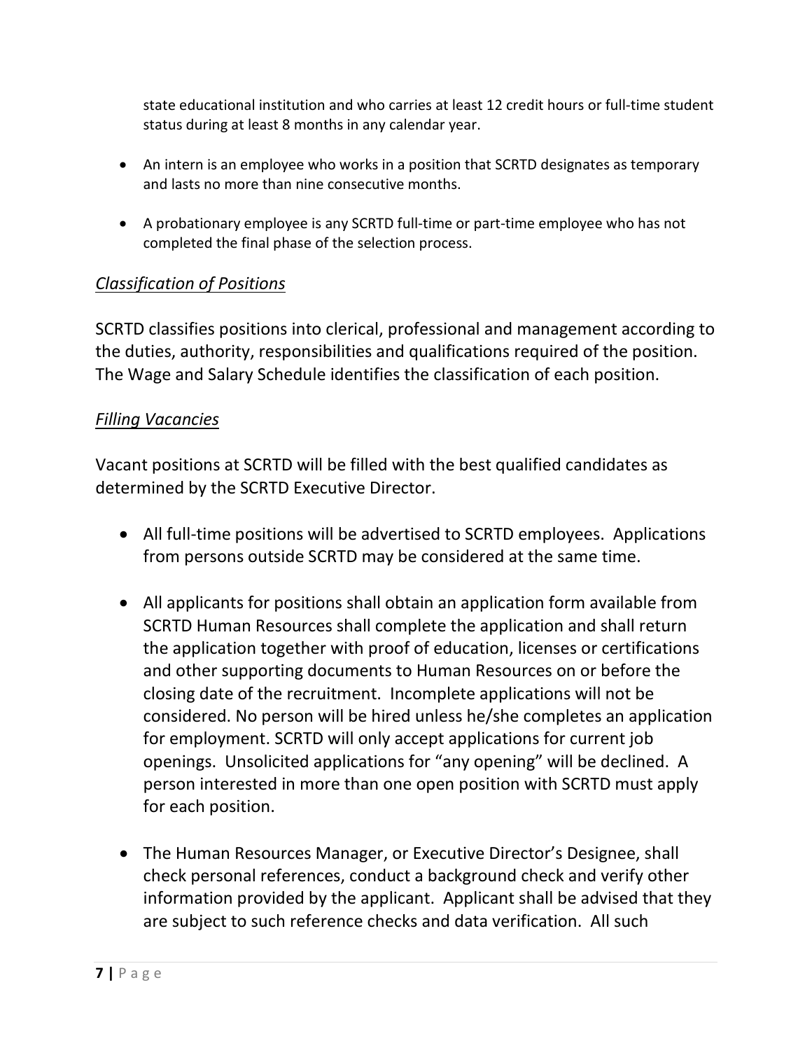state educational institution and who carries at least 12 credit hours or full-time student status during at least 8 months in any calendar year.

- An intern is an employee who works in a position that SCRTD designates as temporary and lasts no more than nine consecutive months.
- A probationary employee is any SCRTD full-time or part-time employee who has not completed the final phase of the selection process.

*Classification of Positions*

SCRTD classifies positions into clerical, professional and management according to the duties, authority, responsibilities and qualifications required of the position. The Wage and Salary Schedule identifies the classification of each position.

*Filling Vacancies*

Vacant positions at SCRTD will be filled with the best qualified candidates as determined by the SCRTD Executive Director.

- All full-time positions will be advertised to SCRTD employees. Applications from persons outside SCRTD may be considered at the same time.
- All applicants for positions shall obtain an application form available from SCRTD Human Resources shall complete the application and shall return the application together with proof of education, licenses or certifications and other supporting documents to Human Resources on or before the closing date of the recruitment. Incomplete applications will not be considered. No person will be hired unless he/she completes an application for employment. SCRTD will only accept applications for current job openings. Unsolicited applications for "any opening" will be declined. A person interested in more than one open position with SCRTD must apply for each position.
- The Human Resources Manager, or Executive Director's Designee, shall check personal references, conduct a background check and verify other information provided by the applicant. Applicant shall be advised that they are subject to such reference checks and data verification. All such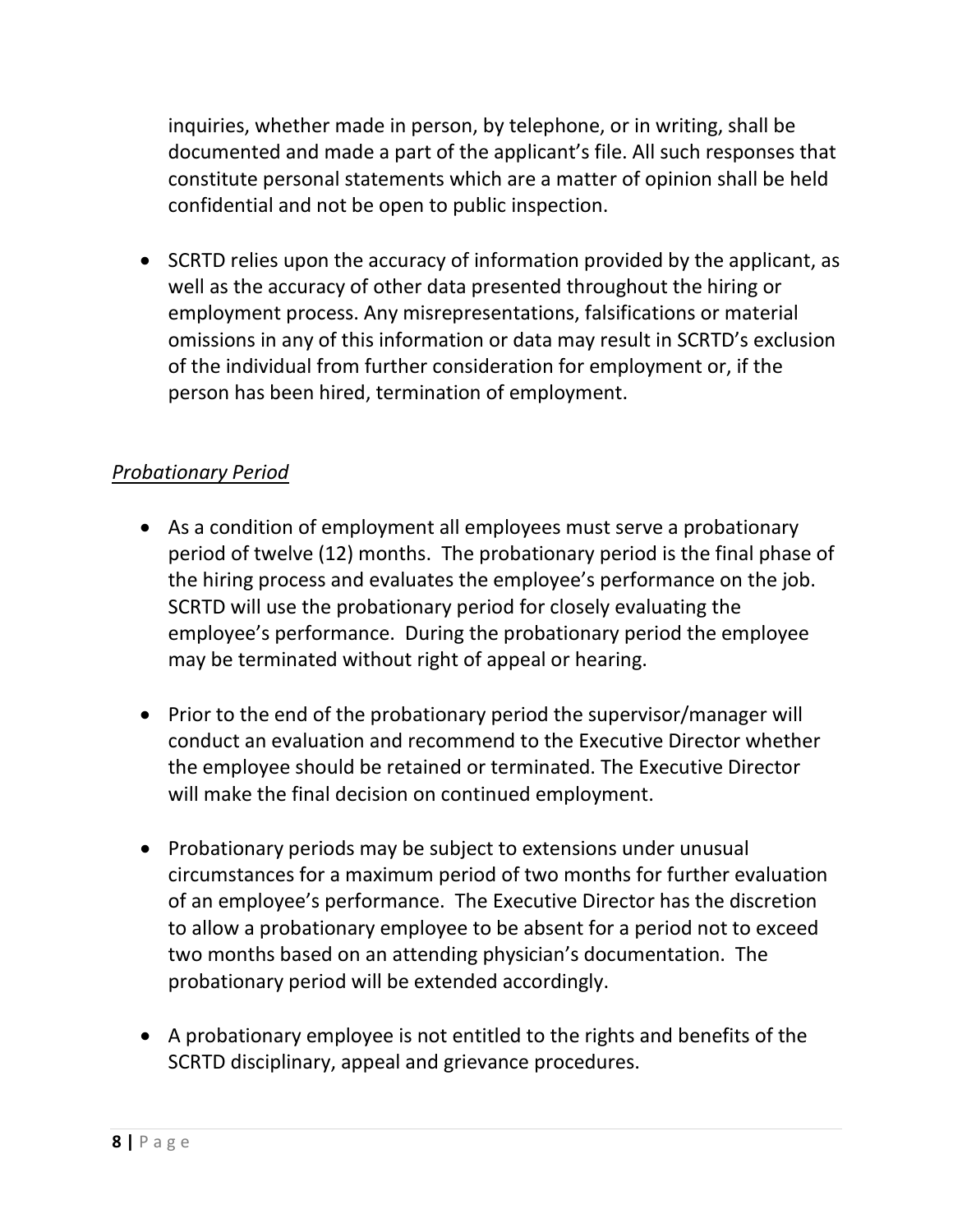inquiries, whether made in person, by telephone, or in writing, shall be documented and made a part of the applicant's file. All such responses that constitute personal statements which are a matter of opinion shall be held confidential and not be open to public inspection.

- SCRTD relies upon the accuracy of information provided by the applicant, as well as the accuracy of other data presented throughout the hiring or employment process. Any misrepresentations, falsifications or material omissions in any of this information or data may result in SCRTD's exclusion of the individual from further consideration for employment or, if the person has been hired, termination of employment.

*Probationary Period*

- As a condition of employment all employees must serve a probationary period of twelve (12) months. The probationary period is the final phase of the hiring process and evaluates the employee's performance on the job. SCRTD will use the probationary period for closely evaluating the employee's performance. During the probationary period the employee may be terminated without right of appeal or hearing.

- Prior to the end of the probationary period the supervisor/manager will conduct an evaluation and recommend to the Executive Director whether the employee should be retained or terminated. The Executive Director will make the final decision on continued employment.

- Probationary periods may be subject to extensions under unusual circumstances for a maximum period of two months for further evaluation of an employee's performance. The Executive Director has the discretion to allow a probationary employee to be absent for a period not to exceed two months based on an attending physician's documentation. The probationary period will be extended accordingly.

- A probationary employee is not entitled to the rights and benefits of the SCRTD disciplinary, appeal and grievance procedures.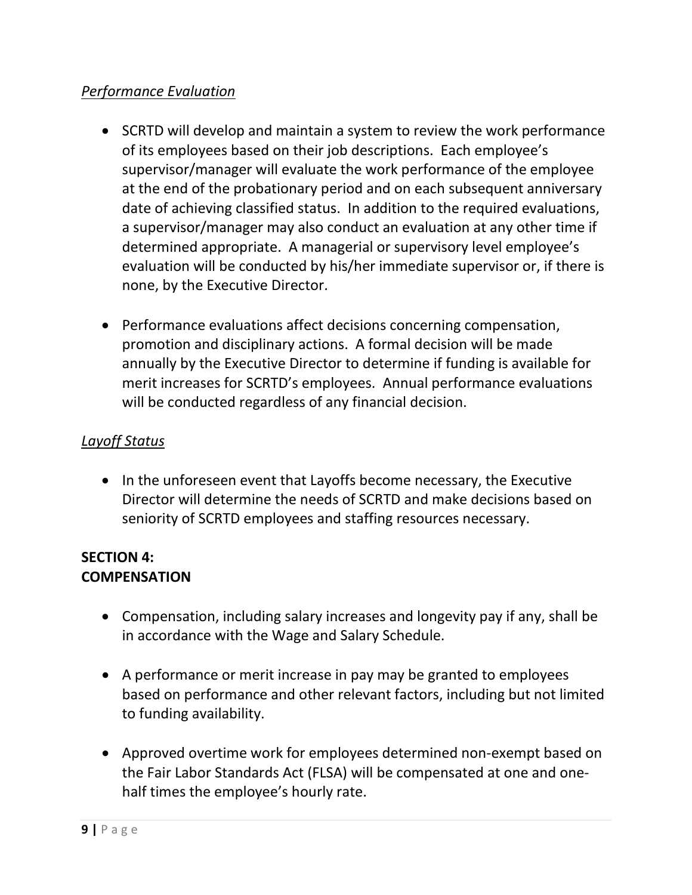*Performance Evaluation*

- SCRTD will develop and maintain a system to review the work performance of its employees based on their job descriptions. Each employee's supervisor/manager will evaluate the work performance of the employee at the end of the probationary period and on each subsequent anniversary date of achieving classified status. In addition to the required evaluations, a supervisor/manager may also conduct an evaluation at any other time if determined appropriate. A managerial or supervisory level employee's evaluation will be conducted by his/her immediate supervisor or, if there is none, by the Executive Director.

- Performance evaluations affect decisions concerning compensation, promotion and disciplinary actions. A formal decision will be made annually by the Executive Director to determine if funding is available for merit increases for SCRTD's employees. Annual performance evaluations will be conducted regardless of any financial decision.

*Layoff Status*

- In the unforeseen event that Layoffs become necessary, the Executive Director will determine the needs of SCRTD and make decisions based on seniority of SCRTD employees and staffing resources necessary.

## SECTION 4: COMPENSATION

- Compensation, including salary increases and longevity pay if any, shall be in accordance with the Wage and Salary Schedule.

- A performance or merit increase in pay may be granted to employees based on performance and other relevant factors, including but not limited to funding availability.

- Approved overtime work for employees determined non-exempt based on the Fair Labor Standards Act (FLSA) will be compensated at one and one-half times the employee's hourly rate.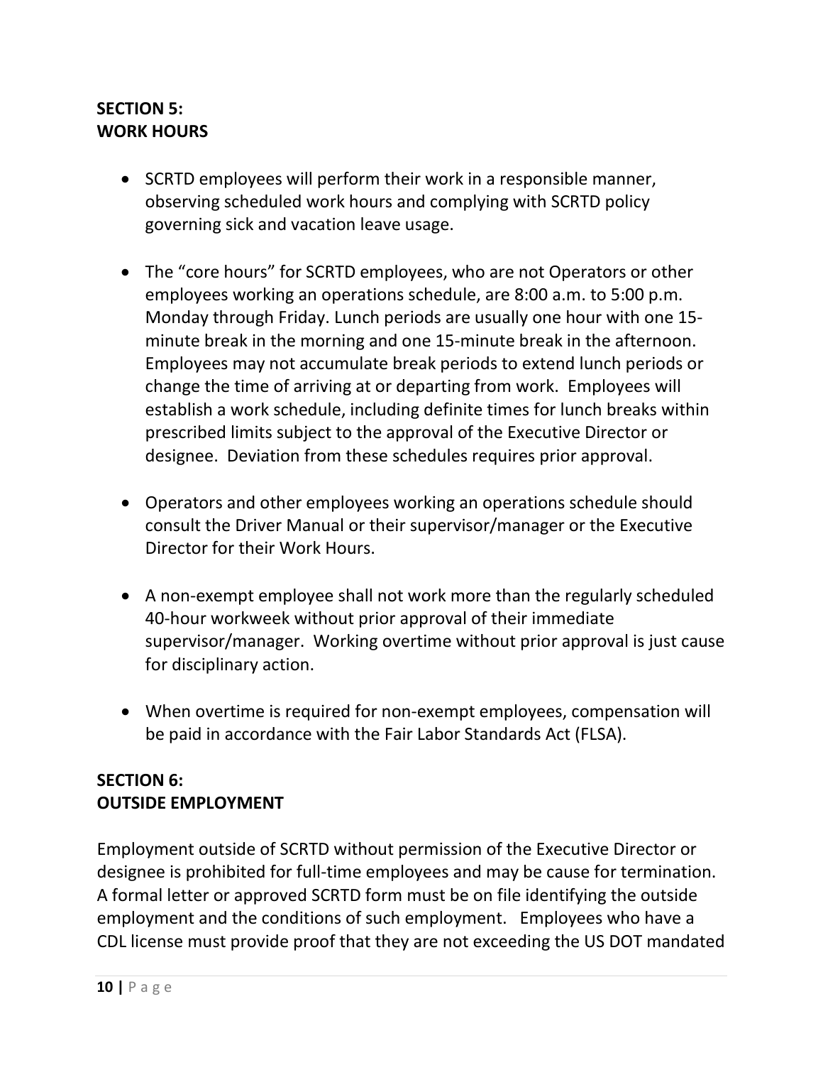## SECTION 5: WORK HOURS

- SCRTD employees will perform their work in a responsible manner, observing scheduled work hours and complying with SCRTD policy governing sick and vacation leave usage.

- The "core hours" for SCRTD employees, who are not Operators or other employees working an operations schedule, are 8:00 a.m. to 5:00 p.m. Monday through Friday. Lunch periods are usually one hour with one 15-minute break in the morning and one 15-minute break in the afternoon. Employees may not accumulate break periods to extend lunch periods or change the time of arriving at or departing from work. Employees will establish a work schedule, including definite times for lunch breaks within prescribed limits subject to the approval of the Executive Director or designee. Deviation from these schedules requires prior approval.

- Operators and other employees working an operations schedule should consult the Driver Manual or their supervisor/manager or the Executive Director for their Work Hours.

- A non-exempt employee shall not work more than the regularly scheduled 40-hour workweek without prior approval of their immediate supervisor/manager. Working overtime without prior approval is just cause for disciplinary action.

- When overtime is required for non-exempt employees, compensation will be paid in accordance with the Fair Labor Standards Act (FLSA).

## SECTION 6: OUTSIDE EMPLOYMENT

Employment outside of SCRTD without permission of the Executive Director or designee is prohibited for full-time employees and may be cause for termination. A formal letter or approved SCRTD form must be on file identifying the outside employment and the conditions of such employment. Employees who have a CDL license must provide proof that they are not exceeding the US DOT mandated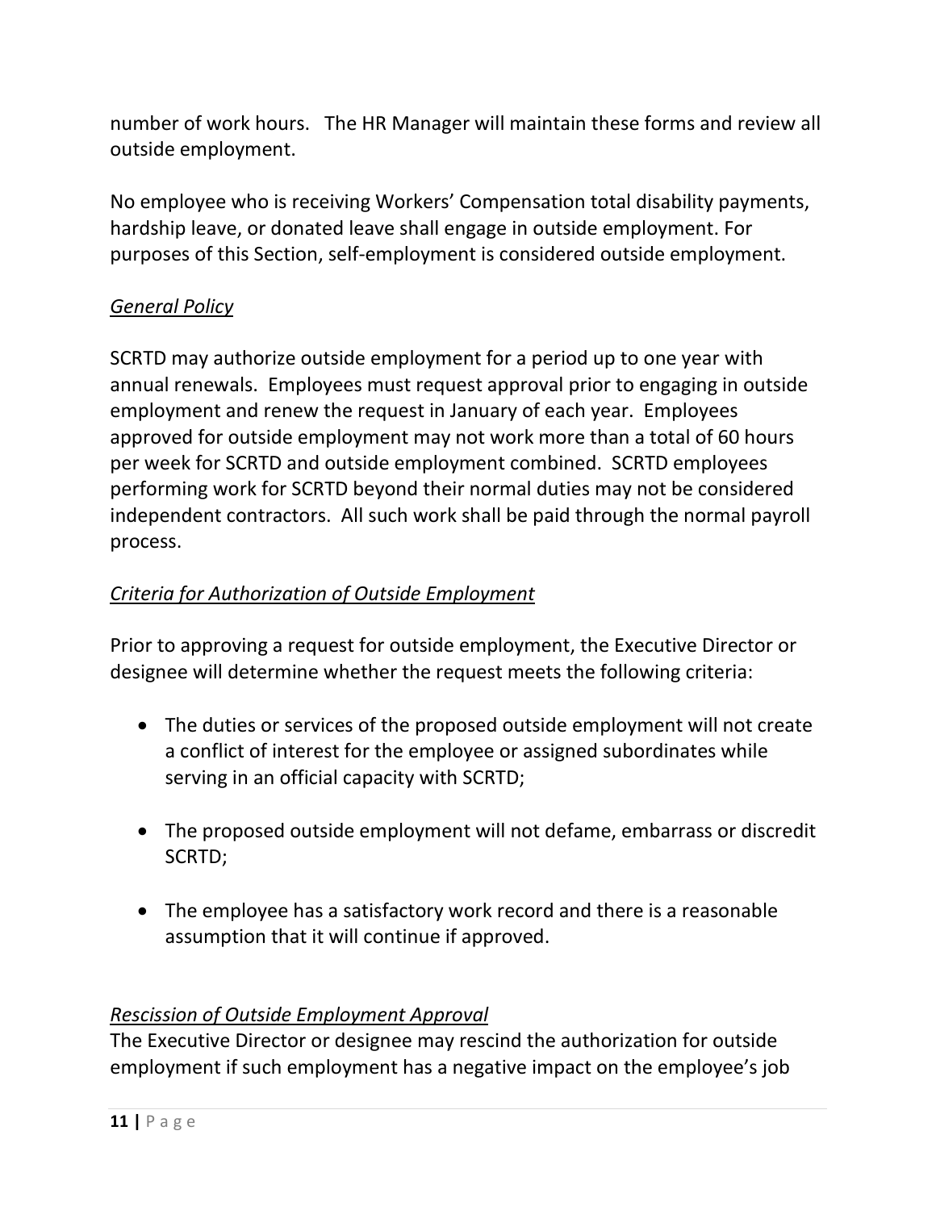number of work hours. The HR Manager will maintain these forms and review all outside employment.

No employee who is receiving Workers' Compensation total disability payments, hardship leave, or donated leave shall engage in outside employment. For purposes of this Section, self-employment is considered outside employment.

*General Policy*

SCRTD may authorize outside employment for a period up to one year with annual renewals. Employees must request approval prior to engaging in outside employment and renew the request in January of each year. Employees approved for outside employment may not work more than a total of 60 hours per week for SCRTD and outside employment combined. SCRTD employees performing work for SCRTD beyond their normal duties may not be considered independent contractors. All such work shall be paid through the normal payroll process.

*Criteria for Authorization of Outside Employment*

Prior to approving a request for outside employment, the Executive Director or designee will determine whether the request meets the following criteria:

- The duties or services of the proposed outside employment will not create a conflict of interest for the employee or assigned subordinates while serving in an official capacity with SCRTD;
- The proposed outside employment will not defame, embarrass or discredit SCRTD;
- The employee has a satisfactory work record and there is a reasonable assumption that it will continue if approved.

*Rescission of Outside Employment Approval*

The Executive Director or designee may rescind the authorization for outside employment if such employment has a negative impact on the employee's job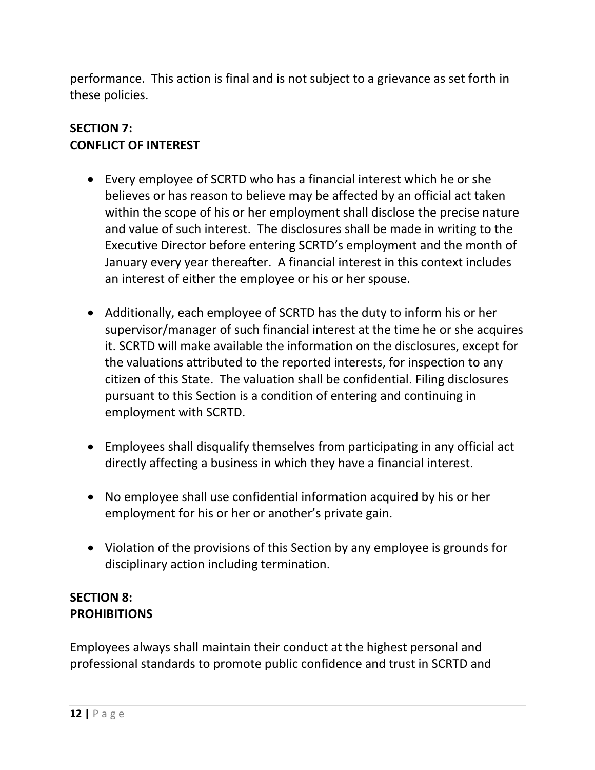performance. This action is final and is not subject to a grievance as set forth in these policies.

## SECTION 7:
## CONFLICT OF INTEREST

- Every employee of SCRTD who has a financial interest which he or she believes or has reason to believe may be affected by an official act taken within the scope of his or her employment shall disclose the precise nature and value of such interest. The disclosures shall be made in writing to the Executive Director before entering SCRTD's employment and the month of January every year thereafter. A financial interest in this context includes an interest of either the employee or his or her spouse.

- Additionally, each employee of SCRTD has the duty to inform his or her supervisor/manager of such financial interest at the time he or she acquires it. SCRTD will make available the information on the disclosures, except for the valuations attributed to the reported interests, for inspection to any citizen of this State. The valuation shall be confidential. Filing disclosures pursuant to this Section is a condition of entering and continuing in employment with SCRTD.

- Employees shall disqualify themselves from participating in any official act directly affecting a business in which they have a financial interest.

- No employee shall use confidential information acquired by his or her employment for his or her or another's private gain.

- Violation of the provisions of this Section by any employee is grounds for disciplinary action including termination.

## SECTION 8:
## PROHIBITIONS

Employees always shall maintain their conduct at the highest personal and professional standards to promote public confidence and trust in SCRTD and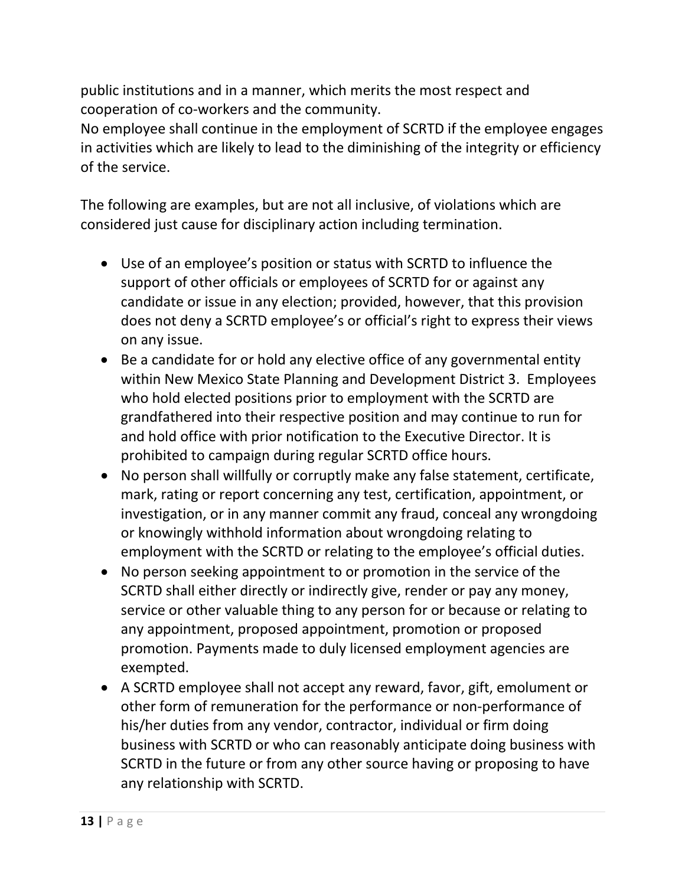public institutions and in a manner, which merits the most respect and cooperation of co-workers and the community.
No employee shall continue in the employment of SCRTD if the employee engages in activities which are likely to lead to the diminishing of the integrity or efficiency of the service.

The following are examples, but are not all inclusive, of violations which are considered just cause for disciplinary action including termination.

- Use of an employee's position or status with SCRTD to influence the support of other officials or employees of SCRTD for or against any candidate or issue in any election; provided, however, that this provision does not deny a SCRTD employee's or official's right to express their views on any issue.
- Be a candidate for or hold any elective office of any governmental entity within New Mexico State Planning and Development District 3. Employees who hold elected positions prior to employment with the SCRTD are grandfathered into their respective position and may continue to run for and hold office with prior notification to the Executive Director. It is prohibited to campaign during regular SCRTD office hours.
- No person shall willfully or corruptly make any false statement, certificate, mark, rating or report concerning any test, certification, appointment, or investigation, or in any manner commit any fraud, conceal any wrongdoing or knowingly withhold information about wrongdoing relating to employment with the SCRTD or relating to the employee's official duties.
- No person seeking appointment to or promotion in the service of the SCRTD shall either directly or indirectly give, render or pay any money, service or other valuable thing to any person for or because or relating to any appointment, proposed appointment, promotion or proposed promotion. Payments made to duly licensed employment agencies are exempted.
- A SCRTD employee shall not accept any reward, favor, gift, emolument or other form of remuneration for the performance or non-performance of his/her duties from any vendor, contractor, individual or firm doing business with SCRTD or who can reasonably anticipate doing business with SCRTD in the future or from any other source having or proposing to have any relationship with SCRTD.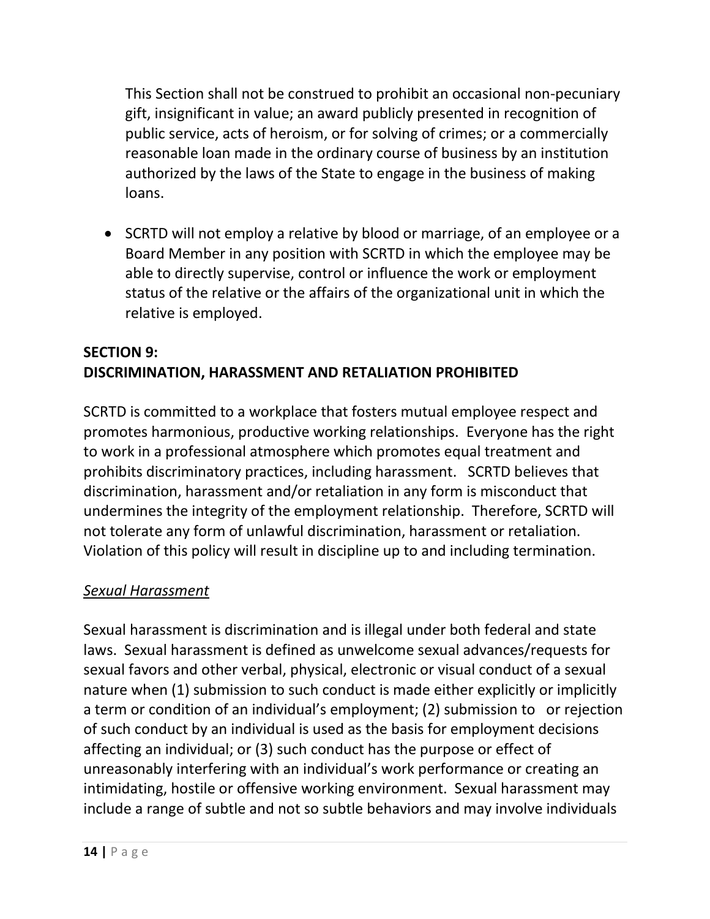This Section shall not be construed to prohibit an occasional non-pecuniary gift, insignificant in value; an award publicly presented in recognition of public service, acts of heroism, or for solving of crimes; or a commercially reasonable loan made in the ordinary course of business by an institution authorized by the laws of the State to engage in the business of making loans.

- SCRTD will not employ a relative by blood or marriage, of an employee or a Board Member in any position with SCRTD in which the employee may be able to directly supervise, control or influence the work or employment status of the relative or the affairs of the organizational unit in which the relative is employed.

## SECTION 9:
## DISCRIMINATION, HARASSMENT AND RETALIATION PROHIBITED

SCRTD is committed to a workplace that fosters mutual employee respect and promotes harmonious, productive working relationships. Everyone has the right to work in a professional atmosphere which promotes equal treatment and prohibits discriminatory practices, including harassment. SCRTD believes that discrimination, harassment and/or retaliation in any form is misconduct that undermines the integrity of the employment relationship. Therefore, SCRTD will not tolerate any form of unlawful discrimination, harassment or retaliation. Violation of this policy will result in discipline up to and including termination.

### *Sexual Harassment*

Sexual harassment is discrimination and is illegal under both federal and state laws. Sexual harassment is defined as unwelcome sexual advances/requests for sexual favors and other verbal, physical, electronic or visual conduct of a sexual nature when (1) submission to such conduct is made either explicitly or implicitly a term or condition of an individual's employment; (2) submission to or rejection of such conduct by an individual is used as the basis for employment decisions affecting an individual; or (3) such conduct has the purpose or effect of unreasonably interfering with an individual's work performance or creating an intimidating, hostile or offensive working environment. Sexual harassment may include a range of subtle and not so subtle behaviors and may involve individuals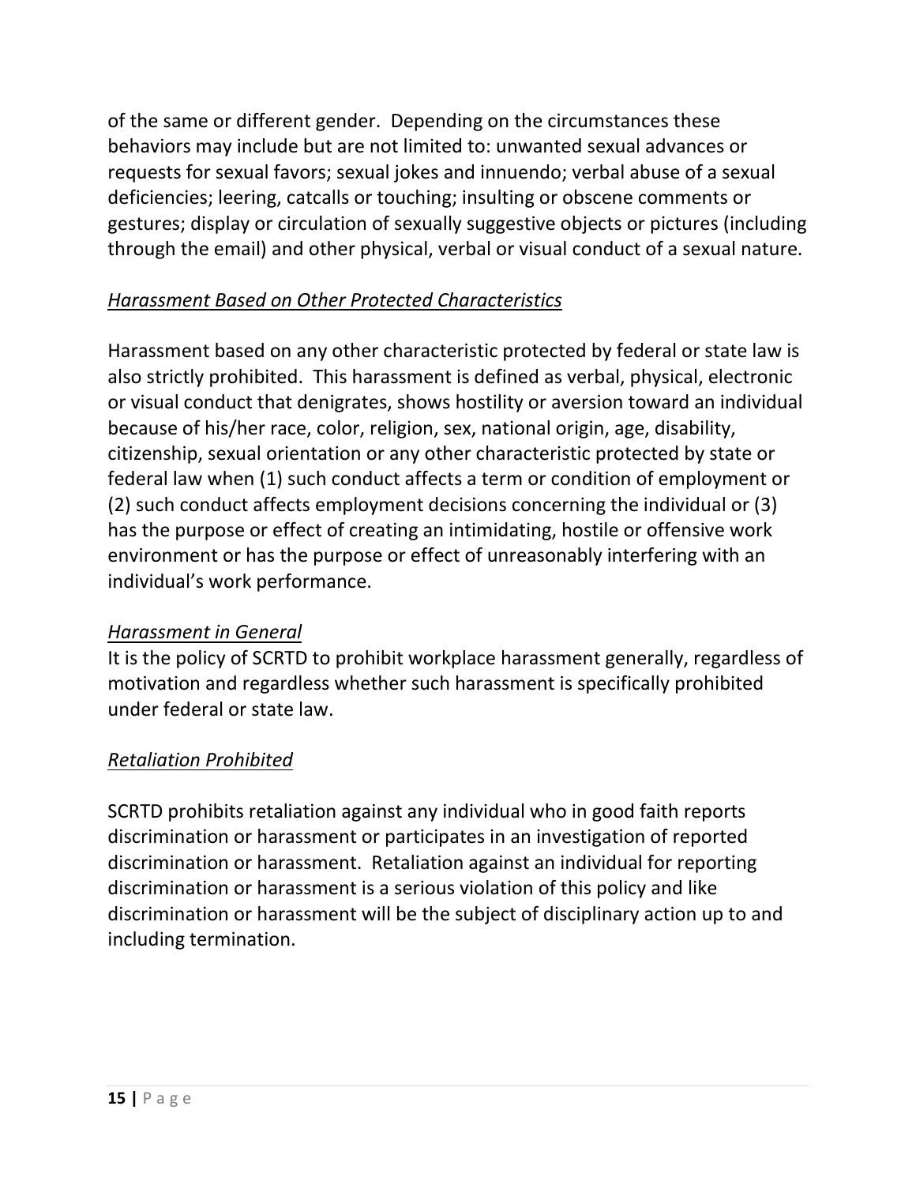of the same or different gender. Depending on the circumstances these behaviors may include but are not limited to: unwanted sexual advances or requests for sexual favors; sexual jokes and innuendo; verbal abuse of a sexual deficiencies; leering, catcalls or touching; insulting or obscene comments or gestures; display or circulation of sexually suggestive objects or pictures (including through the email) and other physical, verbal or visual conduct of a sexual nature.

*Harassment Based on Other Protected Characteristics*

Harassment based on any other characteristic protected by federal or state law is also strictly prohibited. This harassment is defined as verbal, physical, electronic or visual conduct that denigrates, shows hostility or aversion toward an individual because of his/her race, color, religion, sex, national origin, age, disability, citizenship, sexual orientation or any other characteristic protected by state or federal law when (1) such conduct affects a term or condition of employment or (2) such conduct affects employment decisions concerning the individual or (3) has the purpose or effect of creating an intimidating, hostile or offensive work environment or has the purpose or effect of unreasonably interfering with an individual's work performance.

*Harassment in General*

It is the policy of SCRTD to prohibit workplace harassment generally, regardless of motivation and regardless whether such harassment is specifically prohibited under federal or state law.

*Retaliation Prohibited*

SCRTD prohibits retaliation against any individual who in good faith reports discrimination or harassment or participates in an investigation of reported discrimination or harassment. Retaliation against an individual for reporting discrimination or harassment is a serious violation of this policy and like discrimination or harassment will be the subject of disciplinary action up to and including termination.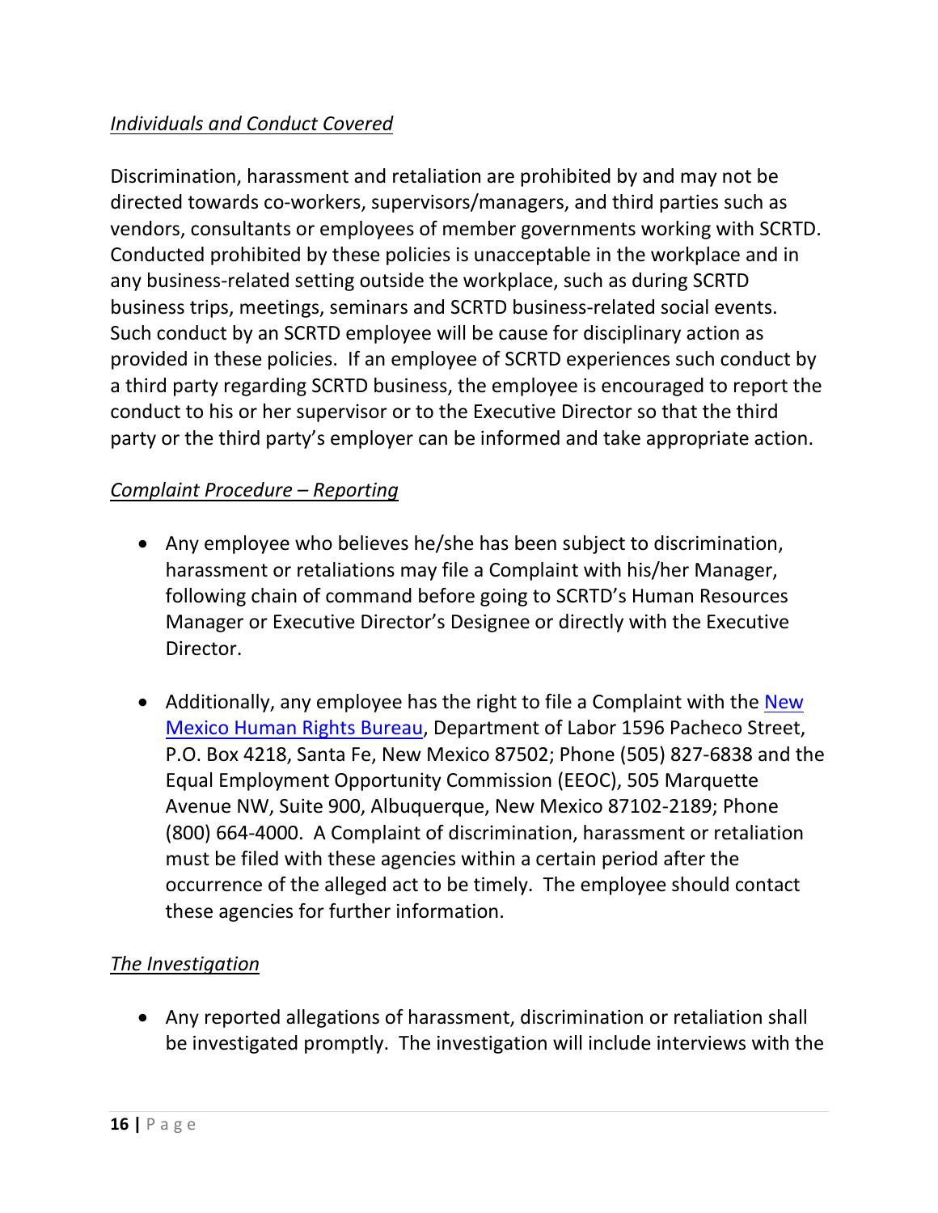*Individuals and Conduct Covered*

Discrimination, harassment and retaliation are prohibited by and may not be directed towards co-workers, supervisors/managers, and third parties such as vendors, consultants or employees of member governments working with SCRTD. Conducted prohibited by these policies is unacceptable in the workplace and in any business-related setting outside the workplace, such as during SCRTD business trips, meetings, seminars and SCRTD business-related social events. Such conduct by an SCRTD employee will be cause for disciplinary action as provided in these policies. If an employee of SCRTD experiences such conduct by a third party regarding SCRTD business, the employee is encouraged to report the conduct to his or her supervisor or to the Executive Director so that the third party or the third party's employer can be informed and take appropriate action.

*Complaint Procedure – Reporting*

- Any employee who believes he/she has been subject to discrimination, harassment or retaliations may file a Complaint with his/her Manager, following chain of command before going to SCRTD's Human Resources Manager or Executive Director's Designee or directly with the Executive Director.

- Additionally, any employee has the right to file a Complaint with the New Mexico Human Rights Bureau, Department of Labor 1596 Pacheco Street, P.O. Box 4218, Santa Fe, New Mexico 87502; Phone (505) 827-6838 and the Equal Employment Opportunity Commission (EEOC), 505 Marquette Avenue NW, Suite 900, Albuquerque, New Mexico 87102-2189; Phone (800) 664-4000. A Complaint of discrimination, harassment or retaliation must be filed with these agencies within a certain period after the occurrence of the alleged act to be timely. The employee should contact these agencies for further information.

*The Investigation*

- Any reported allegations of harassment, discrimination or retaliation shall be investigated promptly. The investigation will include interviews with the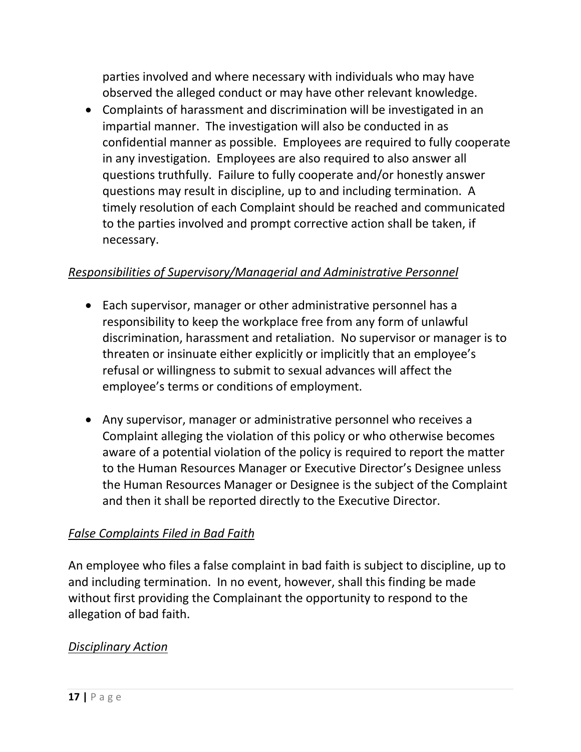parties involved and where necessary with individuals who may have observed the alleged conduct or may have other relevant knowledge.

- Complaints of harassment and discrimination will be investigated in an impartial manner. The investigation will also be conducted in as confidential manner as possible. Employees are required to fully cooperate in any investigation. Employees are also required to also answer all questions truthfully. Failure to fully cooperate and/or honestly answer questions may result in discipline, up to and including termination. A timely resolution of each Complaint should be reached and communicated to the parties involved and prompt corrective action shall be taken, if necessary.

*Responsibilities of Supervisory/Managerial and Administrative Personnel*

- Each supervisor, manager or other administrative personnel has a responsibility to keep the workplace free from any form of unlawful discrimination, harassment and retaliation. No supervisor or manager is to threaten or insinuate either explicitly or implicitly that an employee's refusal or willingness to submit to sexual advances will affect the employee's terms or conditions of employment.

- Any supervisor, manager or administrative personnel who receives a Complaint alleging the violation of this policy or who otherwise becomes aware of a potential violation of the policy is required to report the matter to the Human Resources Manager or Executive Director's Designee unless the Human Resources Manager or Designee is the subject of the Complaint and then it shall be reported directly to the Executive Director.

*False Complaints Filed in Bad Faith*

An employee who files a false complaint in bad faith is subject to discipline, up to and including termination. In no event, however, shall this finding be made without first providing the Complainant the opportunity to respond to the allegation of bad faith.

*Disciplinary Action*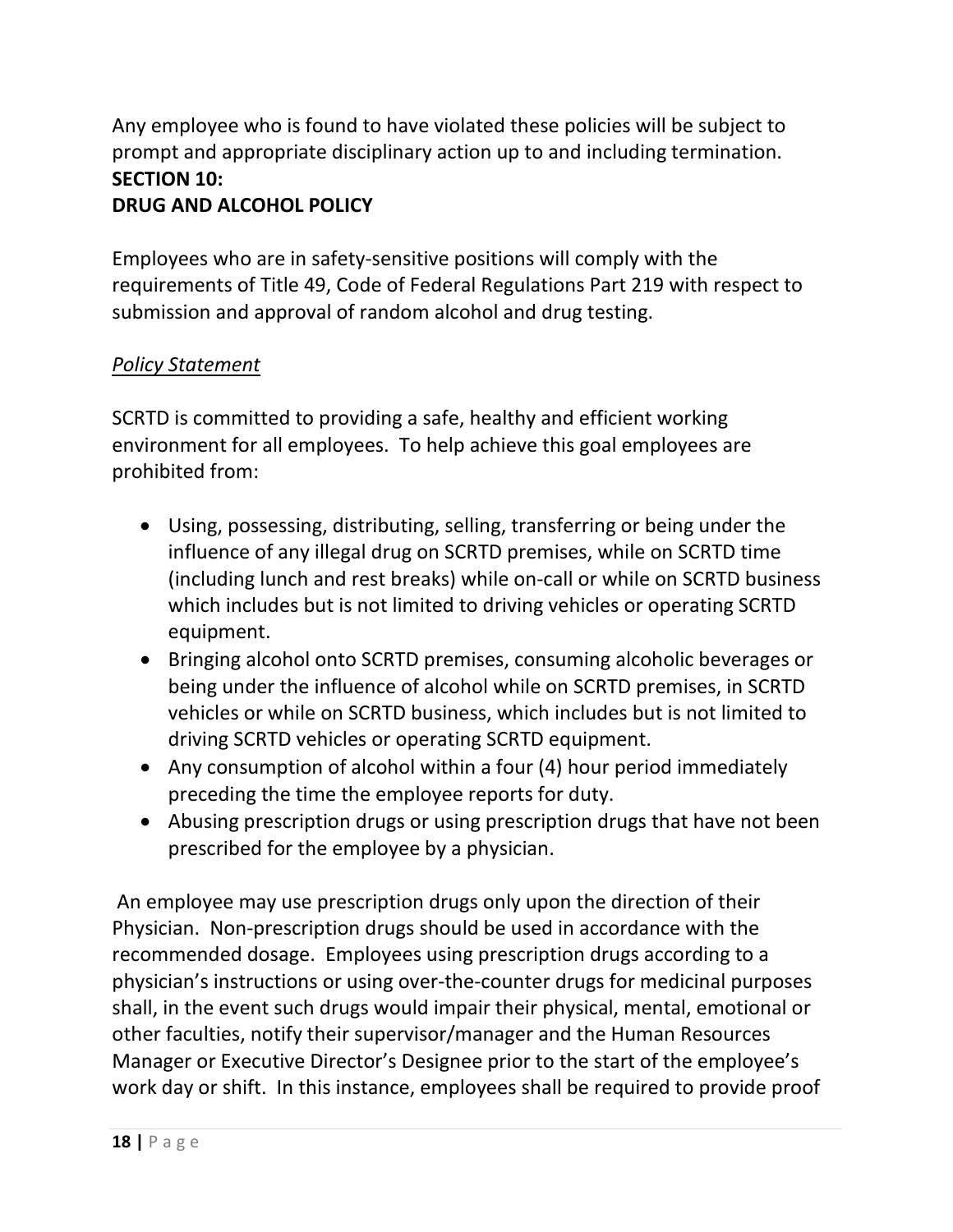Any employee who is found to have violated these policies will be subject to prompt and appropriate disciplinary action up to and including termination.

## SECTION 10:
## DRUG AND ALCOHOL POLICY

Employees who are in safety-sensitive positions will comply with the requirements of Title 49, Code of Federal Regulations Part 219 with respect to submission and approval of random alcohol and drug testing.

*Policy Statement*

SCRTD is committed to providing a safe, healthy and efficient working environment for all employees. To help achieve this goal employees are prohibited from:

- Using, possessing, distributing, selling, transferring or being under the influence of any illegal drug on SCRTD premises, while on SCRTD time (including lunch and rest breaks) while on-call or while on SCRTD business which includes but is not limited to driving vehicles or operating SCRTD equipment.
- Bringing alcohol onto SCRTD premises, consuming alcoholic beverages or being under the influence of alcohol while on SCRTD premises, in SCRTD vehicles or while on SCRTD business, which includes but is not limited to driving SCRTD vehicles or operating SCRTD equipment.
- Any consumption of alcohol within a four (4) hour period immediately preceding the time the employee reports for duty.
- Abusing prescription drugs or using prescription drugs that have not been prescribed for the employee by a physician.

An employee may use prescription drugs only upon the direction of their Physician. Non-prescription drugs should be used in accordance with the recommended dosage. Employees using prescription drugs according to a physician's instructions or using over-the-counter drugs for medicinal purposes shall, in the event such drugs would impair their physical, mental, emotional or other faculties, notify their supervisor/manager and the Human Resources Manager or Executive Director's Designee prior to the start of the employee's work day or shift. In this instance, employees shall be required to provide proof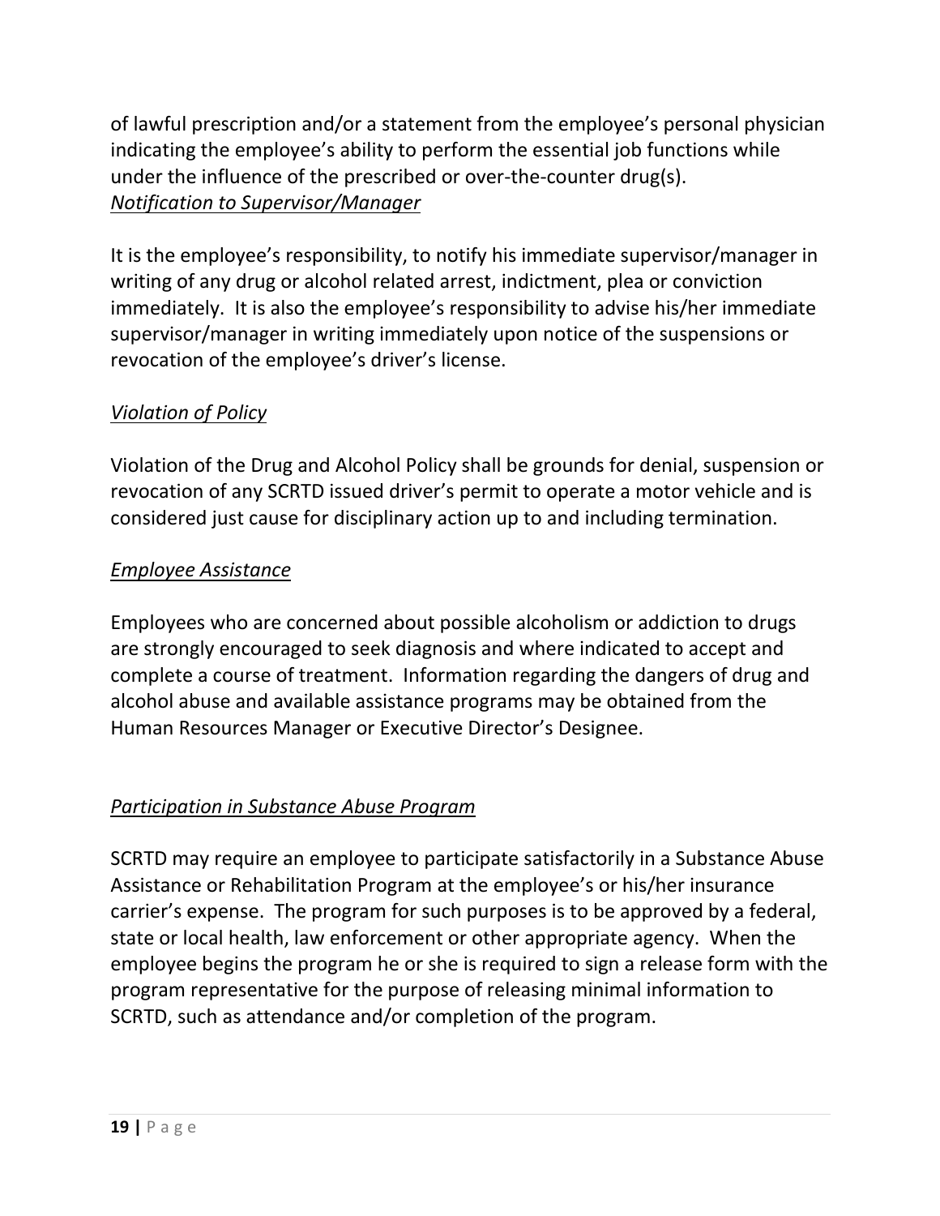of lawful prescription and/or a statement from the employee's personal physician indicating the employee's ability to perform the essential job functions while under the influence of the prescribed or over-the-counter drug(s).

*Notification to Supervisor/Manager*

It is the employee's responsibility, to notify his immediate supervisor/manager in writing of any drug or alcohol related arrest, indictment, plea or conviction immediately. It is also the employee's responsibility to advise his/her immediate supervisor/manager in writing immediately upon notice of the suspensions or revocation of the employee's driver's license.

*Violation of Policy*

Violation of the Drug and Alcohol Policy shall be grounds for denial, suspension or revocation of any SCRTD issued driver's permit to operate a motor vehicle and is considered just cause for disciplinary action up to and including termination.

*Employee Assistance*

Employees who are concerned about possible alcoholism or addiction to drugs are strongly encouraged to seek diagnosis and where indicated to accept and complete a course of treatment. Information regarding the dangers of drug and alcohol abuse and available assistance programs may be obtained from the Human Resources Manager or Executive Director's Designee.

*Participation in Substance Abuse Program*

SCRTD may require an employee to participate satisfactorily in a Substance Abuse Assistance or Rehabilitation Program at the employee's or his/her insurance carrier's expense. The program for such purposes is to be approved by a federal, state or local health, law enforcement or other appropriate agency. When the employee begins the program he or she is required to sign a release form with the program representative for the purpose of releasing minimal information to SCRTD, such as attendance and/or completion of the program.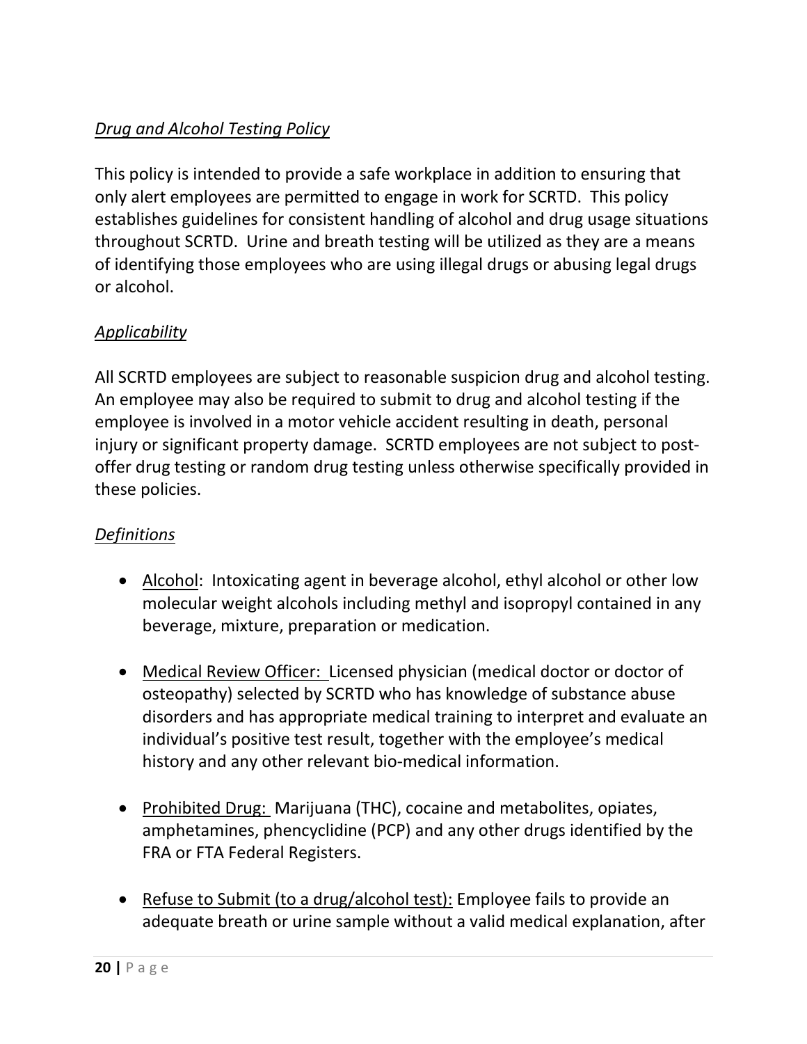*Drug and Alcohol Testing Policy*

This policy is intended to provide a safe workplace in addition to ensuring that only alert employees are permitted to engage in work for SCRTD. This policy establishes guidelines for consistent handling of alcohol and drug usage situations throughout SCRTD. Urine and breath testing will be utilized as they are a means of identifying those employees who are using illegal drugs or abusing legal drugs or alcohol.

*Applicability*

All SCRTD employees are subject to reasonable suspicion drug and alcohol testing. An employee may also be required to submit to drug and alcohol testing if the employee is involved in a motor vehicle accident resulting in death, personal injury or significant property damage. SCRTD employees are not subject to post-offer drug testing or random drug testing unless otherwise specifically provided in these policies.

*Definitions*

- Alcohol: Intoxicating agent in beverage alcohol, ethyl alcohol or other low molecular weight alcohols including methyl and isopropyl contained in any beverage, mixture, preparation or medication.

- Medical Review Officer: Licensed physician (medical doctor or doctor of osteopathy) selected by SCRTD who has knowledge of substance abuse disorders and has appropriate medical training to interpret and evaluate an individual's positive test result, together with the employee's medical history and any other relevant bio-medical information.

- Prohibited Drug: Marijuana (THC), cocaine and metabolites, opiates, amphetamines, phencyclidine (PCP) and any other drugs identified by the FRA or FTA Federal Registers.

- Refuse to Submit (to a drug/alcohol test): Employee fails to provide an adequate breath or urine sample without a valid medical explanation, after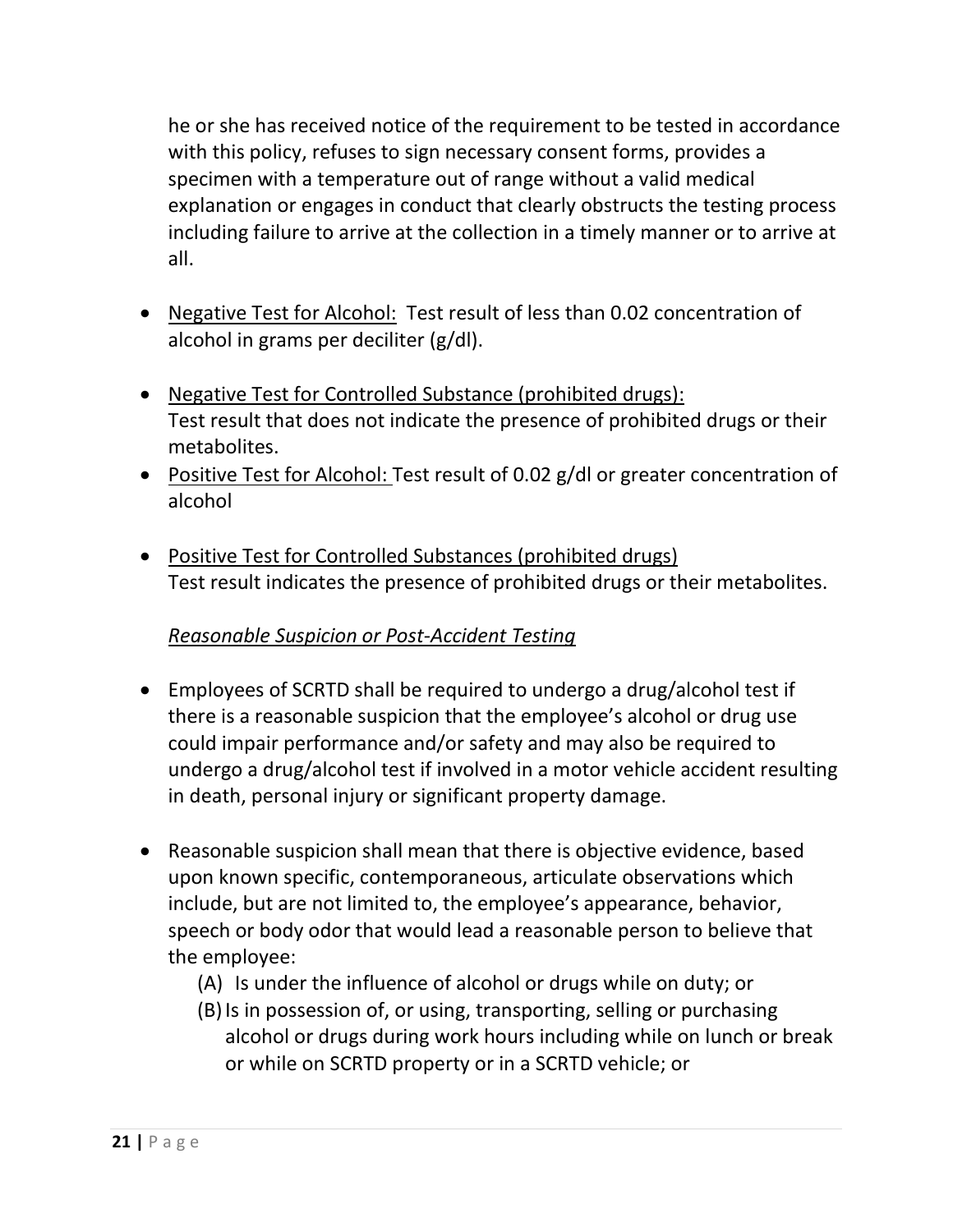he or she has received notice of the requirement to be tested in accordance with this policy, refuses to sign necessary consent forms, provides a specimen with a temperature out of range without a valid medical explanation or engages in conduct that clearly obstructs the testing process including failure to arrive at the collection in a timely manner or to arrive at all.

- <u>Negative Test for Alcohol:</u> Test result of less than 0.02 concentration of alcohol in grams per deciliter (g/dl).
- <u>Negative Test for Controlled Substance (prohibited drugs):</u> Test result that does not indicate the presence of prohibited drugs or their metabolites.
- <u>Positive Test for Alcohol:</u> Test result of 0.02 g/dl or greater concentration of alcohol
- <u>Positive Test for Controlled Substances (prohibited drugs)</u> Test result indicates the presence of prohibited drugs or their metabolites.

*<u>Reasonable Suspicion or Post-Accident Testing</u>*

- Employees of SCRTD shall be required to undergo a drug/alcohol test if there is a reasonable suspicion that the employee's alcohol or drug use could impair performance and/or safety and may also be required to undergo a drug/alcohol test if involved in a motor vehicle accident resulting in death, personal injury or significant property damage.
- Reasonable suspicion shall mean that there is objective evidence, based upon known specific, contemporaneous, articulate observations which include, but are not limited to, the employee's appearance, behavior, speech or body odor that would lead a reasonable person to believe that the employee:
  - (A) Is under the influence of alcohol or drugs while on duty; or
  - (B) Is in possession of, or using, transporting, selling or purchasing alcohol or drugs during work hours including while on lunch or break or while on SCRTD property or in a SCRTD vehicle; or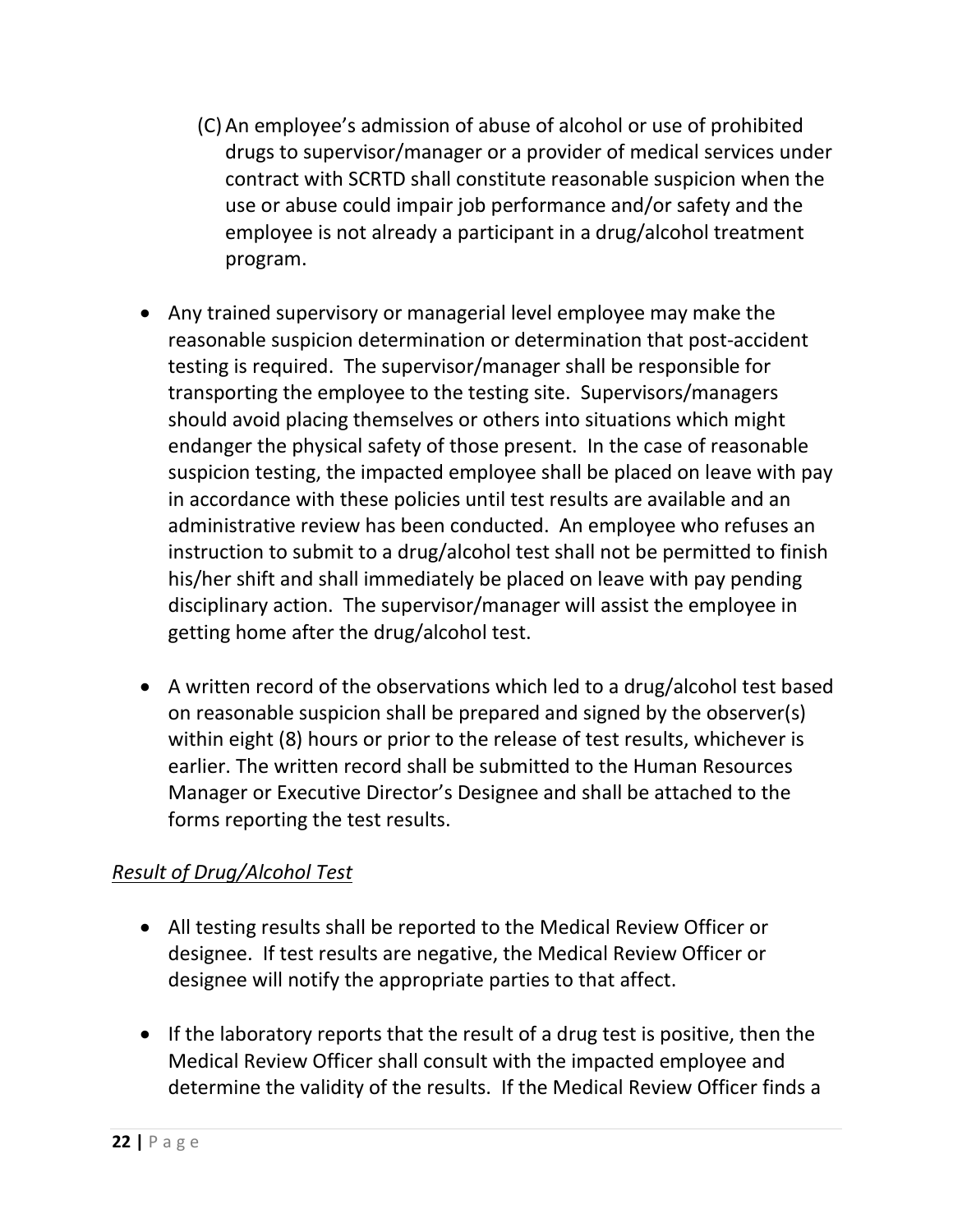(C) An employee's admission of abuse of alcohol or use of prohibited drugs to supervisor/manager or a provider of medical services under contract with SCRTD shall constitute reasonable suspicion when the use or abuse could impair job performance and/or safety and the employee is not already a participant in a drug/alcohol treatment program.

- Any trained supervisory or managerial level employee may make the reasonable suspicion determination or determination that post-accident testing is required. The supervisor/manager shall be responsible for transporting the employee to the testing site. Supervisors/managers should avoid placing themselves or others into situations which might endanger the physical safety of those present. In the case of reasonable suspicion testing, the impacted employee shall be placed on leave with pay in accordance with these policies until test results are available and an administrative review has been conducted. An employee who refuses an instruction to submit to a drug/alcohol test shall not be permitted to finish his/her shift and shall immediately be placed on leave with pay pending disciplinary action. The supervisor/manager will assist the employee in getting home after the drug/alcohol test.

- A written record of the observations which led to a drug/alcohol test based on reasonable suspicion shall be prepared and signed by the observer(s) within eight (8) hours or prior to the release of test results, whichever is earlier. The written record shall be submitted to the Human Resources Manager or Executive Director's Designee and shall be attached to the forms reporting the test results.

*Result of Drug/Alcohol Test*

- All testing results shall be reported to the Medical Review Officer or designee. If test results are negative, the Medical Review Officer or designee will notify the appropriate parties to that affect.

- If the laboratory reports that the result of a drug test is positive, then the Medical Review Officer shall consult with the impacted employee and determine the validity of the results. If the Medical Review Officer finds a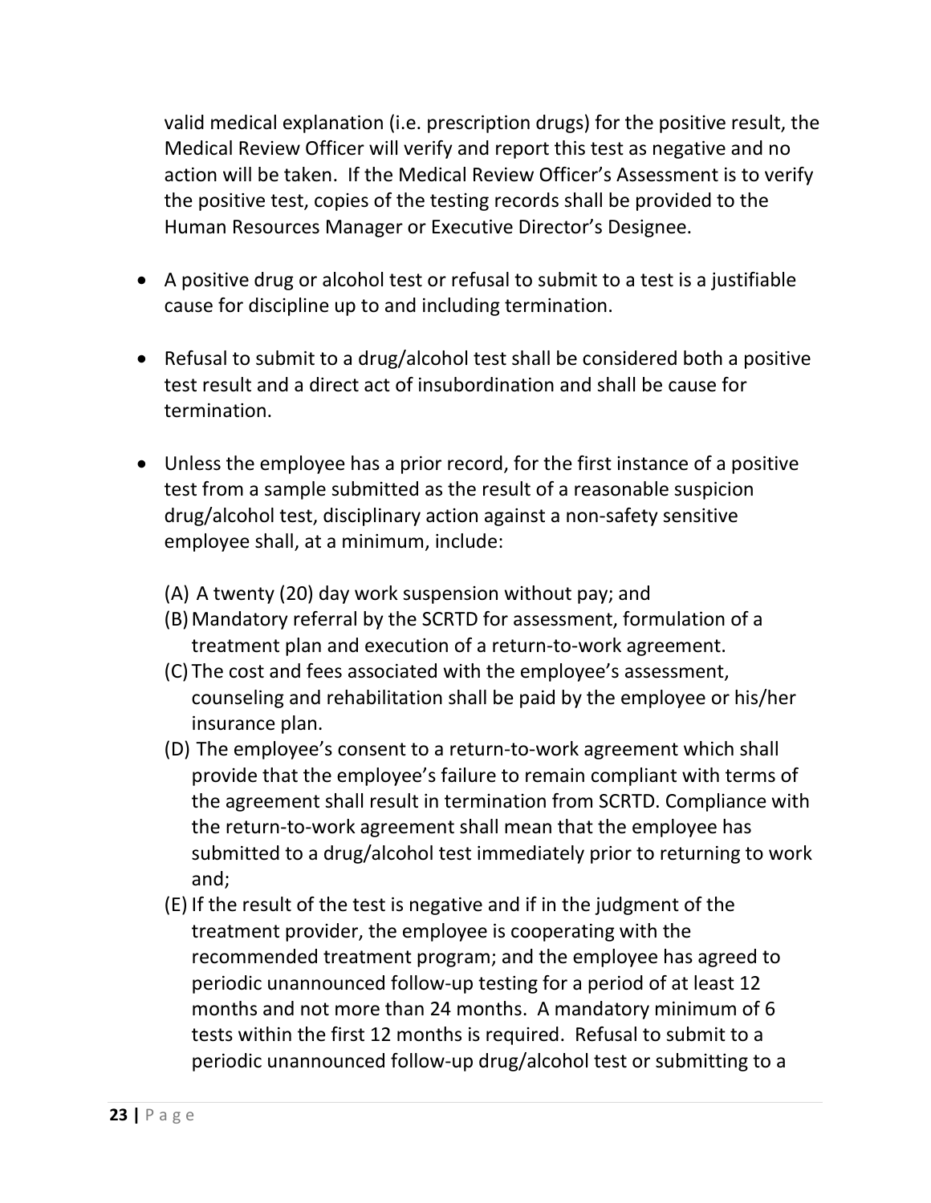valid medical explanation (i.e. prescription drugs) for the positive result, the Medical Review Officer will verify and report this test as negative and no action will be taken. If the Medical Review Officer's Assessment is to verify the positive test, copies of the testing records shall be provided to the Human Resources Manager or Executive Director's Designee.

- A positive drug or alcohol test or refusal to submit to a test is a justifiable cause for discipline up to and including termination.

- Refusal to submit to a drug/alcohol test shall be considered both a positive test result and a direct act of insubordination and shall be cause for termination.

- Unless the employee has a prior record, for the first instance of a positive test from a sample submitted as the result of a reasonable suspicion drug/alcohol test, disciplinary action against a non-safety sensitive employee shall, at a minimum, include:

  (A) A twenty (20) day work suspension without pay; and
  (B) Mandatory referral by the SCRTD for assessment, formulation of a treatment plan and execution of a return-to-work agreement.
  (C) The cost and fees associated with the employee's assessment, counseling and rehabilitation shall be paid by the employee or his/her insurance plan.
  (D) The employee's consent to a return-to-work agreement which shall provide that the employee's failure to remain compliant with terms of the agreement shall result in termination from SCRTD. Compliance with the return-to-work agreement shall mean that the employee has submitted to a drug/alcohol test immediately prior to returning to work and;
  (E) If the result of the test is negative and if in the judgment of the treatment provider, the employee is cooperating with the recommended treatment program; and the employee has agreed to periodic unannounced follow-up testing for a period of at least 12 months and not more than 24 months. A mandatory minimum of 6 tests within the first 12 months is required. Refusal to submit to a periodic unannounced follow-up drug/alcohol test or submitting to a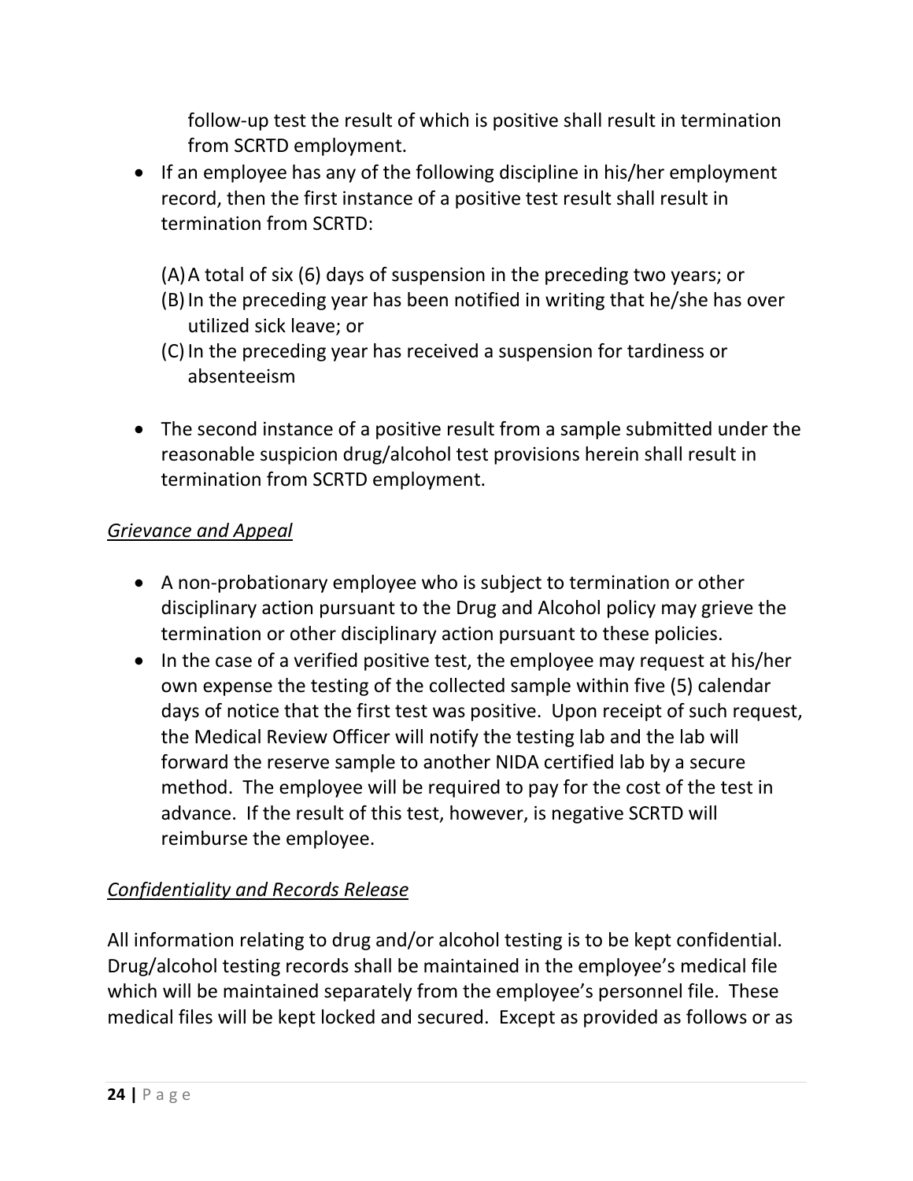follow-up test the result of which is positive shall result in termination from SCRTD employment.

- If an employee has any of the following discipline in his/her employment record, then the first instance of a positive test result shall result in termination from SCRTD:

  (A) A total of six (6) days of suspension in the preceding two years; or
  (B) In the preceding year has been notified in writing that he/she has over utilized sick leave; or
  (C) In the preceding year has received a suspension for tardiness or absenteeism

- The second instance of a positive result from a sample submitted under the reasonable suspicion drug/alcohol test provisions herein shall result in termination from SCRTD employment.

*Grievance and Appeal*

- A non-probationary employee who is subject to termination or other disciplinary action pursuant to the Drug and Alcohol policy may grieve the termination or other disciplinary action pursuant to these policies.
- In the case of a verified positive test, the employee may request at his/her own expense the testing of the collected sample within five (5) calendar days of notice that the first test was positive. Upon receipt of such request, the Medical Review Officer will notify the testing lab and the lab will forward the reserve sample to another NIDA certified lab by a secure method. The employee will be required to pay for the cost of the test in advance. If the result of this test, however, is negative SCRTD will reimburse the employee.

*Confidentiality and Records Release*

All information relating to drug and/or alcohol testing is to be kept confidential. Drug/alcohol testing records shall be maintained in the employee's medical file which will be maintained separately from the employee's personnel file. These medical files will be kept locked and secured. Except as provided as follows or as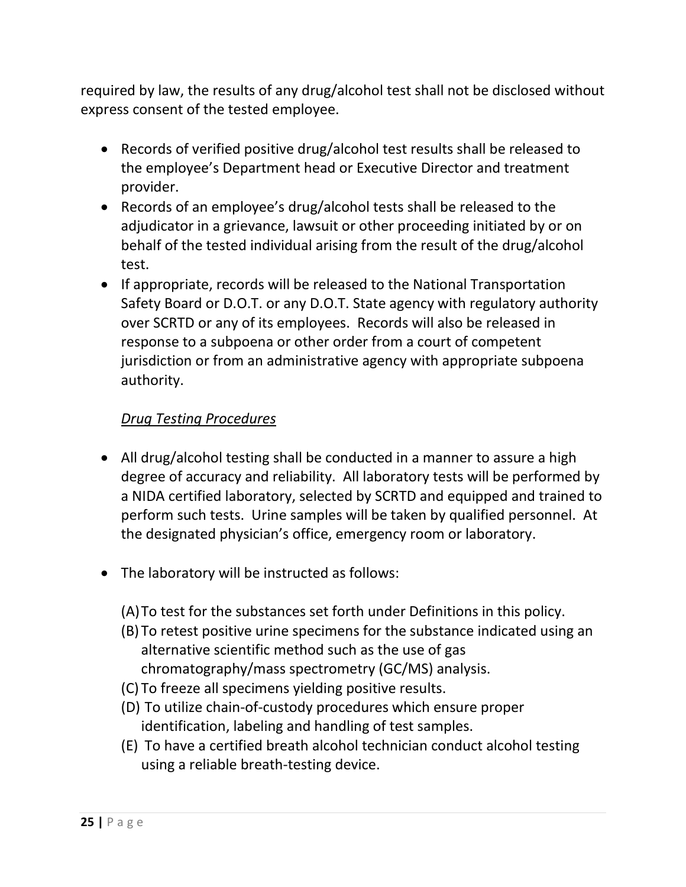required by law, the results of any drug/alcohol test shall not be disclosed without express consent of the tested employee.

- Records of verified positive drug/alcohol test results shall be released to the employee's Department head or Executive Director and treatment provider.
- Records of an employee's drug/alcohol tests shall be released to the adjudicator in a grievance, lawsuit or other proceeding initiated by or on behalf of the tested individual arising from the result of the drug/alcohol test.
- If appropriate, records will be released to the National Transportation Safety Board or D.O.T. or any D.O.T. State agency with regulatory authority over SCRTD or any of its employees. Records will also be released in response to a subpoena or other order from a court of competent jurisdiction or from an administrative agency with appropriate subpoena authority.

*Drug Testing Procedures*

- All drug/alcohol testing shall be conducted in a manner to assure a high degree of accuracy and reliability. All laboratory tests will be performed by a NIDA certified laboratory, selected by SCRTD and equipped and trained to perform such tests. Urine samples will be taken by qualified personnel. At the designated physician's office, emergency room or laboratory.

- The laboratory will be instructed as follows:

  (A) To test for the substances set forth under Definitions in this policy.
  (B) To retest positive urine specimens for the substance indicated using an alternative scientific method such as the use of gas chromatography/mass spectrometry (GC/MS) analysis.
  (C) To freeze all specimens yielding positive results.
  (D) To utilize chain-of-custody procedures which ensure proper identification, labeling and handling of test samples.
  (E) To have a certified breath alcohol technician conduct alcohol testing using a reliable breath-testing device.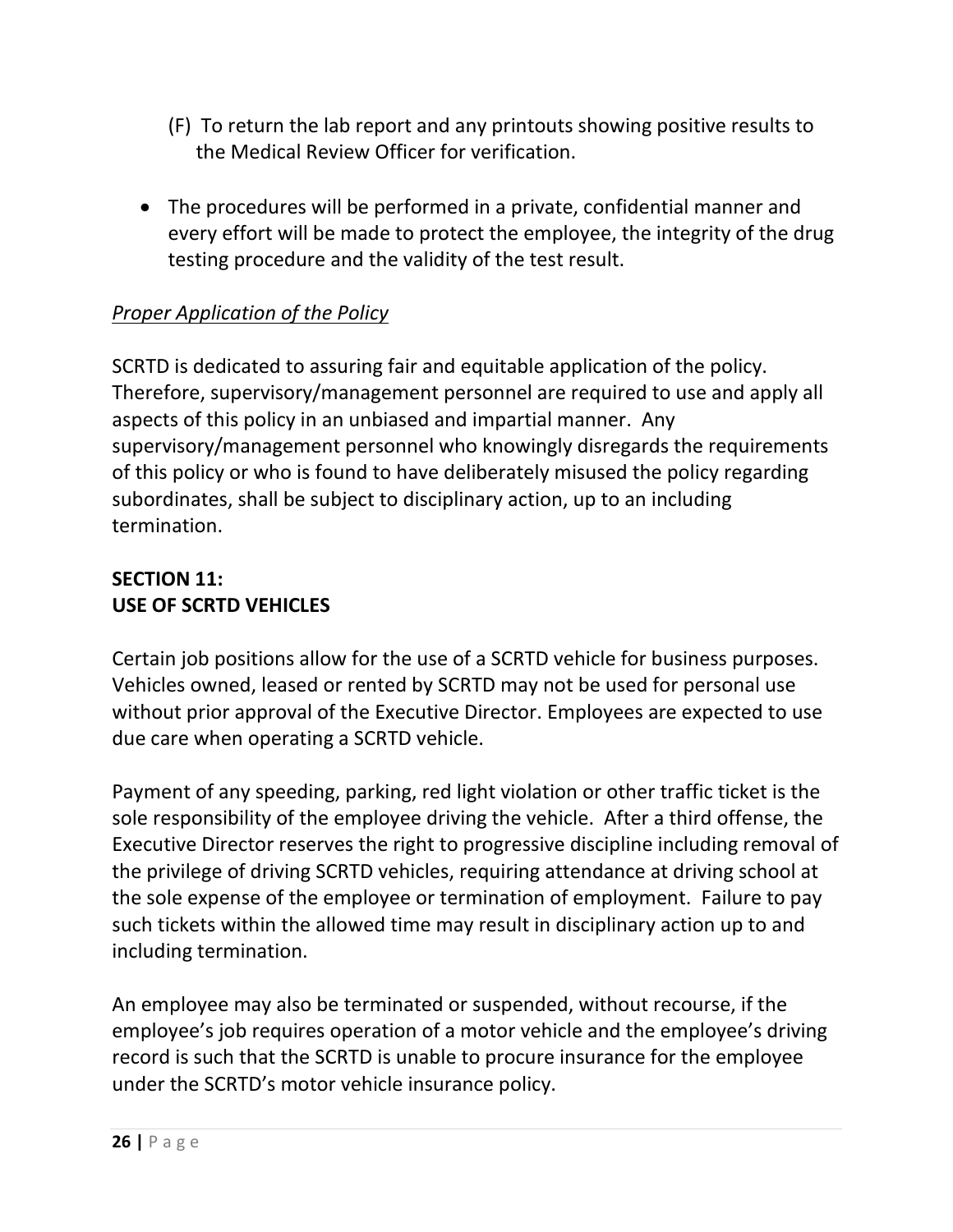(F) To return the lab report and any printouts showing positive results to the Medical Review Officer for verification.

- The procedures will be performed in a private, confidential manner and every effort will be made to protect the employee, the integrity of the drug testing procedure and the validity of the test result.

*<u>Proper Application of the Policy</u>*

SCRTD is dedicated to assuring fair and equitable application of the policy. Therefore, supervisory/management personnel are required to use and apply all aspects of this policy in an unbiased and impartial manner. Any supervisory/management personnel who knowingly disregards the requirements of this policy or who is found to have deliberately misused the policy regarding subordinates, shall be subject to disciplinary action, up to an including termination.

## SECTION 11:
## USE OF SCRTD VEHICLES

Certain job positions allow for the use of a SCRTD vehicle for business purposes. Vehicles owned, leased or rented by SCRTD may not be used for personal use without prior approval of the Executive Director. Employees are expected to use due care when operating a SCRTD vehicle.

Payment of any speeding, parking, red light violation or other traffic ticket is the sole responsibility of the employee driving the vehicle. After a third offense, the Executive Director reserves the right to progressive discipline including removal of the privilege of driving SCRTD vehicles, requiring attendance at driving school at the sole expense of the employee or termination of employment. Failure to pay such tickets within the allowed time may result in disciplinary action up to and including termination.

An employee may also be terminated or suspended, without recourse, if the employee's job requires operation of a motor vehicle and the employee's driving record is such that the SCRTD is unable to procure insurance for the employee under the SCRTD's motor vehicle insurance policy.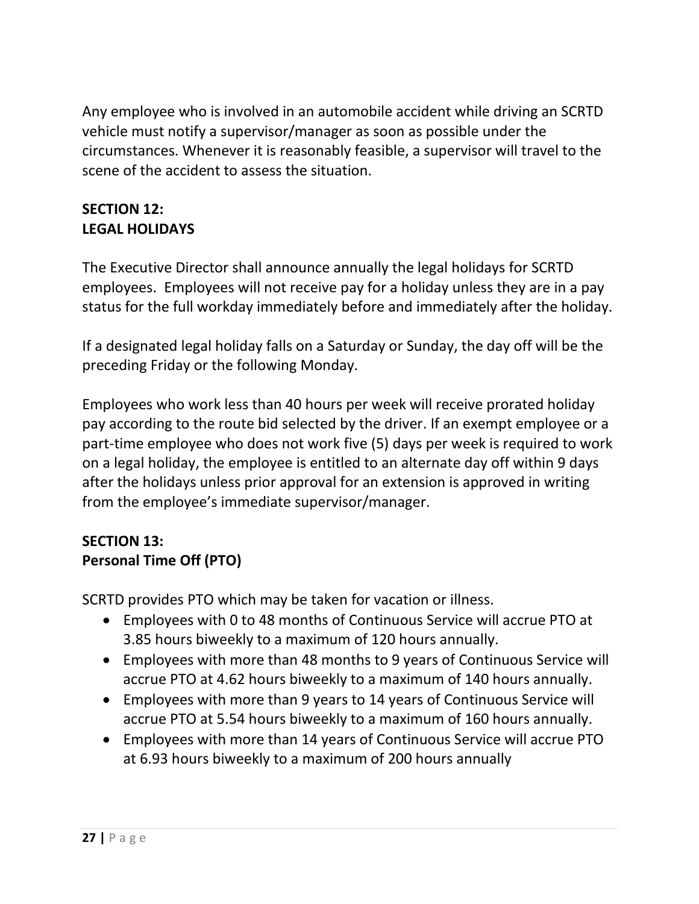Any employee who is involved in an automobile accident while driving an SCRTD vehicle must notify a supervisor/manager as soon as possible under the circumstances. Whenever it is reasonably feasible, a supervisor will travel to the scene of the accident to assess the situation.

## SECTION 12:
## LEGAL HOLIDAYS

The Executive Director shall announce annually the legal holidays for SCRTD employees. Employees will not receive pay for a holiday unless they are in a pay status for the full workday immediately before and immediately after the holiday.

If a designated legal holiday falls on a Saturday or Sunday, the day off will be the preceding Friday or the following Monday.

Employees who work less than 40 hours per week will receive prorated holiday pay according to the route bid selected by the driver. If an exempt employee or a part-time employee who does not work five (5) days per week is required to work on a legal holiday, the employee is entitled to an alternate day off within 9 days after the holidays unless prior approval for an extension is approved in writing from the employee's immediate supervisor/manager.

## SECTION 13:
## Personal Time Off (PTO)

SCRTD provides PTO which may be taken for vacation or illness.

- Employees with 0 to 48 months of Continuous Service will accrue PTO at 3.85 hours biweekly to a maximum of 120 hours annually.
- Employees with more than 48 months to 9 years of Continuous Service will accrue PTO at 4.62 hours biweekly to a maximum of 140 hours annually.
- Employees with more than 9 years to 14 years of Continuous Service will accrue PTO at 5.54 hours biweekly to a maximum of 160 hours annually.
- Employees with more than 14 years of Continuous Service will accrue PTO at 6.93 hours biweekly to a maximum of 200 hours annually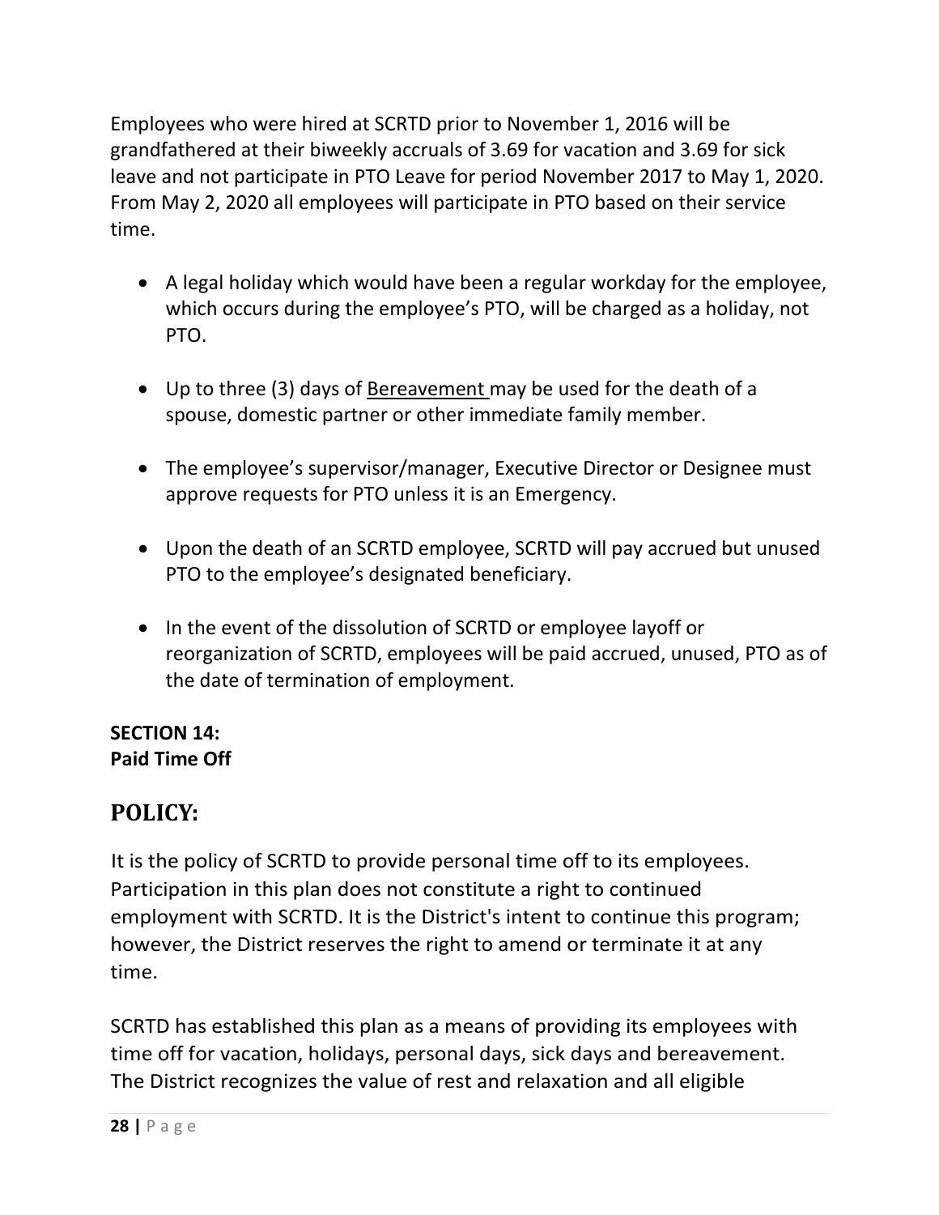Employees who were hired at SCRTD prior to November 1, 2016 will be grandfathered at their biweekly accruals of 3.69 for vacation and 3.69 for sick leave and not participate in PTO Leave for period November 2017 to May 1, 2020. From May 2, 2020 all employees will participate in PTO based on their service time.

- A legal holiday which would have been a regular workday for the employee, which occurs during the employee's PTO, will be charged as a holiday, not PTO.
- Up to three (3) days of Bereavement may be used for the death of a spouse, domestic partner or other immediate family member.
- The employee's supervisor/manager, Executive Director or Designee must approve requests for PTO unless it is an Emergency.
- Upon the death of an SCRTD employee, SCRTD will pay accrued but unused PTO to the employee's designated beneficiary.
- In the event of the dissolution of SCRTD or employee layoff or reorganization of SCRTD, employees will be paid accrued, unused, PTO as of the date of termination of employment.

**SECTION 14:**
**Paid Time Off**

## POLICY:

It is the policy of SCRTD to provide personal time off to its employees. Participation in this plan does not constitute a right to continued employment with SCRTD. It is the District's intent to continue this program; however, the District reserves the right to amend or terminate it at any time.

SCRTD has established this plan as a means of providing its employees with time off for vacation, holidays, personal days, sick days and bereavement. The District recognizes the value of rest and relaxation and all eligible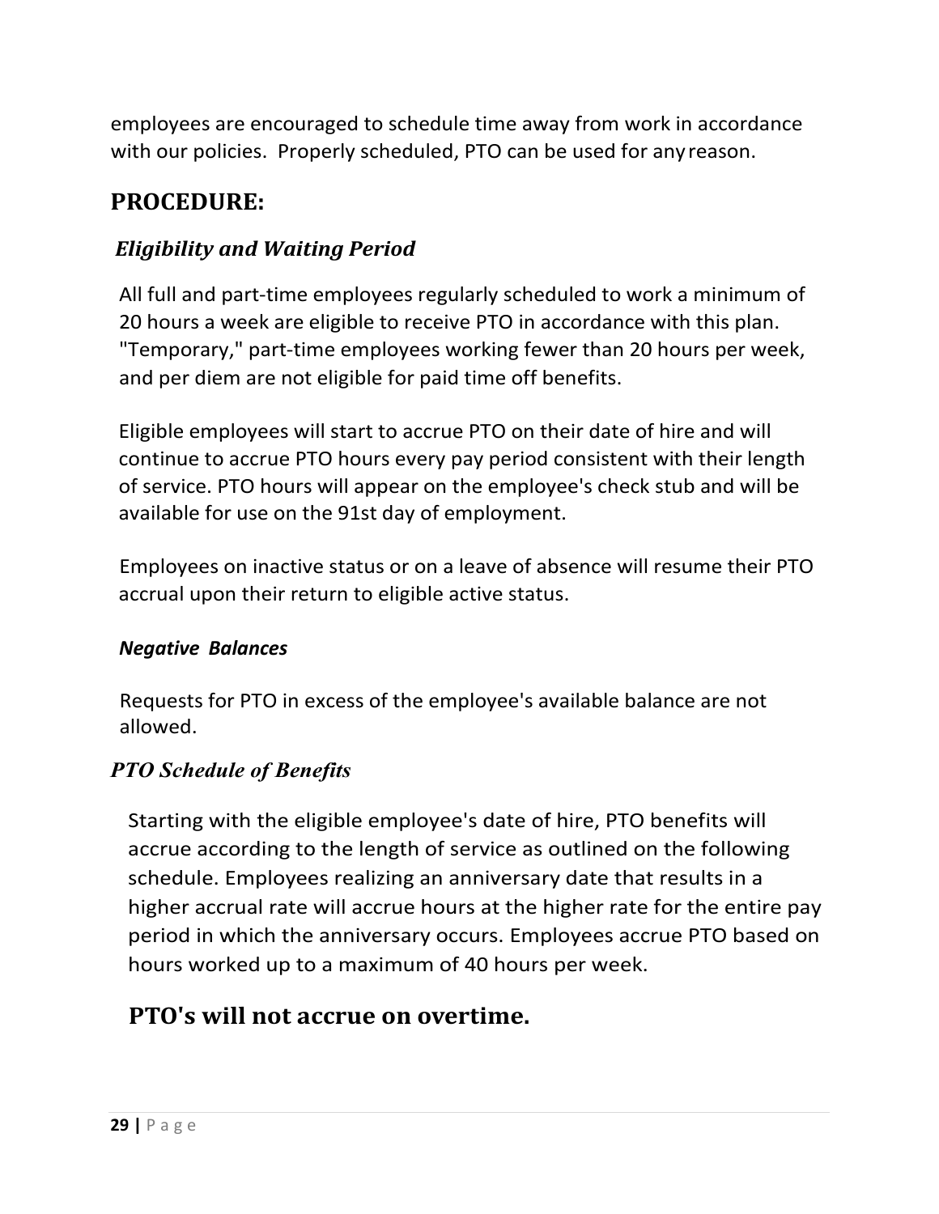employees are encouraged to schedule time away from work in accordance with our policies. Properly scheduled, PTO can be used for any reason.

## PROCEDURE:

### *Eligibility and Waiting Period*

All full and part-time employees regularly scheduled to work a minimum of 20 hours a week are eligible to receive PTO in accordance with this plan. "Temporary," part-time employees working fewer than 20 hours per week, and per diem are not eligible for paid time off benefits.

Eligible employees will start to accrue PTO on their date of hire and will continue to accrue PTO hours every pay period consistent with their length of service. PTO hours will appear on the employee's check stub and will be available for use on the 91st day of employment.

Employees on inactive status or on a leave of absence will resume their PTO accrual upon their return to eligible active status.

#### *Negative Balances*

Requests for PTO in excess of the employee's available balance are not allowed.

### *PTO Schedule of Benefits*

Starting with the eligible employee's date of hire, PTO benefits will accrue according to the length of service as outlined on the following schedule. Employees realizing an anniversary date that results in a higher accrual rate will accrue hours at the higher rate for the entire pay period in which the anniversary occurs. Employees accrue PTO based on hours worked up to a maximum of 40 hours per week.

## PTO's will not accrue on overtime.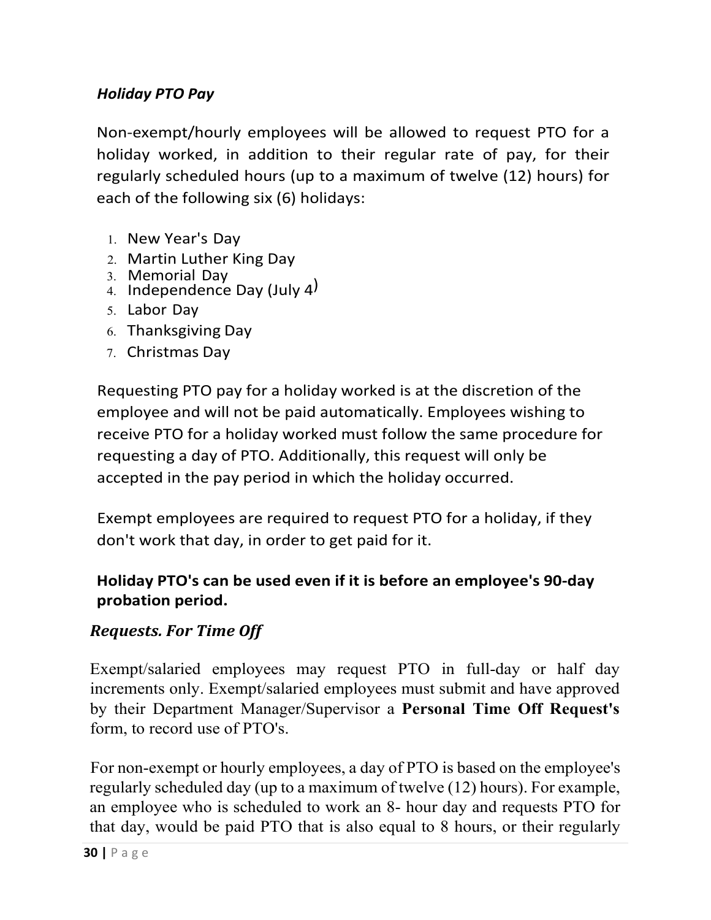### *Holiday PTO Pay*

Non-exempt/hourly employees will be allowed to request PTO for a holiday worked, in addition to their regular rate of pay, for their regularly scheduled hours (up to a maximum of twelve (12) hours) for each of the following six (6) holidays:

1. New Year's Day
2. Martin Luther King Day
3. Memorial Day
4. Independence Day (July 4)
5. Labor Day
6. Thanksgiving Day
7. Christmas Day

Requesting PTO pay for a holiday worked is at the discretion of the employee and will not be paid automatically. Employees wishing to receive PTO for a holiday worked must follow the same procedure for requesting a day of PTO. Additionally, this request will only be accepted in the pay period in which the holiday occurred.

Exempt employees are required to request PTO for a holiday, if they don't work that day, in order to get paid for it.

**Holiday PTO's can be used even if it is before an employee's 90-day probation period.**

### *Requests. For Time Off*

Exempt/salaried employees may request PTO in full-day or half day increments only. Exempt/salaried employees must submit and have approved by their Department Manager/Supervisor a **Personal Time Off Request's** form, to record use of PTO's.

For non-exempt or hourly employees, a day of PTO is based on the employee's regularly scheduled day (up to a maximum of twelve (12) hours). For example, an employee who is scheduled to work an 8- hour day and requests PTO for that day, would be paid PTO that is also equal to 8 hours, or their regularly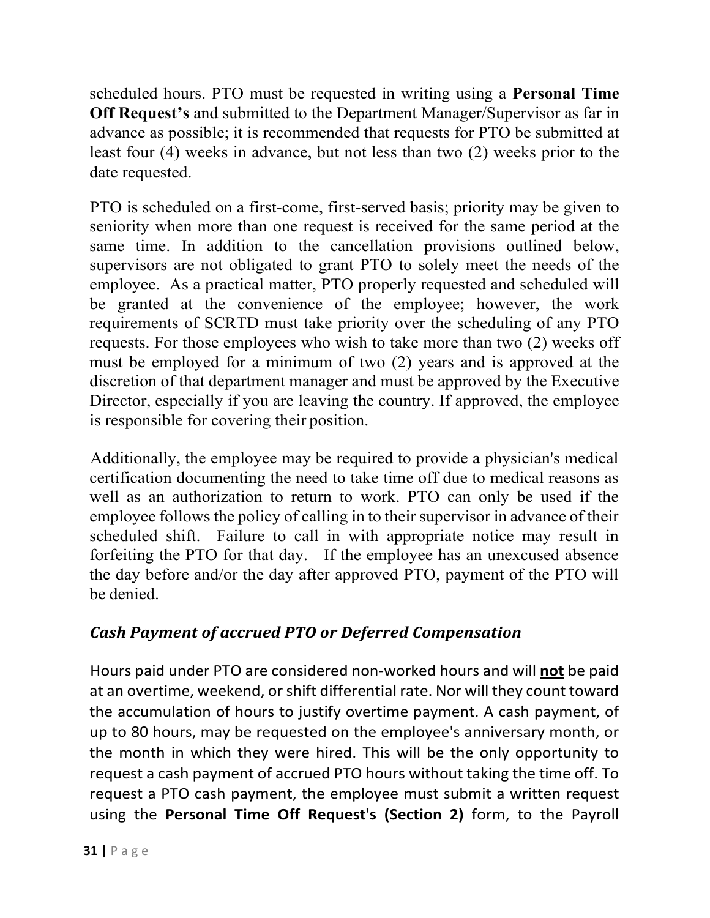scheduled hours. PTO must be requested in writing using a **Personal Time Off Request's** and submitted to the Department Manager/Supervisor as far in advance as possible; it is recommended that requests for PTO be submitted at least four (4) weeks in advance, but not less than two (2) weeks prior to the date requested.

PTO is scheduled on a first-come, first-served basis; priority may be given to seniority when more than one request is received for the same period at the same time. In addition to the cancellation provisions outlined below, supervisors are not obligated to grant PTO to solely meet the needs of the employee. As a practical matter, PTO properly requested and scheduled will be granted at the convenience of the employee; however, the work requirements of SCRTD must take priority over the scheduling of any PTO requests. For those employees who wish to take more than two (2) weeks off must be employed for a minimum of two (2) years and is approved at the discretion of that department manager and must be approved by the Executive Director, especially if you are leaving the country. If approved, the employee is responsible for covering their position.

Additionally, the employee may be required to provide a physician's medical certification documenting the need to take time off due to medical reasons as well as an authorization to return to work. PTO can only be used if the employee follows the policy of calling in to their supervisor in advance of their scheduled shift. Failure to call in with appropriate notice may result in forfeiting the PTO for that day. If the employee has an unexcused absence the day before and/or the day after approved PTO, payment of the PTO will be denied.

### *Cash Payment of accrued PTO or Deferred Compensation*

Hours paid under PTO are considered non-worked hours and will **not** be paid at an overtime, weekend, or shift differential rate. Nor will they count toward the accumulation of hours to justify overtime payment. A cash payment, of up to 80 hours, may be requested on the employee's anniversary month, or the month in which they were hired. This will be the only opportunity to request a cash payment of accrued PTO hours without taking the time off. To request a PTO cash payment, the employee must submit a written request using the **Personal Time Off Request's (Section 2)** form, to the Payroll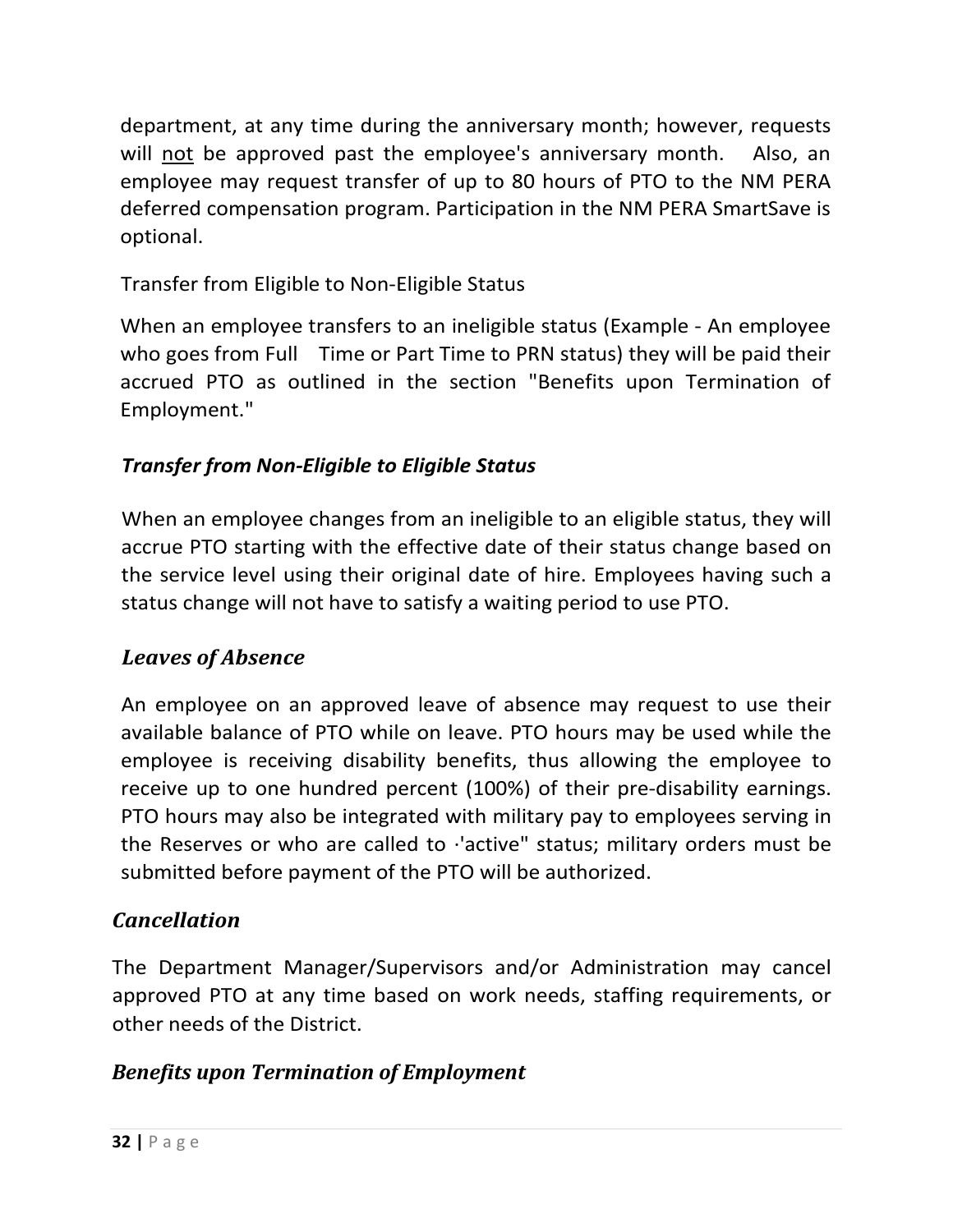department, at any time during the anniversary month; however, requests will <u>not</u> be approved past the employee's anniversary month. Also, an employee may request transfer of up to 80 hours of PTO to the NM PERA deferred compensation program. Participation in the NM PERA SmartSave is optional.

Transfer from Eligible to Non-Eligible Status

When an employee transfers to an ineligible status (Example - An employee who goes from Full Time or Part Time to PRN status) they will be paid their accrued PTO as outlined in the section "Benefits upon Termination of Employment."

### *Transfer from Non-Eligible to Eligible Status*

When an employee changes from an ineligible to an eligible status, they will accrue PTO starting with the effective date of their status change based on the service level using their original date of hire. Employees having such a status change will not have to satisfy a waiting period to use PTO.

### *Leaves of Absence*

An employee on an approved leave of absence may request to use their available balance of PTO while on leave. PTO hours may be used while the employee is receiving disability benefits, thus allowing the employee to receive up to one hundred percent (100%) of their pre-disability earnings. PTO hours may also be integrated with military pay to employees serving in the Reserves or who are called to ·'active" status; military orders must be submitted before payment of the PTO will be authorized.

## *Cancellation*

The Department Manager/Supervisors and/or Administration may cancel approved PTO at any time based on work needs, staffing requirements, or other needs of the District.

## *Benefits upon Termination of Employment*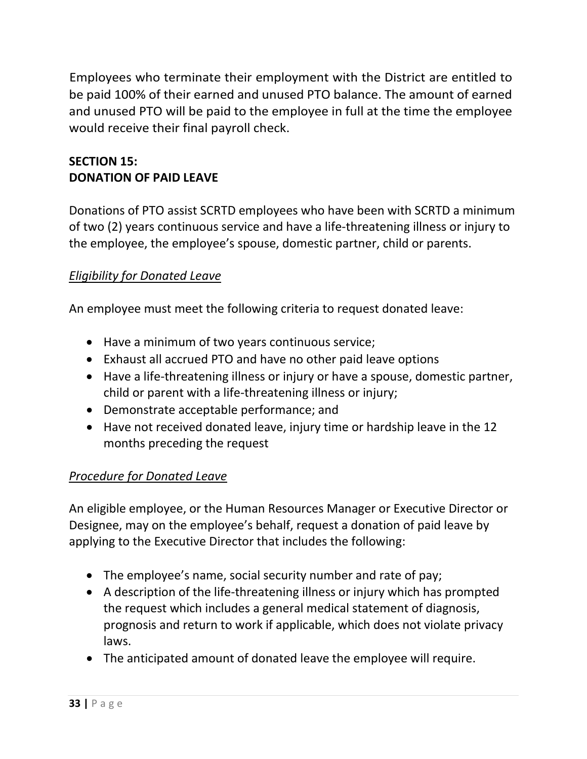Employees who terminate their employment with the District are entitled to be paid 100% of their earned and unused PTO balance. The amount of earned and unused PTO will be paid to the employee in full at the time the employee would receive their final payroll check.

## SECTION 15:
## DONATION OF PAID LEAVE

Donations of PTO assist SCRTD employees who have been with SCRTD a minimum of two (2) years continuous service and have a life-threatening illness or injury to the employee, the employee's spouse, domestic partner, child or parents.

*Eligibility for Donated Leave*

An employee must meet the following criteria to request donated leave:

- Have a minimum of two years continuous service;
- Exhaust all accrued PTO and have no other paid leave options
- Have a life-threatening illness or injury or have a spouse, domestic partner, child or parent with a life-threatening illness or injury;
- Demonstrate acceptable performance; and
- Have not received donated leave, injury time or hardship leave in the 12 months preceding the request

*Procedure for Donated Leave*

An eligible employee, or the Human Resources Manager or Executive Director or Designee, may on the employee's behalf, request a donation of paid leave by applying to the Executive Director that includes the following:

- The employee's name, social security number and rate of pay;
- A description of the life-threatening illness or injury which has prompted the request which includes a general medical statement of diagnosis, prognosis and return to work if applicable, which does not violate privacy laws.
- The anticipated amount of donated leave the employee will require.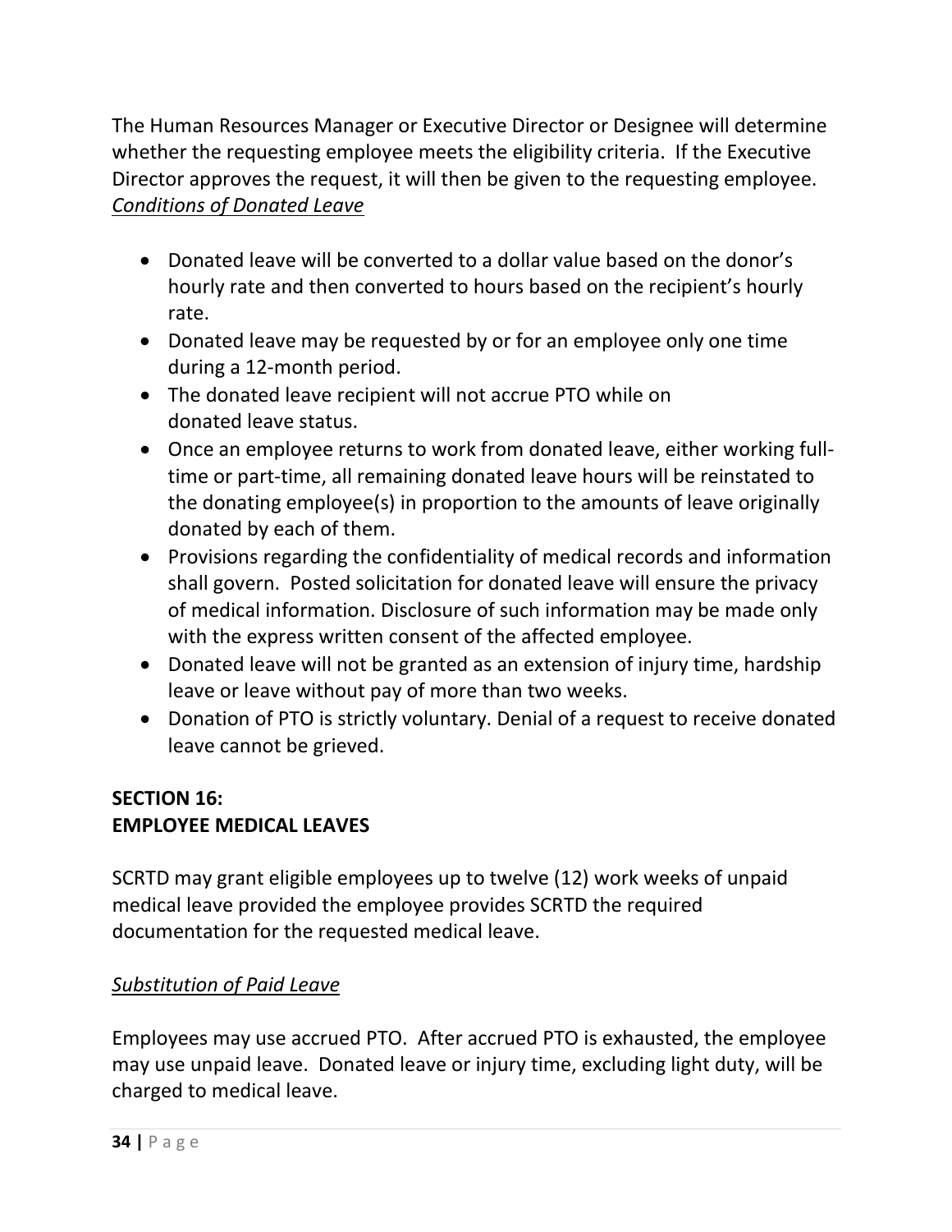The Human Resources Manager or Executive Director or Designee will determine whether the requesting employee meets the eligibility criteria. If the Executive Director approves the request, it will then be given to the requesting employee.

*<u>Conditions of Donated Leave</u>*

- Donated leave will be converted to a dollar value based on the donor's hourly rate and then converted to hours based on the recipient's hourly rate.
- Donated leave may be requested by or for an employee only one time during a 12-month period.
- The donated leave recipient will not accrue PTO while on donated leave status.
- Once an employee returns to work from donated leave, either working full-time or part-time, all remaining donated leave hours will be reinstated to the donating employee(s) in proportion to the amounts of leave originally donated by each of them.
- Provisions regarding the confidentiality of medical records and information shall govern. Posted solicitation for donated leave will ensure the privacy of medical information. Disclosure of such information may be made only with the express written consent of the affected employee.
- Donated leave will not be granted as an extension of injury time, hardship leave or leave without pay of more than two weeks.
- Donation of PTO is strictly voluntary. Denial of a request to receive donated leave cannot be grieved.

## SECTION 16: EMPLOYEE MEDICAL LEAVES

SCRTD may grant eligible employees up to twelve (12) work weeks of unpaid medical leave provided the employee provides SCRTD the required documentation for the requested medical leave.

*<u>Substitution of Paid Leave</u>*

Employees may use accrued PTO. After accrued PTO is exhausted, the employee may use unpaid leave. Donated leave or injury time, excluding light duty, will be charged to medical leave.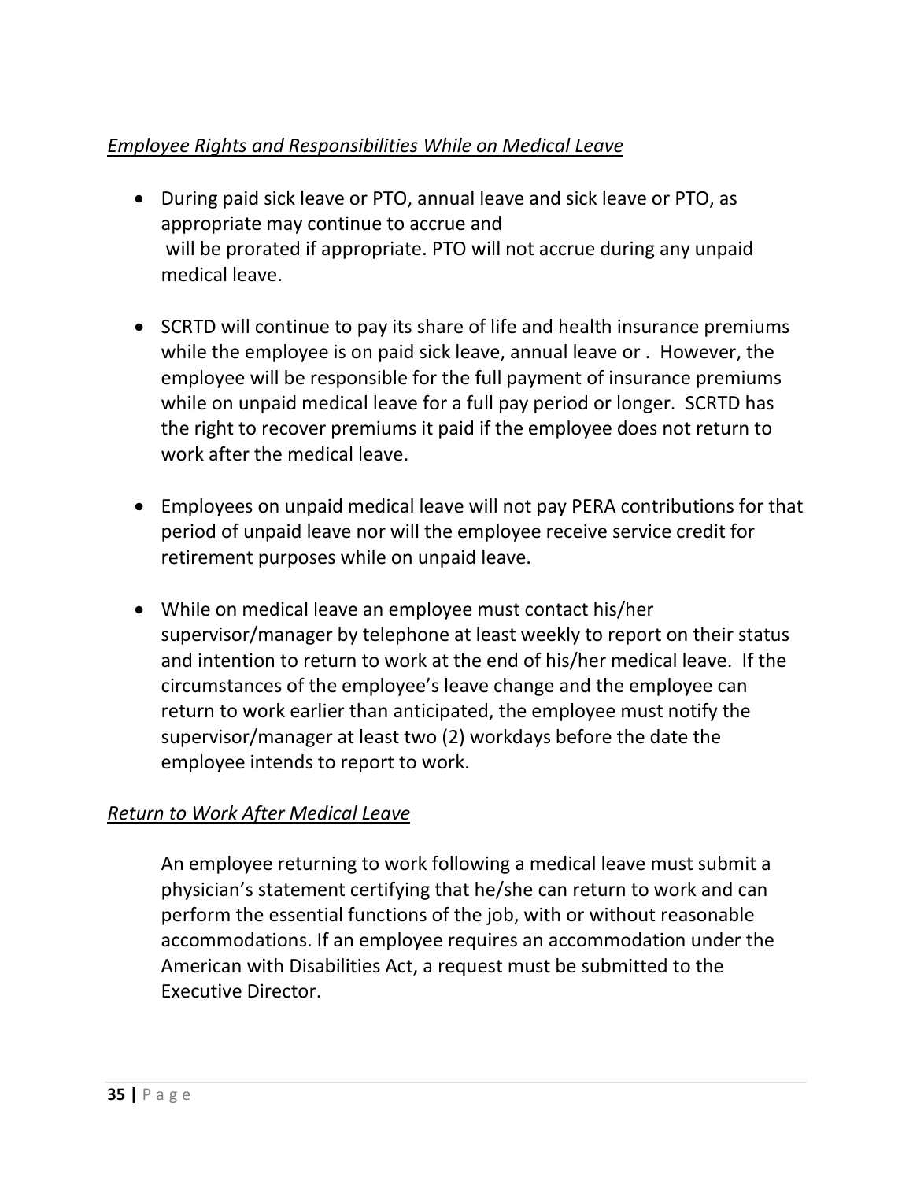*Employee Rights and Responsibilities While on Medical Leave*

- During paid sick leave or PTO, annual leave and sick leave or PTO, as appropriate may continue to accrue and will be prorated if appropriate. PTO will not accrue during any unpaid medical leave.

- SCRTD will continue to pay its share of life and health insurance premiums while the employee is on paid sick leave, annual leave or . However, the employee will be responsible for the full payment of insurance premiums while on unpaid medical leave for a full pay period or longer. SCRTD has the right to recover premiums it paid if the employee does not return to work after the medical leave.

- Employees on unpaid medical leave will not pay PERA contributions for that period of unpaid leave nor will the employee receive service credit for retirement purposes while on unpaid leave.

- While on medical leave an employee must contact his/her supervisor/manager by telephone at least weekly to report on their status and intention to return to work at the end of his/her medical leave. If the circumstances of the employee's leave change and the employee can return to work earlier than anticipated, the employee must notify the supervisor/manager at least two (2) workdays before the date the employee intends to report to work.

*Return to Work After Medical Leave*

An employee returning to work following a medical leave must submit a physician's statement certifying that he/she can return to work and can perform the essential functions of the job, with or without reasonable accommodations. If an employee requires an accommodation under the American with Disabilities Act, a request must be submitted to the Executive Director.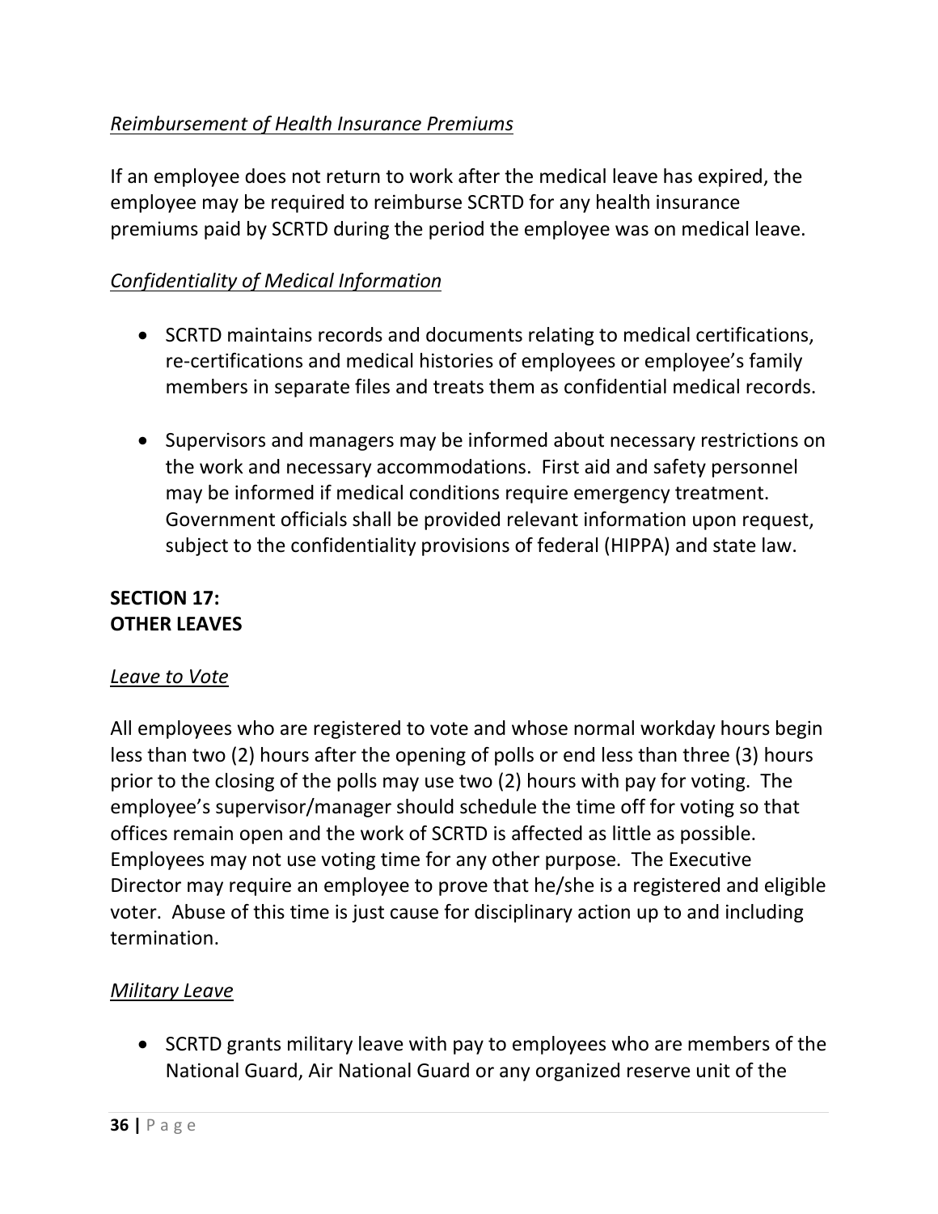*Reimbursement of Health Insurance Premiums*

If an employee does not return to work after the medical leave has expired, the employee may be required to reimburse SCRTD for any health insurance premiums paid by SCRTD during the period the employee was on medical leave.

*Confidentiality of Medical Information*

- SCRTD maintains records and documents relating to medical certifications, re-certifications and medical histories of employees or employee's family members in separate files and treats them as confidential medical records.
- Supervisors and managers may be informed about necessary restrictions on the work and necessary accommodations. First aid and safety personnel may be informed if medical conditions require emergency treatment. Government officials shall be provided relevant information upon request, subject to the confidentiality provisions of federal (HIPPA) and state law.

## SECTION 17: OTHER LEAVES

*Leave to Vote*

All employees who are registered to vote and whose normal workday hours begin less than two (2) hours after the opening of polls or end less than three (3) hours prior to the closing of the polls may use two (2) hours with pay for voting. The employee's supervisor/manager should schedule the time off for voting so that offices remain open and the work of SCRTD is affected as little as possible. Employees may not use voting time for any other purpose. The Executive Director may require an employee to prove that he/she is a registered and eligible voter. Abuse of this time is just cause for disciplinary action up to and including termination.

*Military Leave*

- SCRTD grants military leave with pay to employees who are members of the National Guard, Air National Guard or any organized reserve unit of the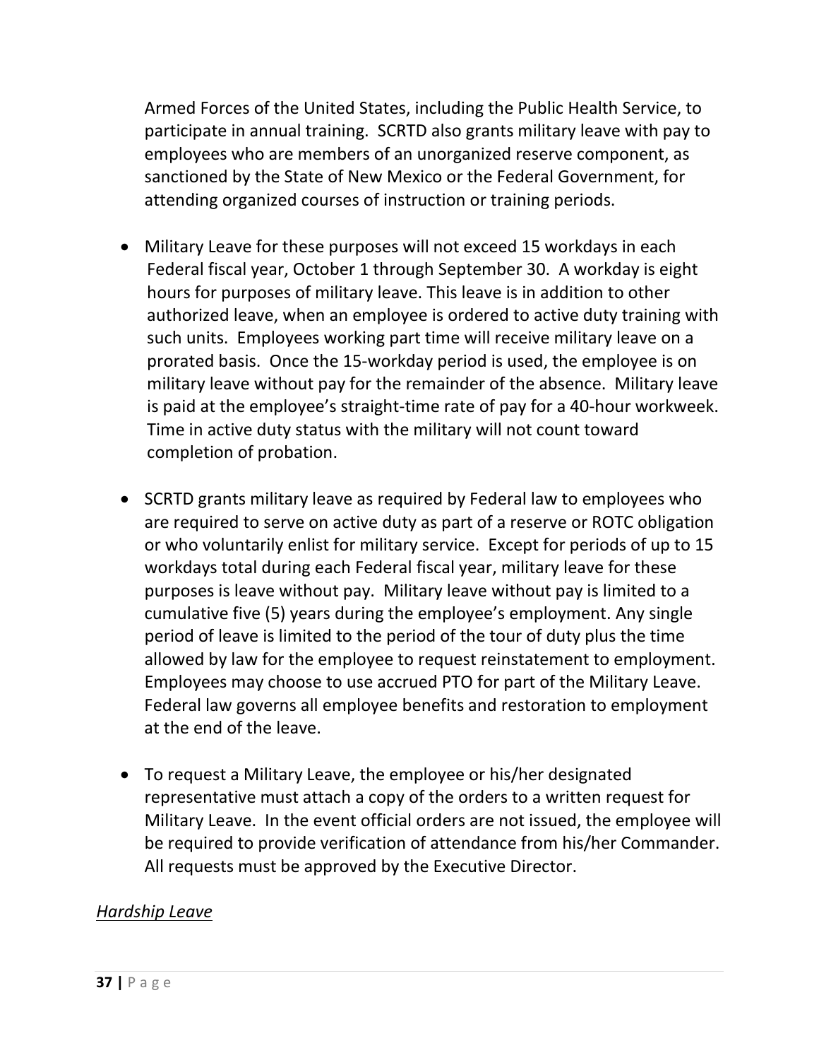Armed Forces of the United States, including the Public Health Service, to participate in annual training. SCRTD also grants military leave with pay to employees who are members of an unorganized reserve component, as sanctioned by the State of New Mexico or the Federal Government, for attending organized courses of instruction or training periods.

- Military Leave for these purposes will not exceed 15 workdays in each Federal fiscal year, October 1 through September 30. A workday is eight hours for purposes of military leave. This leave is in addition to other authorized leave, when an employee is ordered to active duty training with such units. Employees working part time will receive military leave on a prorated basis. Once the 15-workday period is used, the employee is on military leave without pay for the remainder of the absence. Military leave is paid at the employee's straight-time rate of pay for a 40-hour workweek. Time in active duty status with the military will not count toward completion of probation.

- SCRTD grants military leave as required by Federal law to employees who are required to serve on active duty as part of a reserve or ROTC obligation or who voluntarily enlist for military service. Except for periods of up to 15 workdays total during each Federal fiscal year, military leave for these purposes is leave without pay. Military leave without pay is limited to a cumulative five (5) years during the employee's employment. Any single period of leave is limited to the period of the tour of duty plus the time allowed by law for the employee to request reinstatement to employment. Employees may choose to use accrued PTO for part of the Military Leave. Federal law governs all employee benefits and restoration to employment at the end of the leave.

- To request a Military Leave, the employee or his/her designated representative must attach a copy of the orders to a written request for Military Leave. In the event official orders are not issued, the employee will be required to provide verification of attendance from his/her Commander. All requests must be approved by the Executive Director.

*Hardship Leave*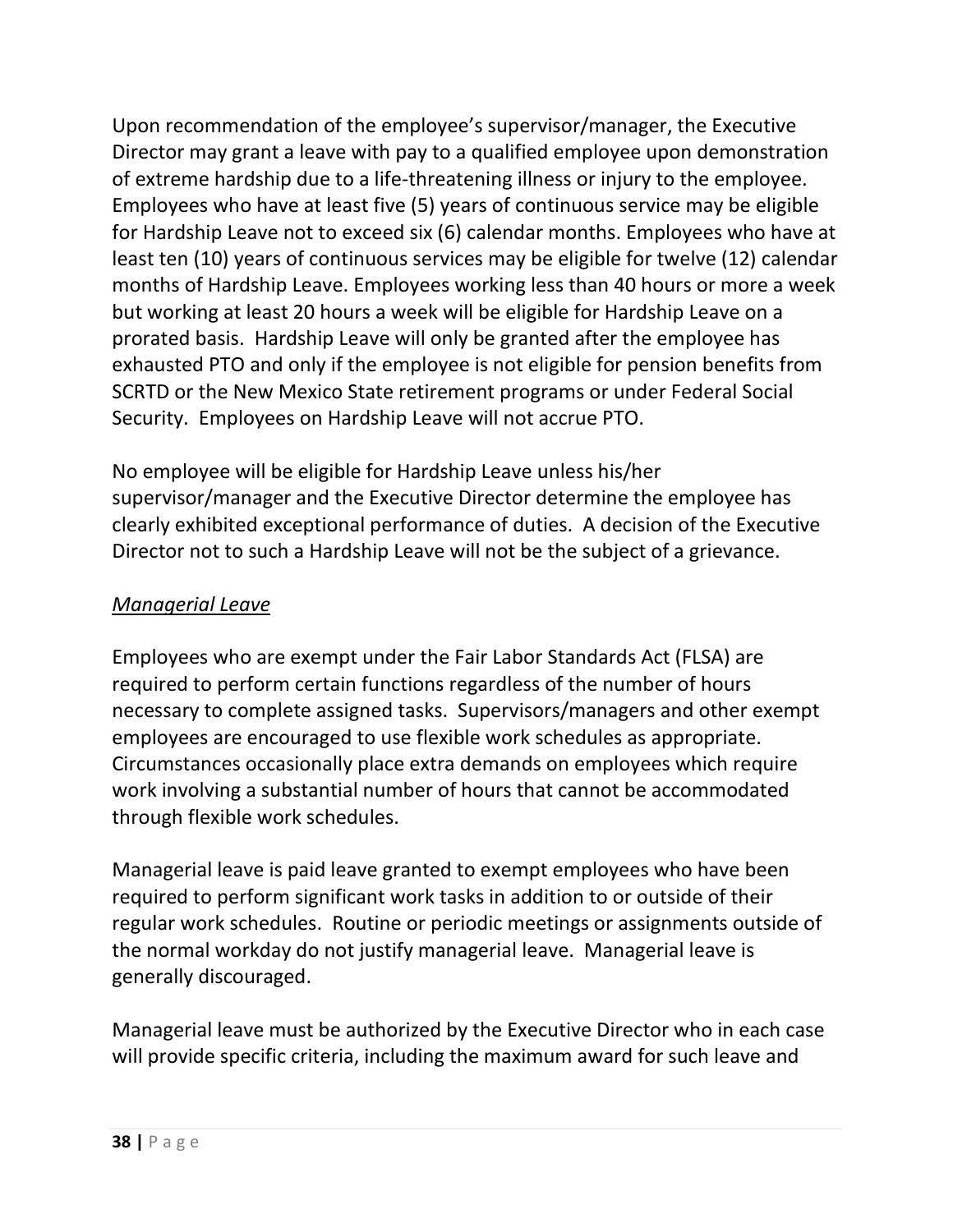Upon recommendation of the employee's supervisor/manager, the Executive Director may grant a leave with pay to a qualified employee upon demonstration of extreme hardship due to a life-threatening illness or injury to the employee. Employees who have at least five (5) years of continuous service may be eligible for Hardship Leave not to exceed six (6) calendar months. Employees who have at least ten (10) years of continuous services may be eligible for twelve (12) calendar months of Hardship Leave. Employees working less than 40 hours or more a week but working at least 20 hours a week will be eligible for Hardship Leave on a prorated basis. Hardship Leave will only be granted after the employee has exhausted PTO and only if the employee is not eligible for pension benefits from SCRTD or the New Mexico State retirement programs or under Federal Social Security. Employees on Hardship Leave will not accrue PTO.

No employee will be eligible for Hardship Leave unless his/her supervisor/manager and the Executive Director determine the employee has clearly exhibited exceptional performance of duties. A decision of the Executive Director not to such a Hardship Leave will not be the subject of a grievance.

*<u>Managerial Leave</u>*

Employees who are exempt under the Fair Labor Standards Act (FLSA) are required to perform certain functions regardless of the number of hours necessary to complete assigned tasks. Supervisors/managers and other exempt employees are encouraged to use flexible work schedules as appropriate. Circumstances occasionally place extra demands on employees which require work involving a substantial number of hours that cannot be accommodated through flexible work schedules.

Managerial leave is paid leave granted to exempt employees who have been required to perform significant work tasks in addition to or outside of their regular work schedules. Routine or periodic meetings or assignments outside of the normal workday do not justify managerial leave. Managerial leave is generally discouraged.

Managerial leave must be authorized by the Executive Director who in each case will provide specific criteria, including the maximum award for such leave and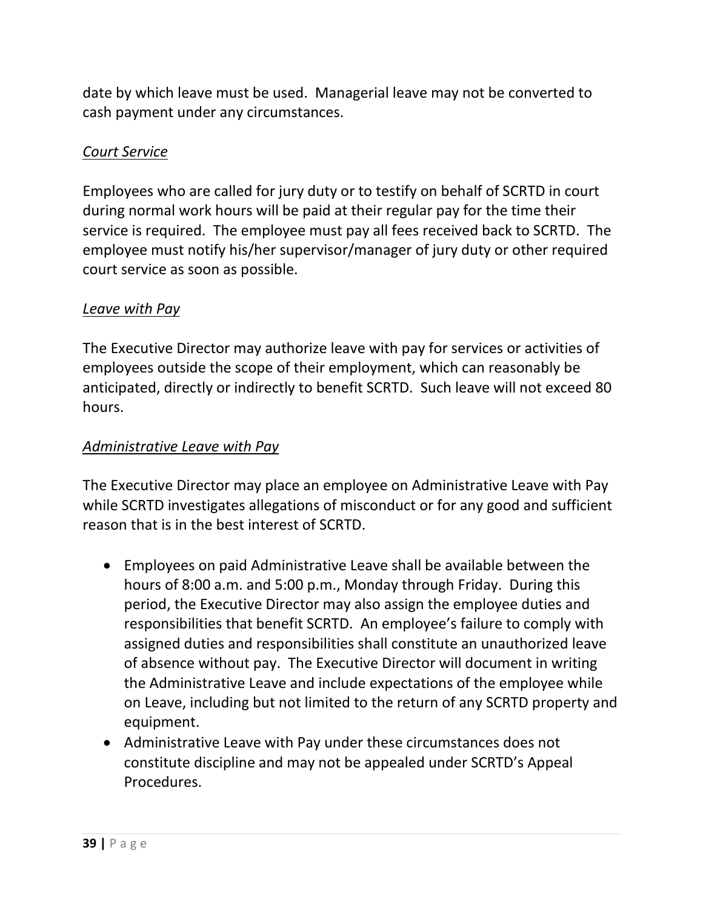date by which leave must be used. Managerial leave may not be converted to cash payment under any circumstances.

*Court Service*

Employees who are called for jury duty or to testify on behalf of SCRTD in court during normal work hours will be paid at their regular pay for the time their service is required. The employee must pay all fees received back to SCRTD. The employee must notify his/her supervisor/manager of jury duty or other required court service as soon as possible.

*Leave with Pay*

The Executive Director may authorize leave with pay for services or activities of employees outside the scope of their employment, which can reasonably be anticipated, directly or indirectly to benefit SCRTD. Such leave will not exceed 80 hours.

*Administrative Leave with Pay*

The Executive Director may place an employee on Administrative Leave with Pay while SCRTD investigates allegations of misconduct or for any good and sufficient reason that is in the best interest of SCRTD.

- Employees on paid Administrative Leave shall be available between the hours of 8:00 a.m. and 5:00 p.m., Monday through Friday. During this period, the Executive Director may also assign the employee duties and responsibilities that benefit SCRTD. An employee's failure to comply with assigned duties and responsibilities shall constitute an unauthorized leave of absence without pay. The Executive Director will document in writing the Administrative Leave and include expectations of the employee while on Leave, including but not limited to the return of any SCRTD property and equipment.
- Administrative Leave with Pay under these circumstances does not constitute discipline and may not be appealed under SCRTD's Appeal Procedures.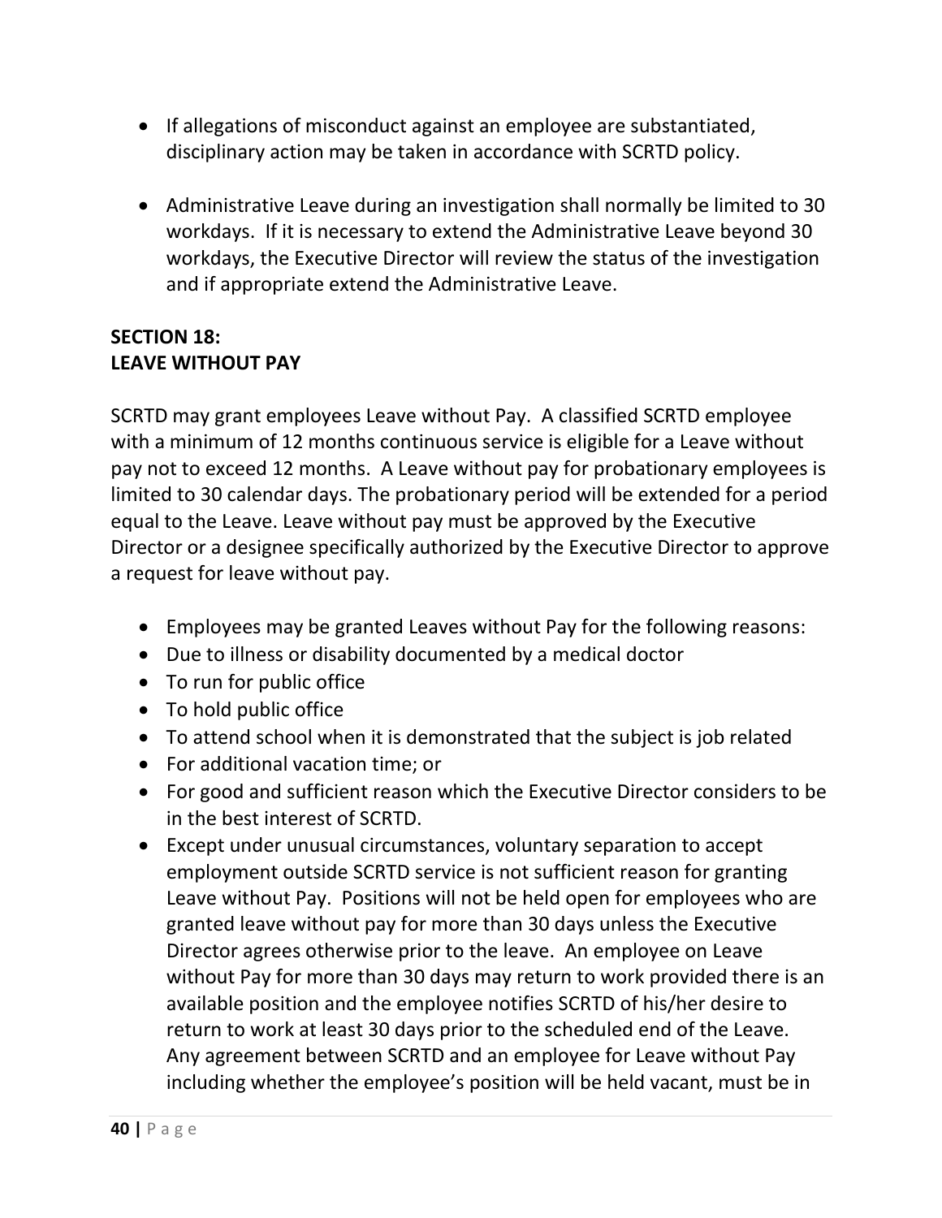- If allegations of misconduct against an employee are substantiated, disciplinary action may be taken in accordance with SCRTD policy.

- Administrative Leave during an investigation shall normally be limited to 30 workdays. If it is necessary to extend the Administrative Leave beyond 30 workdays, the Executive Director will review the status of the investigation and if appropriate extend the Administrative Leave.

## SECTION 18: LEAVE WITHOUT PAY

SCRTD may grant employees Leave without Pay. A classified SCRTD employee with a minimum of 12 months continuous service is eligible for a Leave without pay not to exceed 12 months. A Leave without pay for probationary employees is limited to 30 calendar days. The probationary period will be extended for a period equal to the Leave. Leave without pay must be approved by the Executive Director or a designee specifically authorized by the Executive Director to approve a request for leave without pay.

- Employees may be granted Leaves without Pay for the following reasons:
- Due to illness or disability documented by a medical doctor
- To run for public office
- To hold public office
- To attend school when it is demonstrated that the subject is job related
- For additional vacation time; or
- For good and sufficient reason which the Executive Director considers to be in the best interest of SCRTD.
- Except under unusual circumstances, voluntary separation to accept employment outside SCRTD service is not sufficient reason for granting Leave without Pay. Positions will not be held open for employees who are granted leave without pay for more than 30 days unless the Executive Director agrees otherwise prior to the leave. An employee on Leave without Pay for more than 30 days may return to work provided there is an available position and the employee notifies SCRTD of his/her desire to return to work at least 30 days prior to the scheduled end of the Leave. Any agreement between SCRTD and an employee for Leave without Pay including whether the employee's position will be held vacant, must be in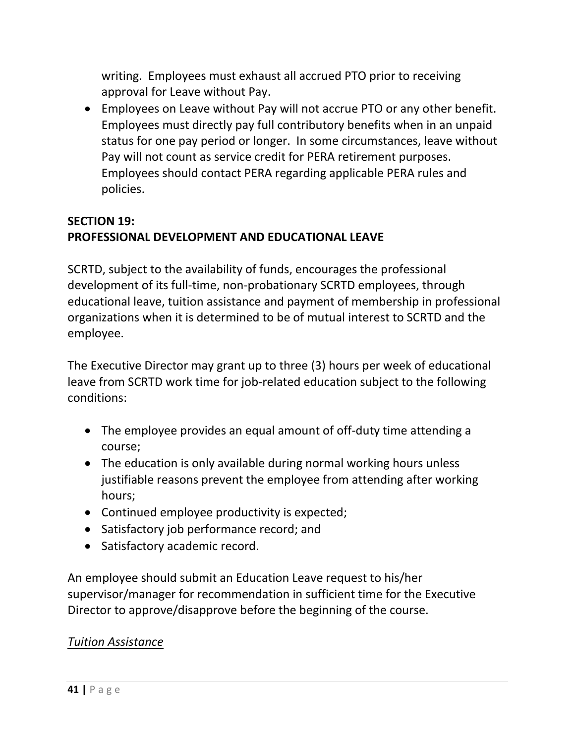writing. Employees must exhaust all accrued PTO prior to receiving approval for Leave without Pay.

- Employees on Leave without Pay will not accrue PTO or any other benefit. Employees must directly pay full contributory benefits when in an unpaid status for one pay period or longer. In some circumstances, leave without Pay will not count as service credit for PERA retirement purposes. Employees should contact PERA regarding applicable PERA rules and policies.

## SECTION 19:
## PROFESSIONAL DEVELOPMENT AND EDUCATIONAL LEAVE

SCRTD, subject to the availability of funds, encourages the professional development of its full-time, non-probationary SCRTD employees, through educational leave, tuition assistance and payment of membership in professional organizations when it is determined to be of mutual interest to SCRTD and the employee.

The Executive Director may grant up to three (3) hours per week of educational leave from SCRTD work time for job-related education subject to the following conditions:

- The employee provides an equal amount of off-duty time attending a course;
- The education is only available during normal working hours unless justifiable reasons prevent the employee from attending after working hours;
- Continued employee productivity is expected;
- Satisfactory job performance record; and
- Satisfactory academic record.

An employee should submit an Education Leave request to his/her supervisor/manager for recommendation in sufficient time for the Executive Director to approve/disapprove before the beginning of the course.

*<u>Tuition Assistance</u>*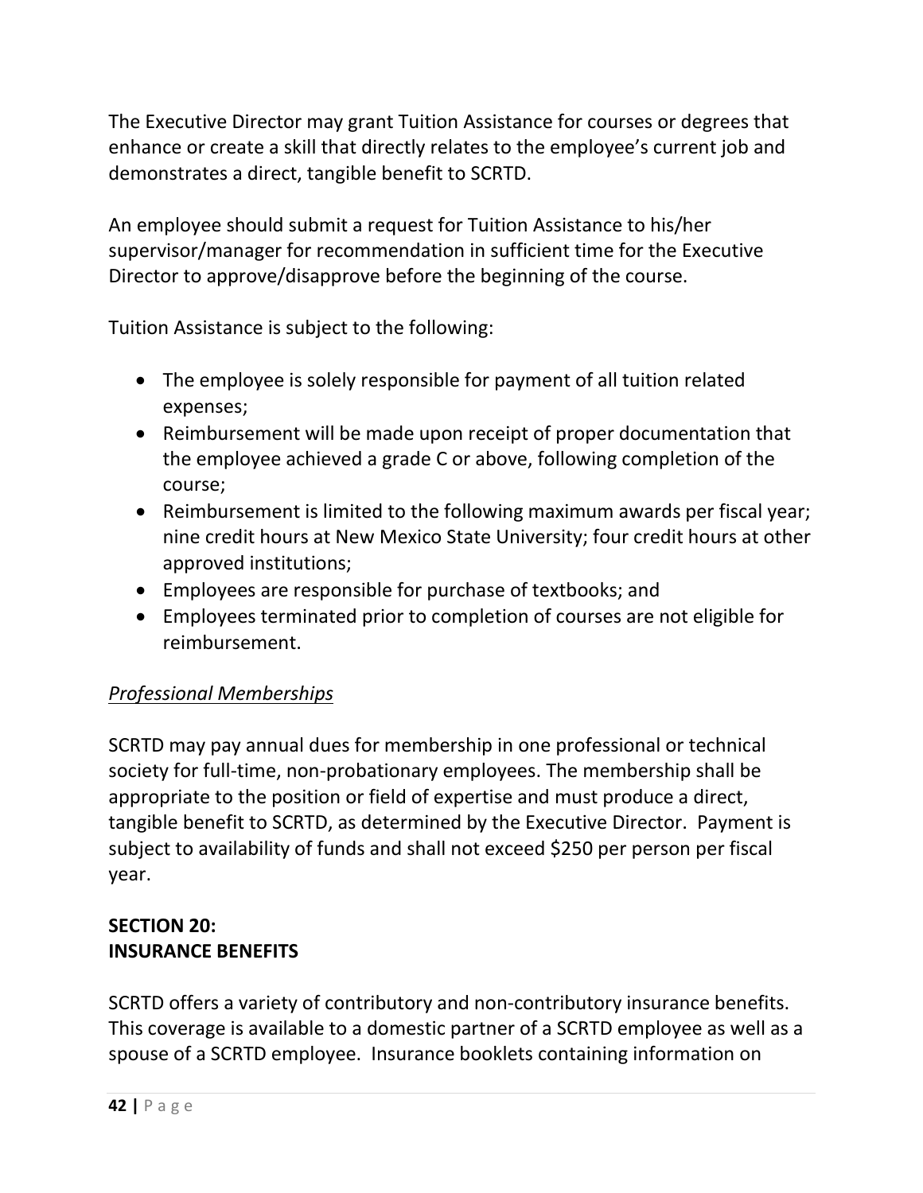The Executive Director may grant Tuition Assistance for courses or degrees that enhance or create a skill that directly relates to the employee's current job and demonstrates a direct, tangible benefit to SCRTD.

An employee should submit a request for Tuition Assistance to his/her supervisor/manager for recommendation in sufficient time for the Executive Director to approve/disapprove before the beginning of the course.

Tuition Assistance is subject to the following:

- The employee is solely responsible for payment of all tuition related expenses;
- Reimbursement will be made upon receipt of proper documentation that the employee achieved a grade C or above, following completion of the course;
- Reimbursement is limited to the following maximum awards per fiscal year; nine credit hours at New Mexico State University; four credit hours at other approved institutions;
- Employees are responsible for purchase of textbooks; and
- Employees terminated prior to completion of courses are not eligible for reimbursement.

*Professional Memberships*

SCRTD may pay annual dues for membership in one professional or technical society for full-time, non-probationary employees. The membership shall be appropriate to the position or field of expertise and must produce a direct, tangible benefit to SCRTD, as determined by the Executive Director. Payment is subject to availability of funds and shall not exceed $250 per person per fiscal year.

## SECTION 20: INSURANCE BENEFITS

SCRTD offers a variety of contributory and non-contributory insurance benefits. This coverage is available to a domestic partner of a SCRTD employee as well as a spouse of a SCRTD employee. Insurance booklets containing information on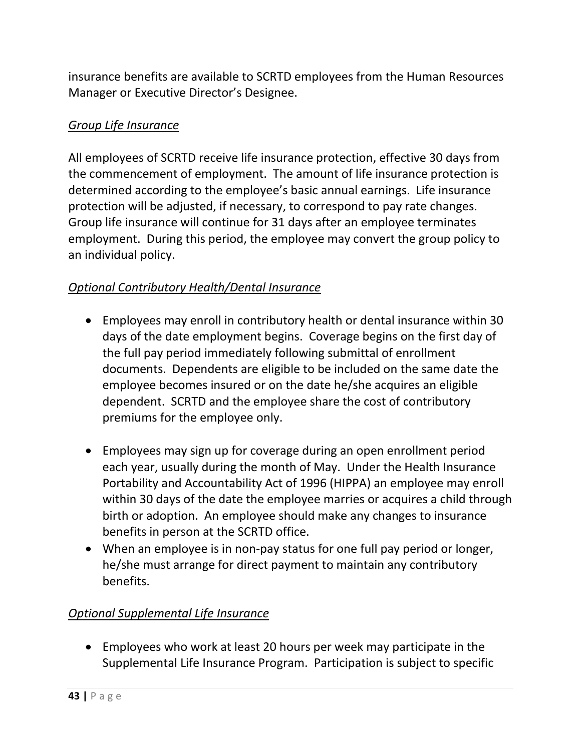insurance benefits are available to SCRTD employees from the Human Resources Manager or Executive Director's Designee.

*Group Life Insurance*

All employees of SCRTD receive life insurance protection, effective 30 days from the commencement of employment. The amount of life insurance protection is determined according to the employee's basic annual earnings. Life insurance protection will be adjusted, if necessary, to correspond to pay rate changes. Group life insurance will continue for 31 days after an employee terminates employment. During this period, the employee may convert the group policy to an individual policy.

*Optional Contributory Health/Dental Insurance*

- Employees may enroll in contributory health or dental insurance within 30 days of the date employment begins. Coverage begins on the first day of the full pay period immediately following submittal of enrollment documents. Dependents are eligible to be included on the same date the employee becomes insured or on the date he/she acquires an eligible dependent. SCRTD and the employee share the cost of contributory premiums for the employee only.

- Employees may sign up for coverage during an open enrollment period each year, usually during the month of May. Under the Health Insurance Portability and Accountability Act of 1996 (HIPPA) an employee may enroll within 30 days of the date the employee marries or acquires a child through birth or adoption. An employee should make any changes to insurance benefits in person at the SCRTD office.
- When an employee is in non-pay status for one full pay period or longer, he/she must arrange for direct payment to maintain any contributory benefits.

*Optional Supplemental Life Insurance*

- Employees who work at least 20 hours per week may participate in the Supplemental Life Insurance Program. Participation is subject to specific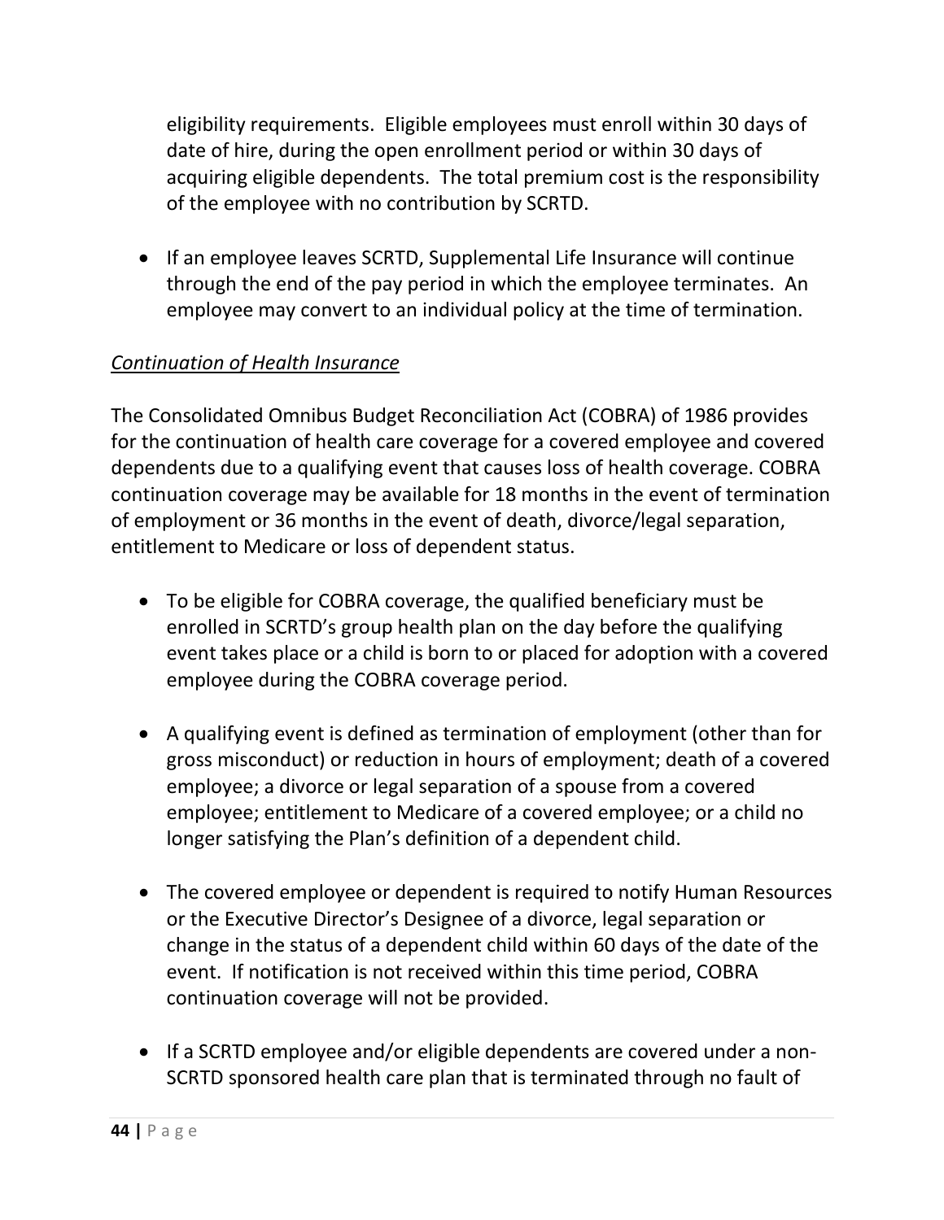eligibility requirements. Eligible employees must enroll within 30 days of date of hire, during the open enrollment period or within 30 days of acquiring eligible dependents. The total premium cost is the responsibility of the employee with no contribution by SCRTD.

- If an employee leaves SCRTD, Supplemental Life Insurance will continue through the end of the pay period in which the employee terminates. An employee may convert to an individual policy at the time of termination.

*Continuation of Health Insurance*

The Consolidated Omnibus Budget Reconciliation Act (COBRA) of 1986 provides for the continuation of health care coverage for a covered employee and covered dependents due to a qualifying event that causes loss of health coverage. COBRA continuation coverage may be available for 18 months in the event of termination of employment or 36 months in the event of death, divorce/legal separation, entitlement to Medicare or loss of dependent status.

- To be eligible for COBRA coverage, the qualified beneficiary must be enrolled in SCRTD's group health plan on the day before the qualifying event takes place or a child is born to or placed for adoption with a covered employee during the COBRA coverage period.

- A qualifying event is defined as termination of employment (other than for gross misconduct) or reduction in hours of employment; death of a covered employee; a divorce or legal separation of a spouse from a covered employee; entitlement to Medicare of a covered employee; or a child no longer satisfying the Plan's definition of a dependent child.

- The covered employee or dependent is required to notify Human Resources or the Executive Director's Designee of a divorce, legal separation or change in the status of a dependent child within 60 days of the date of the event. If notification is not received within this time period, COBRA continuation coverage will not be provided.

- If a SCRTD employee and/or eligible dependents are covered under a non-SCRTD sponsored health care plan that is terminated through no fault of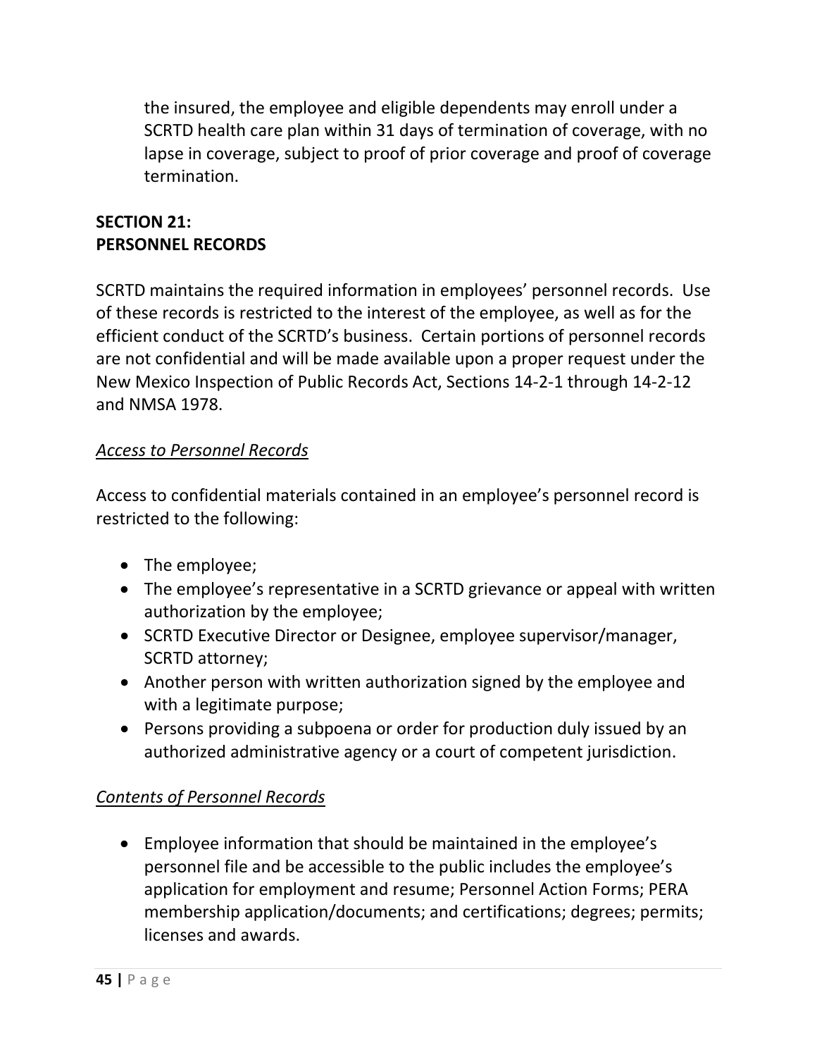the insured, the employee and eligible dependents may enroll under a SCRTD health care plan within 31 days of termination of coverage, with no lapse in coverage, subject to proof of prior coverage and proof of coverage termination.

## SECTION 21:
## PERSONNEL RECORDS

SCRTD maintains the required information in employees' personnel records. Use of these records is restricted to the interest of the employee, as well as for the efficient conduct of the SCRTD's business. Certain portions of personnel records are not confidential and will be made available upon a proper request under the New Mexico Inspection of Public Records Act, Sections 14-2-1 through 14-2-12 and NMSA 1978.

### *Access to Personnel Records*

Access to confidential materials contained in an employee's personnel record is restricted to the following:

- The employee;
- The employee's representative in a SCRTD grievance or appeal with written authorization by the employee;
- SCRTD Executive Director or Designee, employee supervisor/manager, SCRTD attorney;
- Another person with written authorization signed by the employee and with a legitimate purpose;
- Persons providing a subpoena or order for production duly issued by an authorized administrative agency or a court of competent jurisdiction.

### *Contents of Personnel Records*

- Employee information that should be maintained in the employee's personnel file and be accessible to the public includes the employee's application for employment and resume; Personnel Action Forms; PERA membership application/documents; and certifications; degrees; permits; licenses and awards.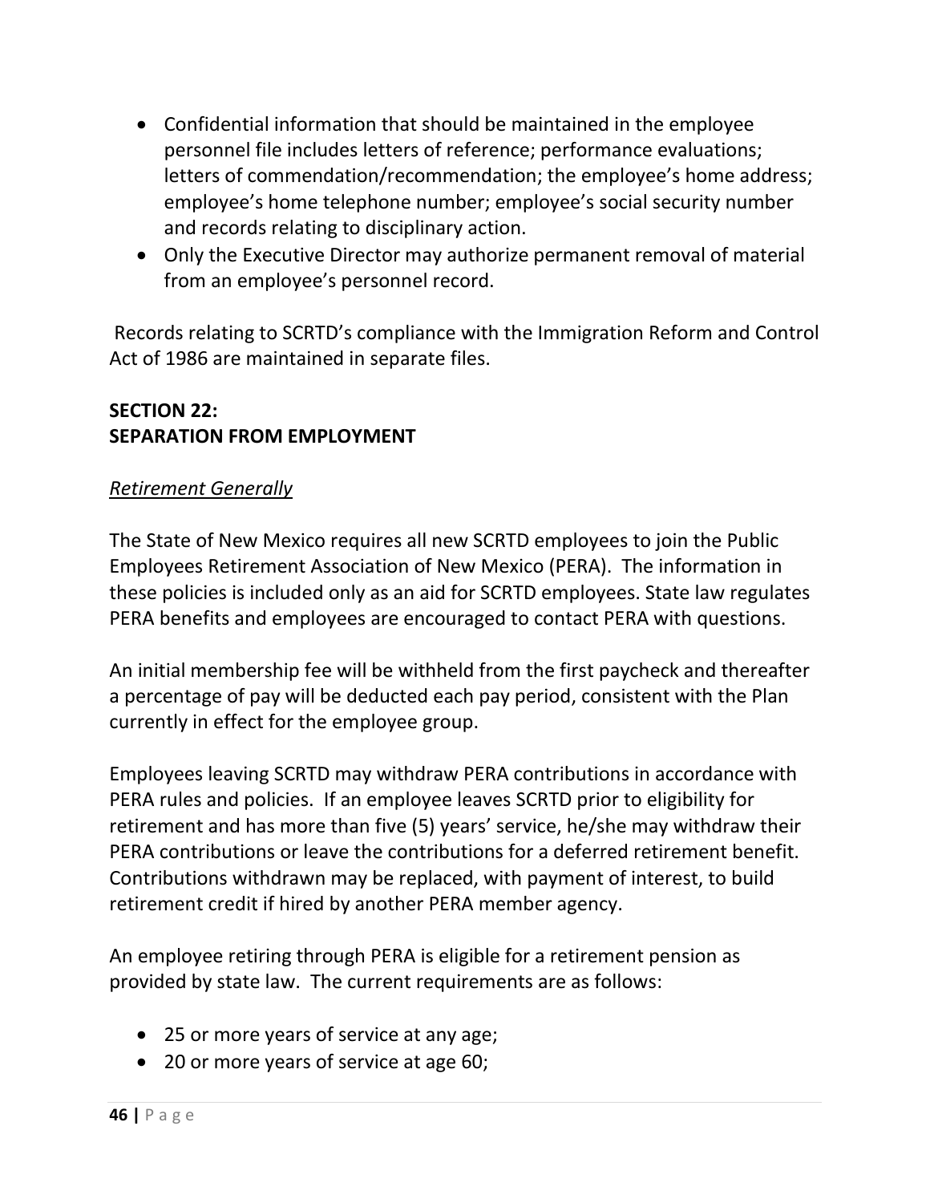- Confidential information that should be maintained in the employee personnel file includes letters of reference; performance evaluations; letters of commendation/recommendation; the employee's home address; employee's home telephone number; employee's social security number and records relating to disciplinary action.
- Only the Executive Director may authorize permanent removal of material from an employee's personnel record.

Records relating to SCRTD's compliance with the Immigration Reform and Control Act of 1986 are maintained in separate files.

## SECTION 22:
## SEPARATION FROM EMPLOYMENT

*Retirement Generally*

The State of New Mexico requires all new SCRTD employees to join the Public Employees Retirement Association of New Mexico (PERA). The information in these policies is included only as an aid for SCRTD employees. State law regulates PERA benefits and employees are encouraged to contact PERA with questions.

An initial membership fee will be withheld from the first paycheck and thereafter a percentage of pay will be deducted each pay period, consistent with the Plan currently in effect for the employee group.

Employees leaving SCRTD may withdraw PERA contributions in accordance with PERA rules and policies. If an employee leaves SCRTD prior to eligibility for retirement and has more than five (5) years' service, he/she may withdraw their PERA contributions or leave the contributions for a deferred retirement benefit. Contributions withdrawn may be replaced, with payment of interest, to build retirement credit if hired by another PERA member agency.

An employee retiring through PERA is eligible for a retirement pension as provided by state law. The current requirements are as follows:

- 25 or more years of service at any age;
- 20 or more years of service at age 60;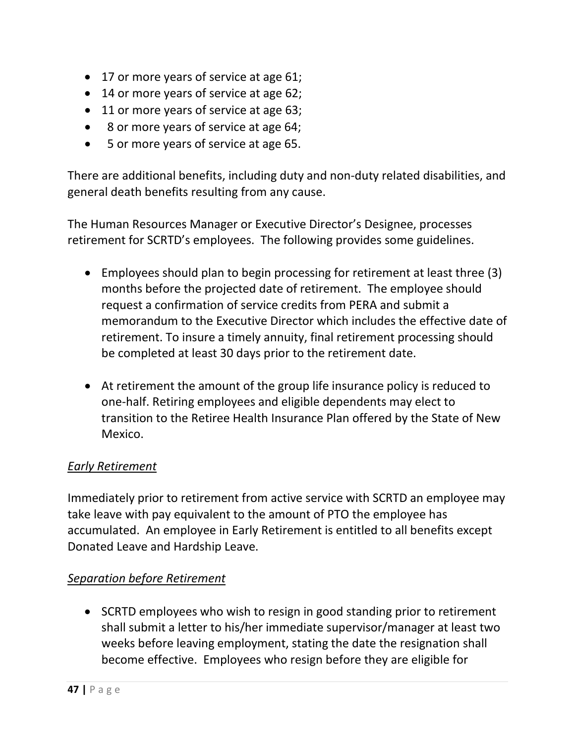- 17 or more years of service at age 61;
- 14 or more years of service at age 62;
- 11 or more years of service at age 63;
- 8 or more years of service at age 64;
- 5 or more years of service at age 65.

There are additional benefits, including duty and non-duty related disabilities, and general death benefits resulting from any cause.

The Human Resources Manager or Executive Director's Designee, processes retirement for SCRTD's employees. The following provides some guidelines.

- Employees should plan to begin processing for retirement at least three (3) months before the projected date of retirement. The employee should request a confirmation of service credits from PERA and submit a memorandum to the Executive Director which includes the effective date of retirement. To insure a timely annuity, final retirement processing should be completed at least 30 days prior to the retirement date.

- At retirement the amount of the group life insurance policy is reduced to one-half. Retiring employees and eligible dependents may elect to transition to the Retiree Health Insurance Plan offered by the State of New Mexico.

*Early Retirement*

Immediately prior to retirement from active service with SCRTD an employee may take leave with pay equivalent to the amount of PTO the employee has accumulated. An employee in Early Retirement is entitled to all benefits except Donated Leave and Hardship Leave.

*Separation before Retirement*

- SCRTD employees who wish to resign in good standing prior to retirement shall submit a letter to his/her immediate supervisor/manager at least two weeks before leaving employment, stating the date the resignation shall become effective. Employees who resign before they are eligible for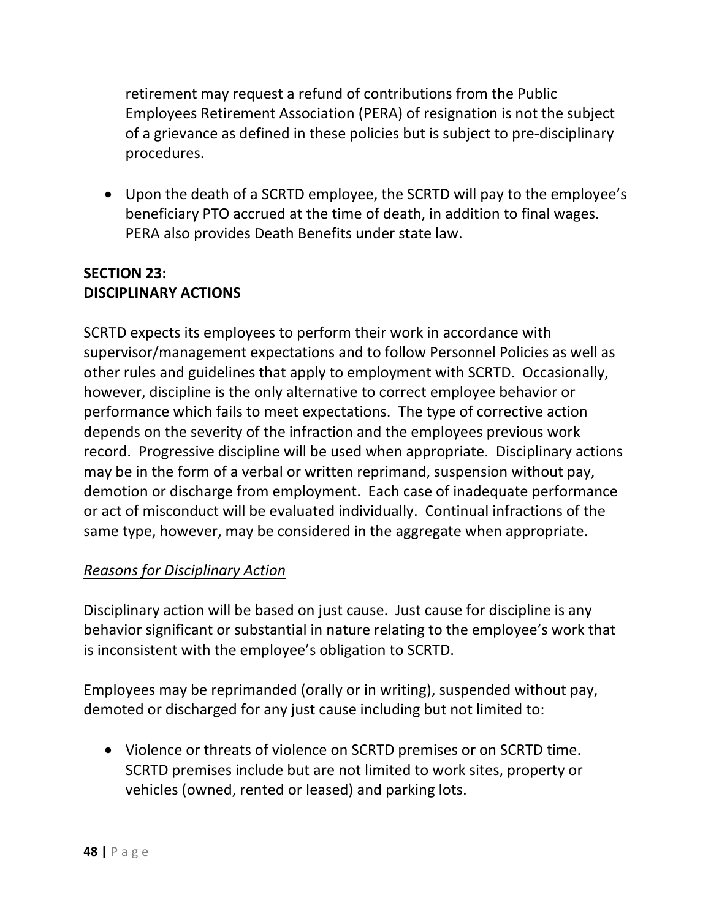retirement may request a refund of contributions from the Public Employees Retirement Association (PERA) of resignation is not the subject of a grievance as defined in these policies but is subject to pre-disciplinary procedures.

- Upon the death of a SCRTD employee, the SCRTD will pay to the employee's beneficiary PTO accrued at the time of death, in addition to final wages. PERA also provides Death Benefits under state law.

## SECTION 23: DISCIPLINARY ACTIONS

SCRTD expects its employees to perform their work in accordance with supervisor/management expectations and to follow Personnel Policies as well as other rules and guidelines that apply to employment with SCRTD. Occasionally, however, discipline is the only alternative to correct employee behavior or performance which fails to meet expectations. The type of corrective action depends on the severity of the infraction and the employees previous work record. Progressive discipline will be used when appropriate. Disciplinary actions may be in the form of a verbal or written reprimand, suspension without pay, demotion or discharge from employment. Each case of inadequate performance or act of misconduct will be evaluated individually. Continual infractions of the same type, however, may be considered in the aggregate when appropriate.

*Reasons for Disciplinary Action*

Disciplinary action will be based on just cause. Just cause for discipline is any behavior significant or substantial in nature relating to the employee's work that is inconsistent with the employee's obligation to SCRTD.

Employees may be reprimanded (orally or in writing), suspended without pay, demoted or discharged for any just cause including but not limited to:

- Violence or threats of violence on SCRTD premises or on SCRTD time. SCRTD premises include but are not limited to work sites, property or vehicles (owned, rented or leased) and parking lots.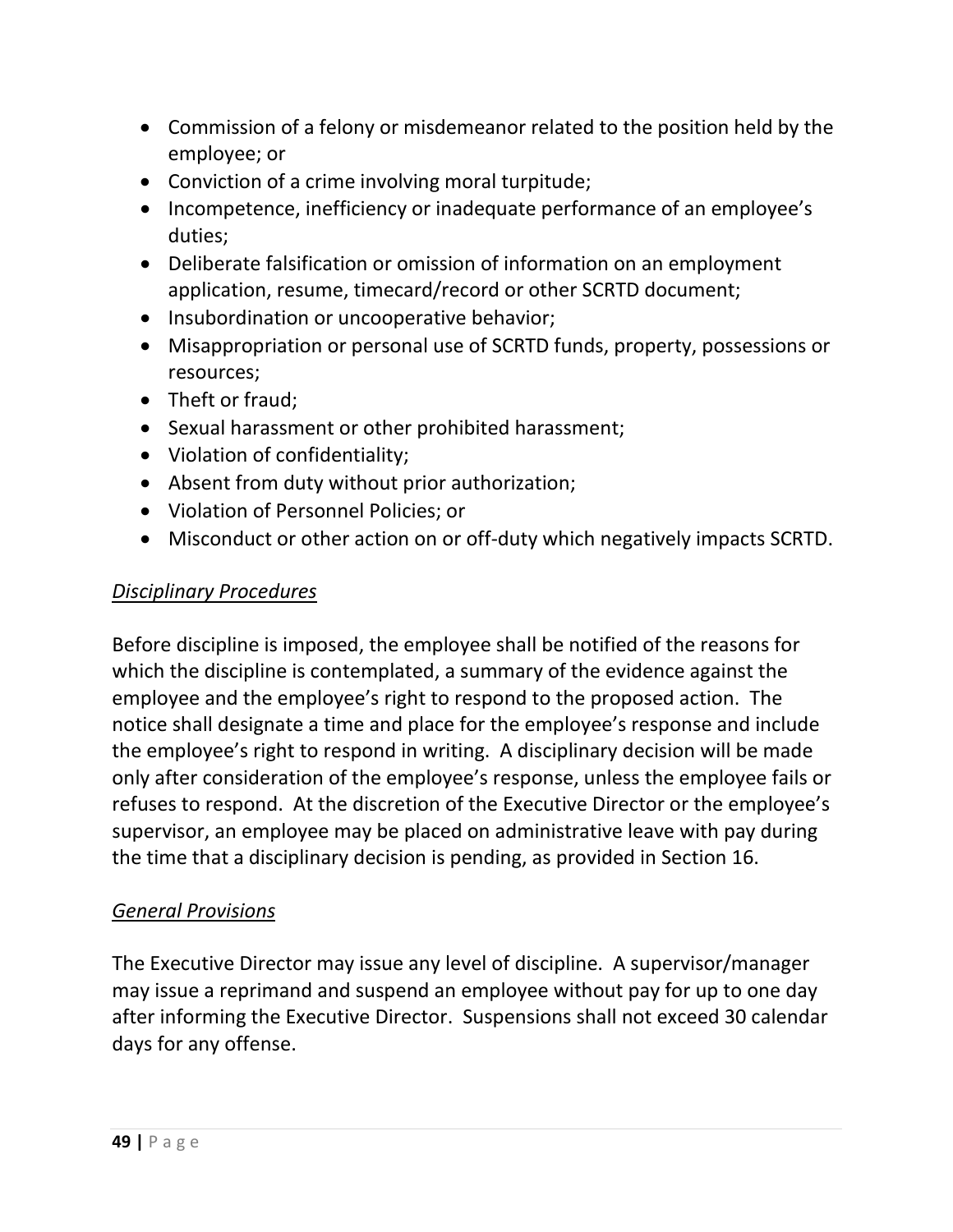- Commission of a felony or misdemeanor related to the position held by the employee; or
- Conviction of a crime involving moral turpitude;
- Incompetence, inefficiency or inadequate performance of an employee's duties;
- Deliberate falsification or omission of information on an employment application, resume, timecard/record or other SCRTD document;
- Insubordination or uncooperative behavior;
- Misappropriation or personal use of SCRTD funds, property, possessions or resources;
- Theft or fraud;
- Sexual harassment or other prohibited harassment;
- Violation of confidentiality;
- Absent from duty without prior authorization;
- Violation of Personnel Policies; or
- Misconduct or other action on or off-duty which negatively impacts SCRTD.

*Disciplinary Procedures*

Before discipline is imposed, the employee shall be notified of the reasons for which the discipline is contemplated, a summary of the evidence against the employee and the employee's right to respond to the proposed action. The notice shall designate a time and place for the employee's response and include the employee's right to respond in writing. A disciplinary decision will be made only after consideration of the employee's response, unless the employee fails or refuses to respond. At the discretion of the Executive Director or the employee's supervisor, an employee may be placed on administrative leave with pay during the time that a disciplinary decision is pending, as provided in Section 16.

*General Provisions*

The Executive Director may issue any level of discipline. A supervisor/manager may issue a reprimand and suspend an employee without pay for up to one day after informing the Executive Director. Suspensions shall not exceed 30 calendar days for any offense.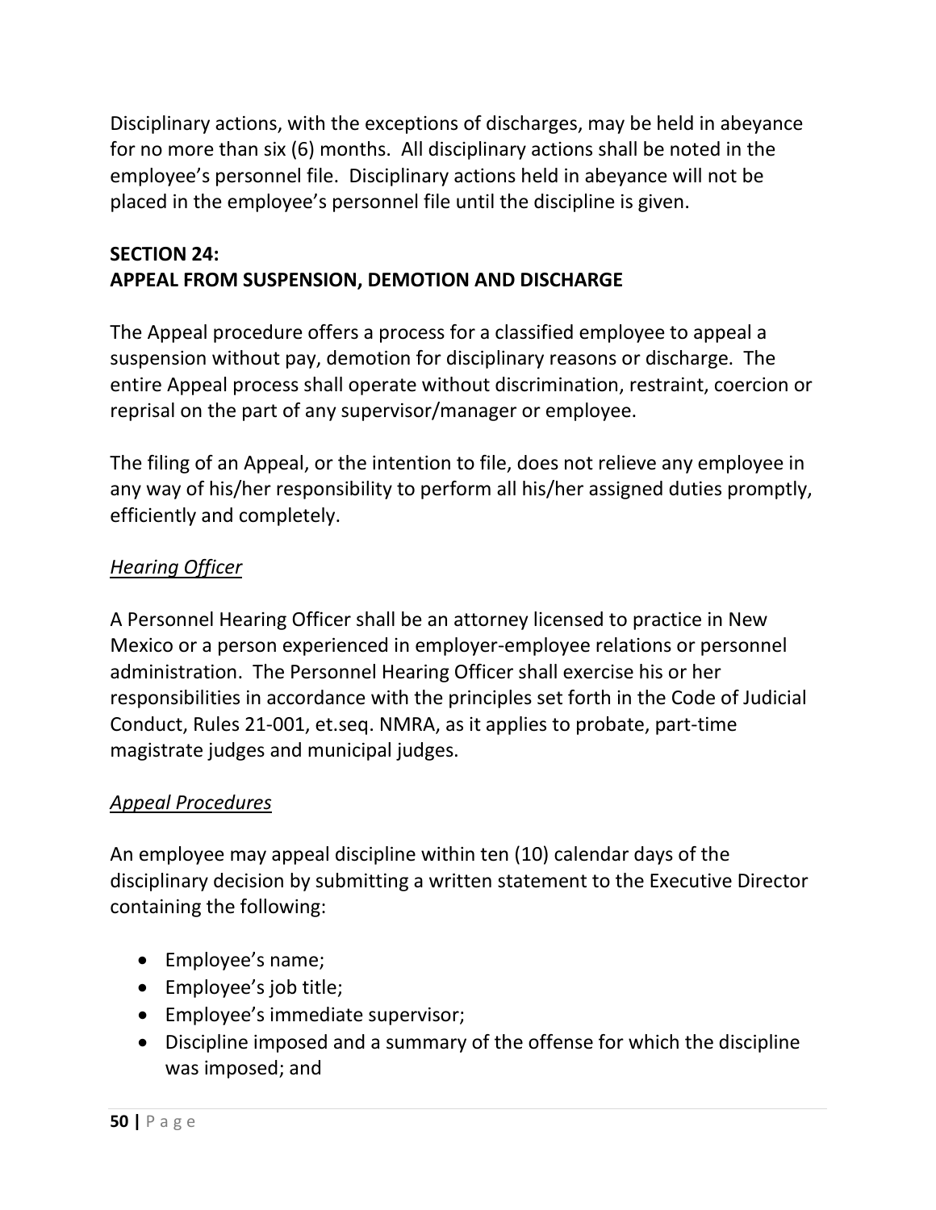Disciplinary actions, with the exceptions of discharges, may be held in abeyance for no more than six (6) months. All disciplinary actions shall be noted in the employee's personnel file. Disciplinary actions held in abeyance will not be placed in the employee's personnel file until the discipline is given.

## SECTION 24:
## APPEAL FROM SUSPENSION, DEMOTION AND DISCHARGE

The Appeal procedure offers a process for a classified employee to appeal a suspension without pay, demotion for disciplinary reasons or discharge. The entire Appeal process shall operate without discrimination, restraint, coercion or reprisal on the part of any supervisor/manager or employee.

The filing of an Appeal, or the intention to file, does not relieve any employee in any way of his/her responsibility to perform all his/her assigned duties promptly, efficiently and completely.

### *Hearing Officer*

A Personnel Hearing Officer shall be an attorney licensed to practice in New Mexico or a person experienced in employer-employee relations or personnel administration. The Personnel Hearing Officer shall exercise his or her responsibilities in accordance with the principles set forth in the Code of Judicial Conduct, Rules 21-001, et.seq. NMRA, as it applies to probate, part-time magistrate judges and municipal judges.

### *Appeal Procedures*

An employee may appeal discipline within ten (10) calendar days of the disciplinary decision by submitting a written statement to the Executive Director containing the following:

- Employee's name;
- Employee's job title;
- Employee's immediate supervisor;
- Discipline imposed and a summary of the offense for which the discipline was imposed; and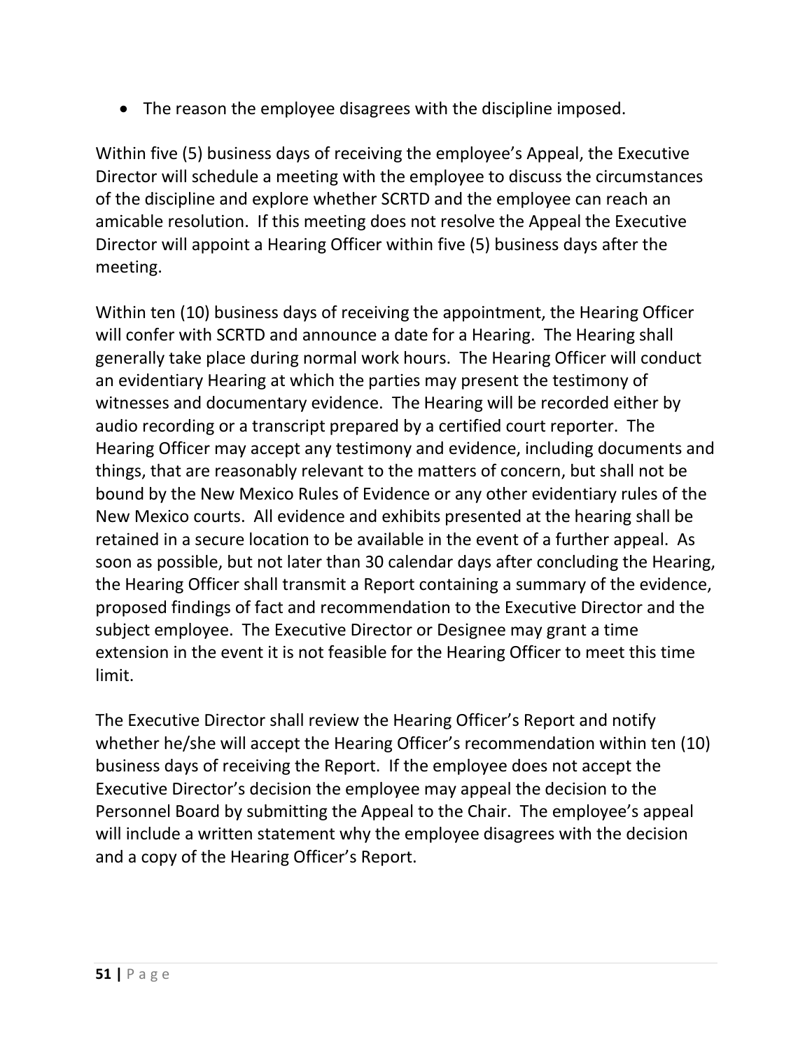- The reason the employee disagrees with the discipline imposed.

Within five (5) business days of receiving the employee's Appeal, the Executive Director will schedule a meeting with the employee to discuss the circumstances of the discipline and explore whether SCRTD and the employee can reach an amicable resolution. If this meeting does not resolve the Appeal the Executive Director will appoint a Hearing Officer within five (5) business days after the meeting.

Within ten (10) business days of receiving the appointment, the Hearing Officer will confer with SCRTD and announce a date for a Hearing. The Hearing shall generally take place during normal work hours. The Hearing Officer will conduct an evidentiary Hearing at which the parties may present the testimony of witnesses and documentary evidence. The Hearing will be recorded either by audio recording or a transcript prepared by a certified court reporter. The Hearing Officer may accept any testimony and evidence, including documents and things, that are reasonably relevant to the matters of concern, but shall not be bound by the New Mexico Rules of Evidence or any other evidentiary rules of the New Mexico courts. All evidence and exhibits presented at the hearing shall be retained in a secure location to be available in the event of a further appeal. As soon as possible, but not later than 30 calendar days after concluding the Hearing, the Hearing Officer shall transmit a Report containing a summary of the evidence, proposed findings of fact and recommendation to the Executive Director and the subject employee. The Executive Director or Designee may grant a time extension in the event it is not feasible for the Hearing Officer to meet this time limit.

The Executive Director shall review the Hearing Officer's Report and notify whether he/she will accept the Hearing Officer's recommendation within ten (10) business days of receiving the Report. If the employee does not accept the Executive Director's decision the employee may appeal the decision to the Personnel Board by submitting the Appeal to the Chair. The employee's appeal will include a written statement why the employee disagrees with the decision and a copy of the Hearing Officer's Report.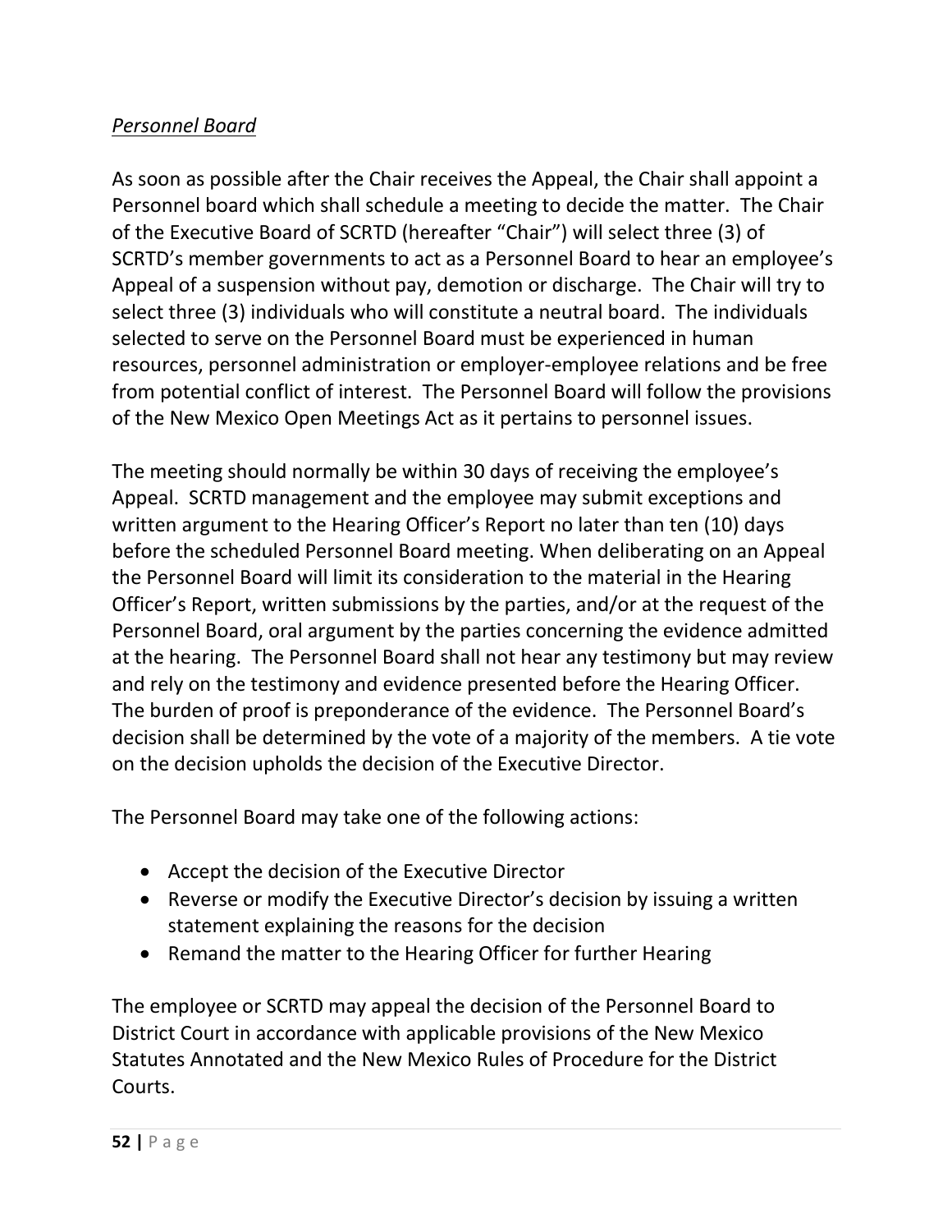*<u>Personnel Board</u>*

As soon as possible after the Chair receives the Appeal, the Chair shall appoint a Personnel board which shall schedule a meeting to decide the matter. The Chair of the Executive Board of SCRTD (hereafter "Chair") will select three (3) of SCRTD's member governments to act as a Personnel Board to hear an employee's Appeal of a suspension without pay, demotion or discharge. The Chair will try to select three (3) individuals who will constitute a neutral board. The individuals selected to serve on the Personnel Board must be experienced in human resources, personnel administration or employer-employee relations and be free from potential conflict of interest. The Personnel Board will follow the provisions of the New Mexico Open Meetings Act as it pertains to personnel issues.

The meeting should normally be within 30 days of receiving the employee's Appeal. SCRTD management and the employee may submit exceptions and written argument to the Hearing Officer's Report no later than ten (10) days before the scheduled Personnel Board meeting. When deliberating on an Appeal the Personnel Board will limit its consideration to the material in the Hearing Officer's Report, written submissions by the parties, and/or at the request of the Personnel Board, oral argument by the parties concerning the evidence admitted at the hearing. The Personnel Board shall not hear any testimony but may review and rely on the testimony and evidence presented before the Hearing Officer. The burden of proof is preponderance of the evidence. The Personnel Board's decision shall be determined by the vote of a majority of the members. A tie vote on the decision upholds the decision of the Executive Director.

The Personnel Board may take one of the following actions:

- Accept the decision of the Executive Director
- Reverse or modify the Executive Director's decision by issuing a written statement explaining the reasons for the decision
- Remand the matter to the Hearing Officer for further Hearing

The employee or SCRTD may appeal the decision of the Personnel Board to District Court in accordance with applicable provisions of the New Mexico Statutes Annotated and the New Mexico Rules of Procedure for the District Courts.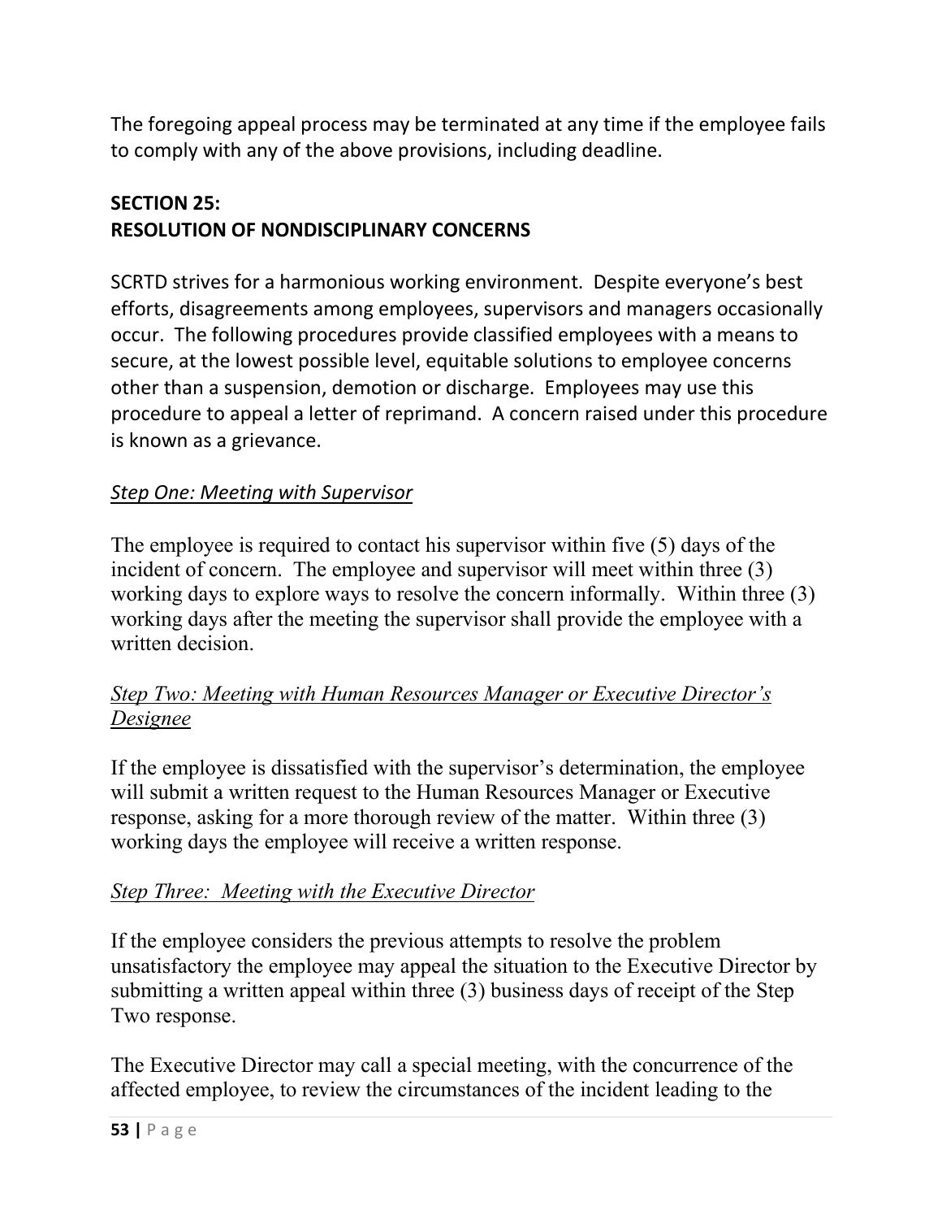The foregoing appeal process may be terminated at any time if the employee fails to comply with any of the above provisions, including deadline.

## SECTION 25:
## RESOLUTION OF NONDISCIPLINARY CONCERNS

SCRTD strives for a harmonious working environment. Despite everyone's best efforts, disagreements among employees, supervisors and managers occasionally occur. The following procedures provide classified employees with a means to secure, at the lowest possible level, equitable solutions to employee concerns other than a suspension, demotion or discharge. Employees may use this procedure to appeal a letter of reprimand. A concern raised under this procedure is known as a grievance.

### *Step One: Meeting with Supervisor*

The employee is required to contact his supervisor within five (5) days of the incident of concern. The employee and supervisor will meet within three (3) working days to explore ways to resolve the concern informally. Within three (3) working days after the meeting the supervisor shall provide the employee with a written decision.

### *Step Two: Meeting with Human Resources Manager or Executive Director's Designee*

If the employee is dissatisfied with the supervisor's determination, the employee will submit a written request to the Human Resources Manager or Executive response, asking for a more thorough review of the matter. Within three (3) working days the employee will receive a written response.

### *Step Three: Meeting with the Executive Director*

If the employee considers the previous attempts to resolve the problem unsatisfactory the employee may appeal the situation to the Executive Director by submitting a written appeal within three (3) business days of receipt of the Step Two response.

The Executive Director may call a special meeting, with the concurrence of the affected employee, to review the circumstances of the incident leading to the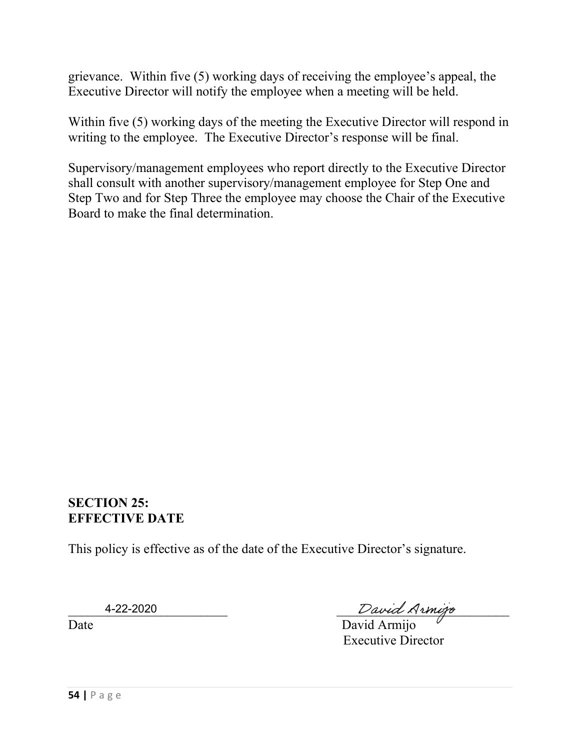grievance. Within five (5) working days of receiving the employee's appeal, the Executive Director will notify the employee when a meeting will be held.

Within five (5) working days of the meeting the Executive Director will respond in writing to the employee. The Executive Director's response will be final.

Supervisory/management employees who report directly to the Executive Director shall consult with another supervisory/management employee for Step One and Step Two and for Step Three the employee may choose the Chair of the Executive Board to make the final determination.

## SECTION 25:
## EFFECTIVE DATE

This policy is effective as of the date of the Executive Director's signature.

4-22-2020
Date

*David Armijo*
David Armijo
Executive Director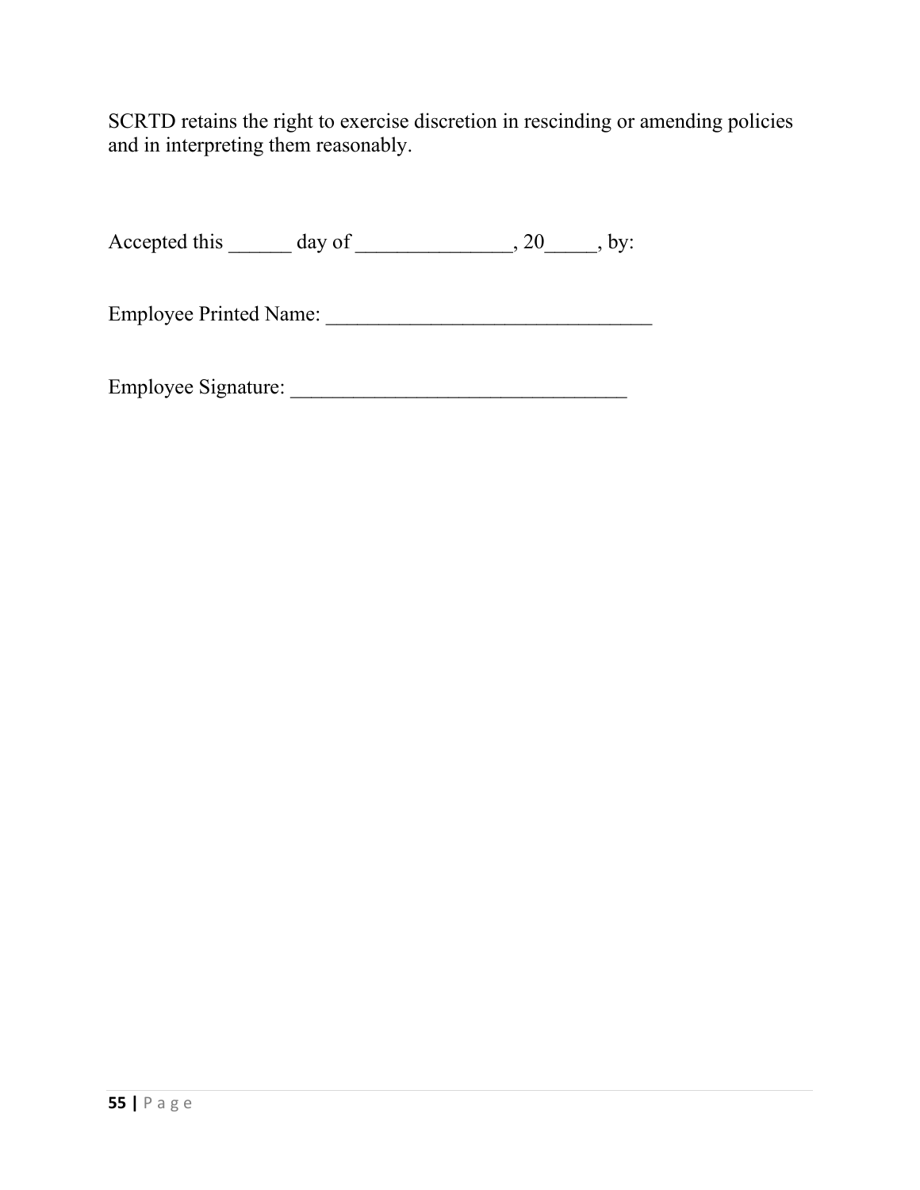SCRTD retains the right to exercise discretion in rescinding or amending policies and in interpreting them reasonably.

Accepted this ______ day of _______________, 20_____, by:

Employee Printed Name: _______________________________

Employee Signature: ________________________________